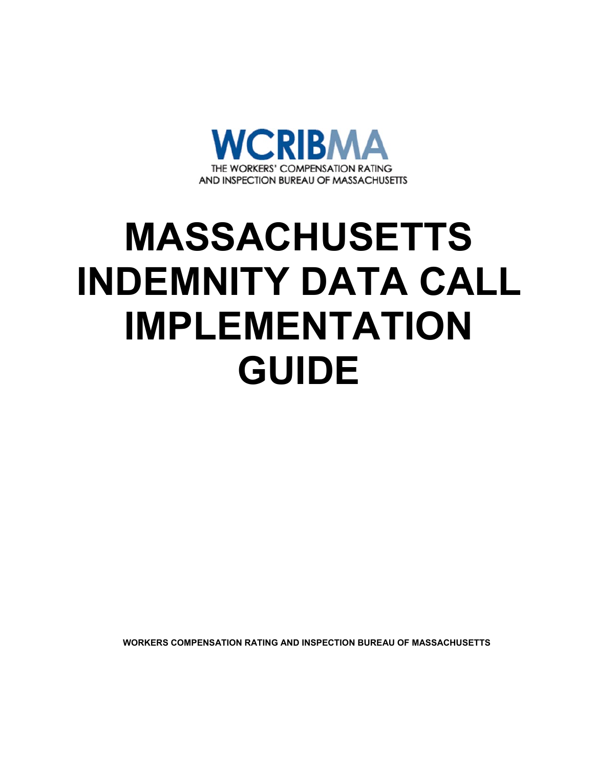WCRIBMA

THE WORKERS' COMPENSATION RATING AND INSPECTION BUREAU OF MASSACHUSETTS

# MASSACHUSETTS INDEMNITY DATA CALL IMPLEMENTATION GUIDE

**WORKERS COMPENSATION RATING AND INSPECTION BUREAU OF MASSACHUSETTS**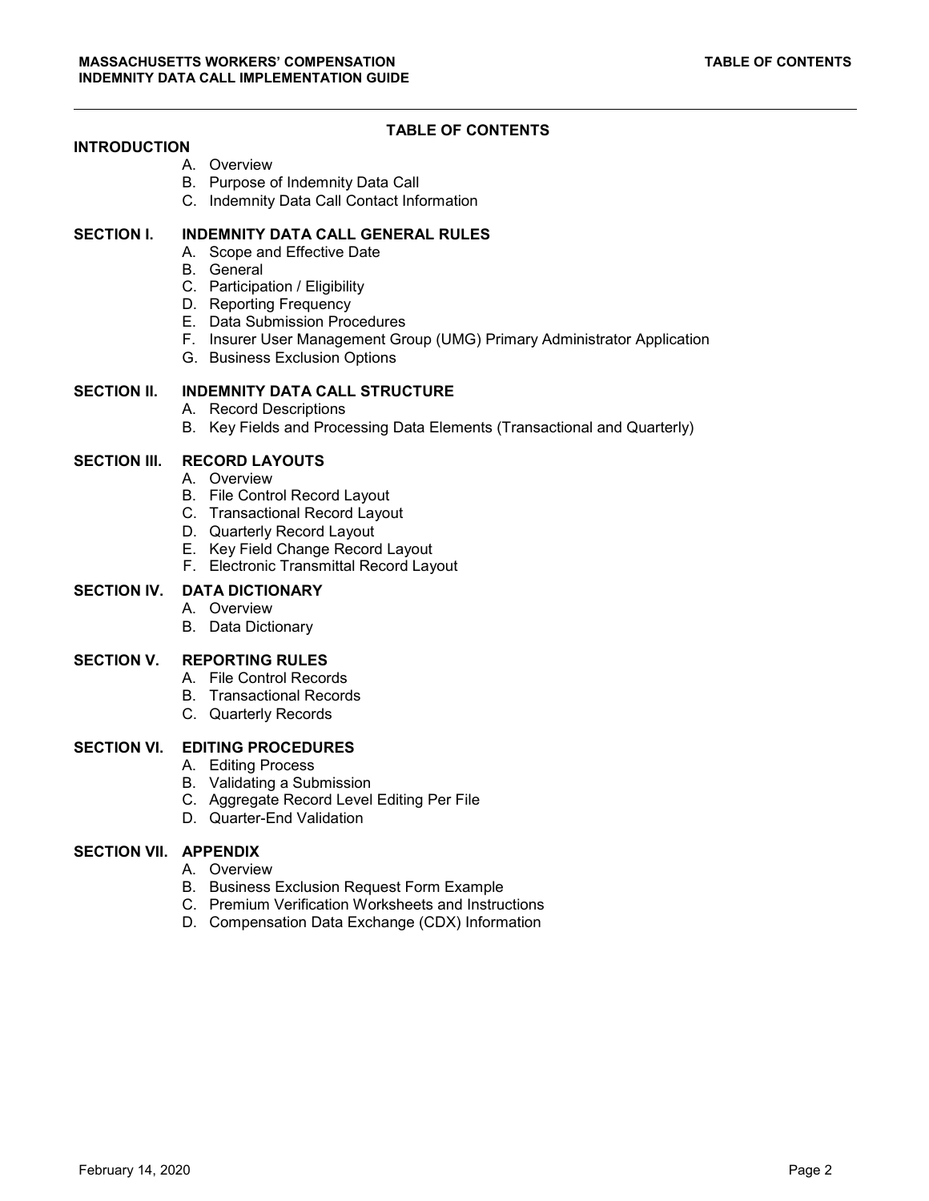# TABLE OF CONTENTS

**INTRODUCTION**

A. Overview
B. Purpose of Indemnity Data Call
C. Indemnity Data Call Contact Information

**SECTION I. INDEMNITY DATA CALL GENERAL RULES**

A. Scope and Effective Date
B. General
C. Participation / Eligibility
D. Reporting Frequency
E. Data Submission Procedures
F. Insurer User Management Group (UMG) Primary Administrator Application
G. Business Exclusion Options

**SECTION II. INDEMNITY DATA CALL STRUCTURE**

A. Record Descriptions
B. Key Fields and Processing Data Elements (Transactional and Quarterly)

**SECTION III. RECORD LAYOUTS**

A. Overview
B. File Control Record Layout
C. Transactional Record Layout
D. Quarterly Record Layout
E. Key Field Change Record Layout
F. Electronic Transmittal Record Layout

**SECTION IV. DATA DICTIONARY**

A. Overview
B. Data Dictionary

**SECTION V. REPORTING RULES**

A. File Control Records
B. Transactional Records
C. Quarterly Records

**SECTION VI. EDITING PROCEDURES**

A. Editing Process
B. Validating a Submission
C. Aggregate Record Level Editing Per File
D. Quarter-End Validation

**SECTION VII. APPENDIX**

A. Overview
B. Business Exclusion Request Form Example
C. Premium Verification Worksheets and Instructions
D. Compensation Data Exchange (CDX) Information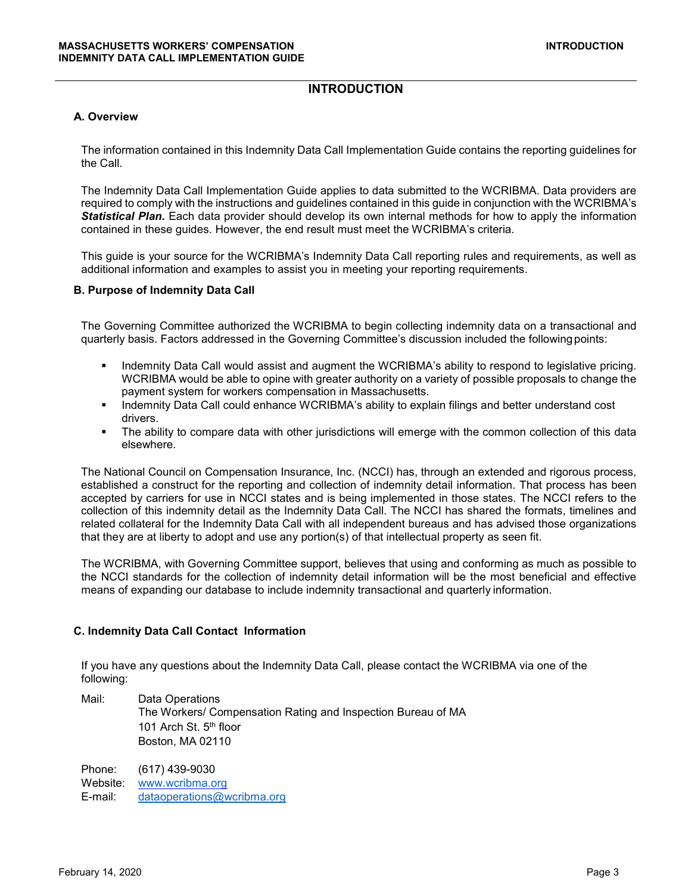# INTRODUCTION

## A. Overview

The information contained in this Indemnity Data Call Implementation Guide contains the reporting guidelines for the Call.

The Indemnity Data Call Implementation Guide applies to data submitted to the WCRIBMA. Data providers are required to comply with the instructions and guidelines contained in this guide in conjunction with the WCRIBMA's ***Statistical Plan.*** Each data provider should develop its own internal methods for how to apply the information contained in these guides. However, the end result must meet the WCRIBMA's criteria.

This guide is your source for the WCRIBMA's Indemnity Data Call reporting rules and requirements, as well as additional information and examples to assist you in meeting your reporting requirements.

## B. Purpose of Indemnity Data Call

The Governing Committee authorized the WCRIBMA to begin collecting indemnity data on a transactional and quarterly basis. Factors addressed in the Governing Committee's discussion included the following points:

- Indemnity Data Call would assist and augment the WCRIBMA's ability to respond to legislative pricing. WCRIBMA would be able to opine with greater authority on a variety of possible proposals to change the payment system for workers compensation in Massachusetts.
- Indemnity Data Call could enhance WCRIBMA's ability to explain filings and better understand cost drivers.
- The ability to compare data with other jurisdictions will emerge with the common collection of this data elsewhere.

The National Council on Compensation Insurance, Inc. (NCCI) has, through an extended and rigorous process, established a construct for the reporting and collection of indemnity detail information. That process has been accepted by carriers for use in NCCI states and is being implemented in those states. The NCCI refers to the collection of this indemnity detail as the Indemnity Data Call. The NCCI has shared the formats, timelines and related collateral for the Indemnity Data Call with all independent bureaus and has advised those organizations that they are at liberty to adopt and use any portion(s) of that intellectual property as seen fit.

The WCRIBMA, with Governing Committee support, believes that using and conforming as much as possible to the NCCI standards for the collection of indemnity detail information will be the most beneficial and effective means of expanding our database to include indemnity transactional and quarterly information.

## C. Indemnity Data Call Contact Information

If you have any questions about the Indemnity Data Call, please contact the WCRIBMA via one of the following:

Mail: Data Operations
The Workers/ Compensation Rating and Inspection Bureau of MA
101 Arch St. 5th floor
Boston, MA 02110

Phone: (617) 439-9030
Website: www.wcribma.org
E-mail: dataoperations@wcribma.org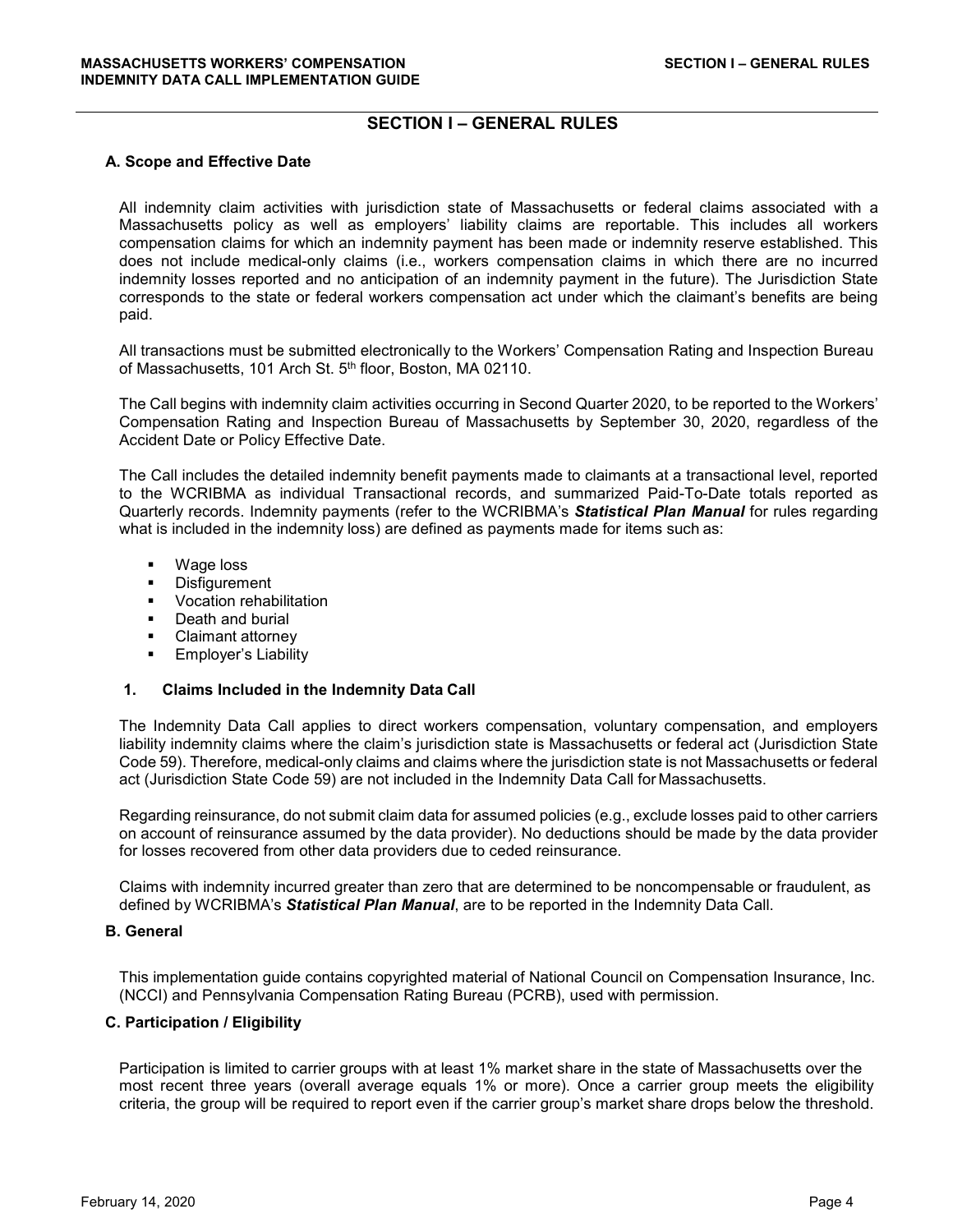# SECTION I – GENERAL RULES

## A. Scope and Effective Date

All indemnity claim activities with jurisdiction state of Massachusetts or federal claims associated with a Massachusetts policy as well as employers' liability claims are reportable. This includes all workers compensation claims for which an indemnity payment has been made or indemnity reserve established. This does not include medical-only claims (i.e., workers compensation claims in which there are no incurred indemnity losses reported and no anticipation of an indemnity payment in the future). The Jurisdiction State corresponds to the state or federal workers compensation act under which the claimant's benefits are being paid.

All transactions must be submitted electronically to the Workers' Compensation Rating and Inspection Bureau of Massachusetts, 101 Arch St. 5th floor, Boston, MA 02110.

The Call begins with indemnity claim activities occurring in Second Quarter 2020, to be reported to the Workers' Compensation Rating and Inspection Bureau of Massachusetts by September 30, 2020, regardless of the Accident Date or Policy Effective Date.

The Call includes the detailed indemnity benefit payments made to claimants at a transactional level, reported to the WCRIBMA as individual Transactional records, and summarized Paid-To-Date totals reported as Quarterly records. Indemnity payments (refer to the WCRIBMA's ***Statistical Plan Manual*** for rules regarding what is included in the indemnity loss) are defined as payments made for items such as:

- Wage loss
- Disfigurement
- Vocation rehabilitation
- Death and burial
- Claimant attorney
- Employer's Liability

### 1. Claims Included in the Indemnity Data Call

The Indemnity Data Call applies to direct workers compensation, voluntary compensation, and employers liability indemnity claims where the claim's jurisdiction state is Massachusetts or federal act (Jurisdiction State Code 59). Therefore, medical-only claims and claims where the jurisdiction state is not Massachusetts or federal act (Jurisdiction State Code 59) are not included in the Indemnity Data Call for Massachusetts.

Regarding reinsurance, do not submit claim data for assumed policies (e.g., exclude losses paid to other carriers on account of reinsurance assumed by the data provider). No deductions should be made by the data provider for losses recovered from other data providers due to ceded reinsurance.

Claims with indemnity incurred greater than zero that are determined to be noncompensable or fraudulent, as defined by WCRIBMA's ***Statistical Plan Manual***, are to be reported in the Indemnity Data Call.

## B. General

This implementation guide contains copyrighted material of National Council on Compensation Insurance, Inc. (NCCI) and Pennsylvania Compensation Rating Bureau (PCRB), used with permission.

## C. Participation / Eligibility

Participation is limited to carrier groups with at least 1% market share in the state of Massachusetts over the most recent three years (overall average equals 1% or more). Once a carrier group meets the eligibility criteria, the group will be required to report even if the carrier group's market share drops below the threshold.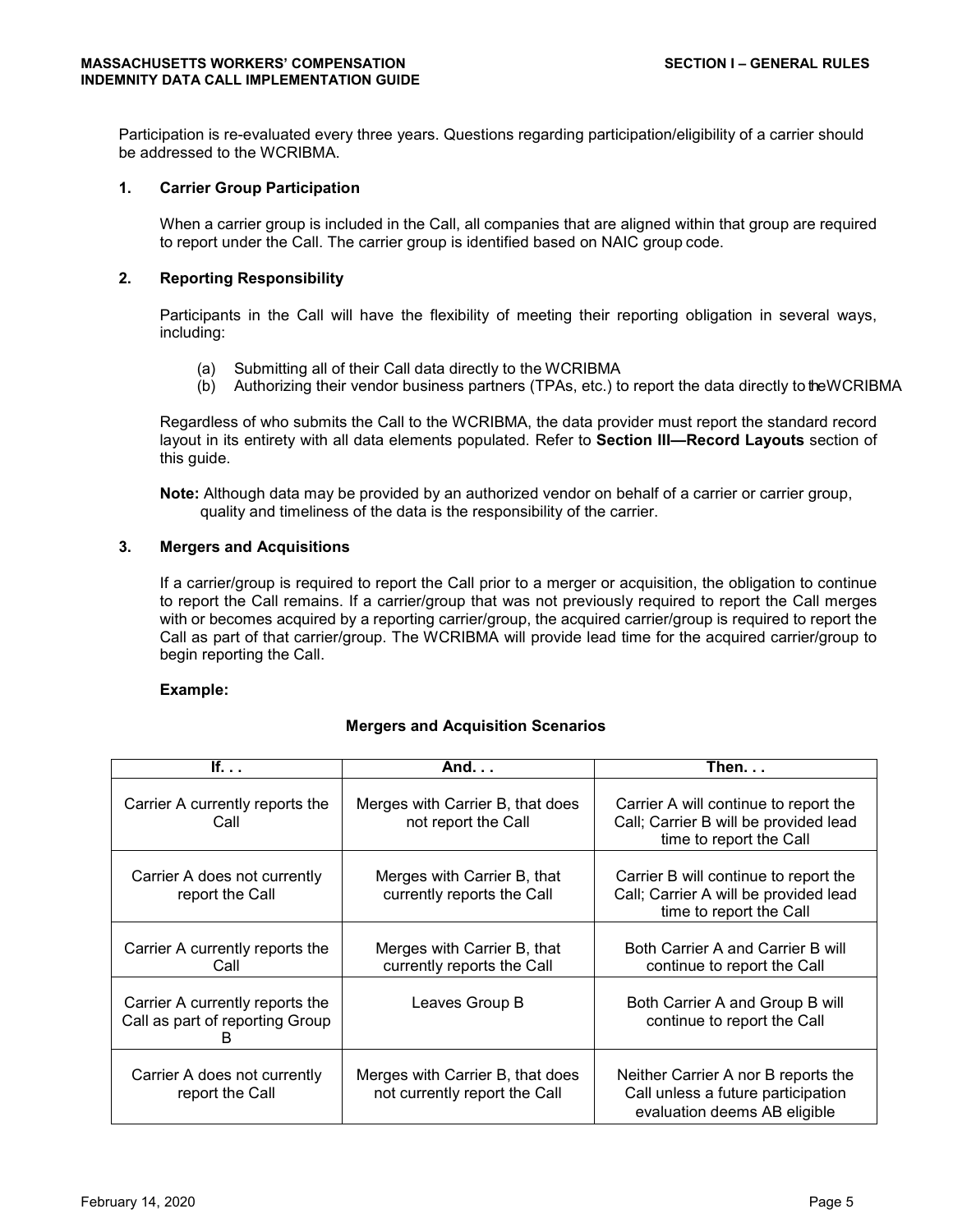Participation is re-evaluated every three years. Questions regarding participation/eligibility of a carrier should be addressed to the WCRIBMA.

### 1. Carrier Group Participation

When a carrier group is included in the Call, all companies that are aligned within that group are required to report under the Call. The carrier group is identified based on NAIC group code.

### 2. Reporting Responsibility

Participants in the Call will have the flexibility of meeting their reporting obligation in several ways, including:

(a) Submitting all of their Call data directly to the WCRIBMA
(b) Authorizing their vendor business partners (TPAs, etc.) to report the data directly to the WCRIBMA

Regardless of who submits the Call to the WCRIBMA, the data provider must report the standard record layout in its entirety with all data elements populated. Refer to **Section III—Record Layouts** section of this guide.

**Note:** Although data may be provided by an authorized vendor on behalf of a carrier or carrier group, quality and timeliness of the data is the responsibility of the carrier.

### 3. Mergers and Acquisitions

If a carrier/group is required to report the Call prior to a merger or acquisition, the obligation to continue to report the Call remains. If a carrier/group that was not previously required to report the Call merges with or becomes acquired by a reporting carrier/group, the acquired carrier/group is required to report the Call as part of that carrier/group. The WCRIBMA will provide lead time for the acquired carrier/group to begin reporting the Call.

**Example:**

**Mergers and Acquisition Scenarios**

| If. . . | And. . . | Then. . . |
|---|---|---|
| Carrier A currently reports the Call | Merges with Carrier B, that does not report the Call | Carrier A will continue to report the Call; Carrier B will be provided lead time to report the Call |
| Carrier A does not currently report the Call | Merges with Carrier B, that currently reports the Call | Carrier B will continue to report the Call; Carrier A will be provided lead time to report the Call |
| Carrier A currently reports the Call | Merges with Carrier B, that currently reports the Call | Both Carrier A and Carrier B will continue to report the Call |
| Carrier A currently reports the Call as part of reporting Group B | Leaves Group B | Both Carrier A and Group B will continue to report the Call |
| Carrier A does not currently report the Call | Merges with Carrier B, that does not currently report the Call | Neither Carrier A nor B reports the Call unless a future participation evaluation deems AB eligible |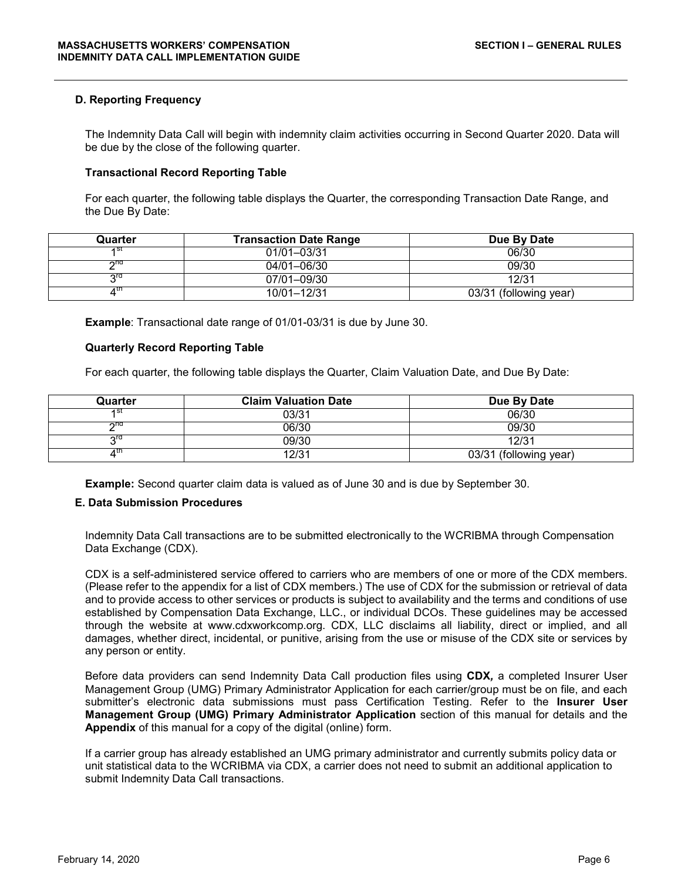### D. Reporting Frequency

The Indemnity Data Call will begin with indemnity claim activities occurring in Second Quarter 2020. Data will be due by the close of the following quarter.

#### Transactional Record Reporting Table

For each quarter, the following table displays the Quarter, the corresponding Transaction Date Range, and the Due By Date:

| Quarter | Transaction Date Range | Due By Date |
|---|---|---|
| 1st | 01/01–03/31 | 06/30 |
| 2nd | 04/01–06/30 | 09/30 |
| 3rd | 07/01–09/30 | 12/31 |
| 4th | 10/01–12/31 | 03/31 (following year) |

**Example**: Transactional date range of 01/01-03/31 is due by June 30.

#### Quarterly Record Reporting Table

For each quarter, the following table displays the Quarter, Claim Valuation Date, and Due By Date:

| Quarter | Claim Valuation Date | Due By Date |
|---|---|---|
| 1st | 03/31 | 06/30 |
| 2nd | 06/30 | 09/30 |
| 3rd | 09/30 | 12/31 |
| 4th | 12/31 | 03/31 (following year) |

**Example:** Second quarter claim data is valued as of June 30 and is due by September 30.

### E. Data Submission Procedures

Indemnity Data Call transactions are to be submitted electronically to the WCRIBMA through Compensation Data Exchange (CDX).

CDX is a self-administered service offered to carriers who are members of one or more of the CDX members. (Please refer to the appendix for a list of CDX members.) The use of CDX for the submission or retrieval of data and to provide access to other services or products is subject to availability and the terms and conditions of use established by Compensation Data Exchange, LLC., or individual DCOs. These guidelines may be accessed through the website at www.cdxworkcomp.org. CDX, LLC disclaims all liability, direct or implied, and all damages, whether direct, incidental, or punitive, arising from the use or misuse of the CDX site or services by any person or entity.

Before data providers can send Indemnity Data Call production files using **CDX***,* a completed Insurer User Management Group (UMG) Primary Administrator Application for each carrier/group must be on file, and each submitter's electronic data submissions must pass Certification Testing. Refer to the **Insurer User Management Group (UMG) Primary Administrator Application** section of this manual for details and the **Appendix** of this manual for a copy of the digital (online) form.

If a carrier group has already established an UMG primary administrator and currently submits policy data or unit statistical data to the WCRIBMA via CDX, a carrier does not need to submit an additional application to submit Indemnity Data Call transactions.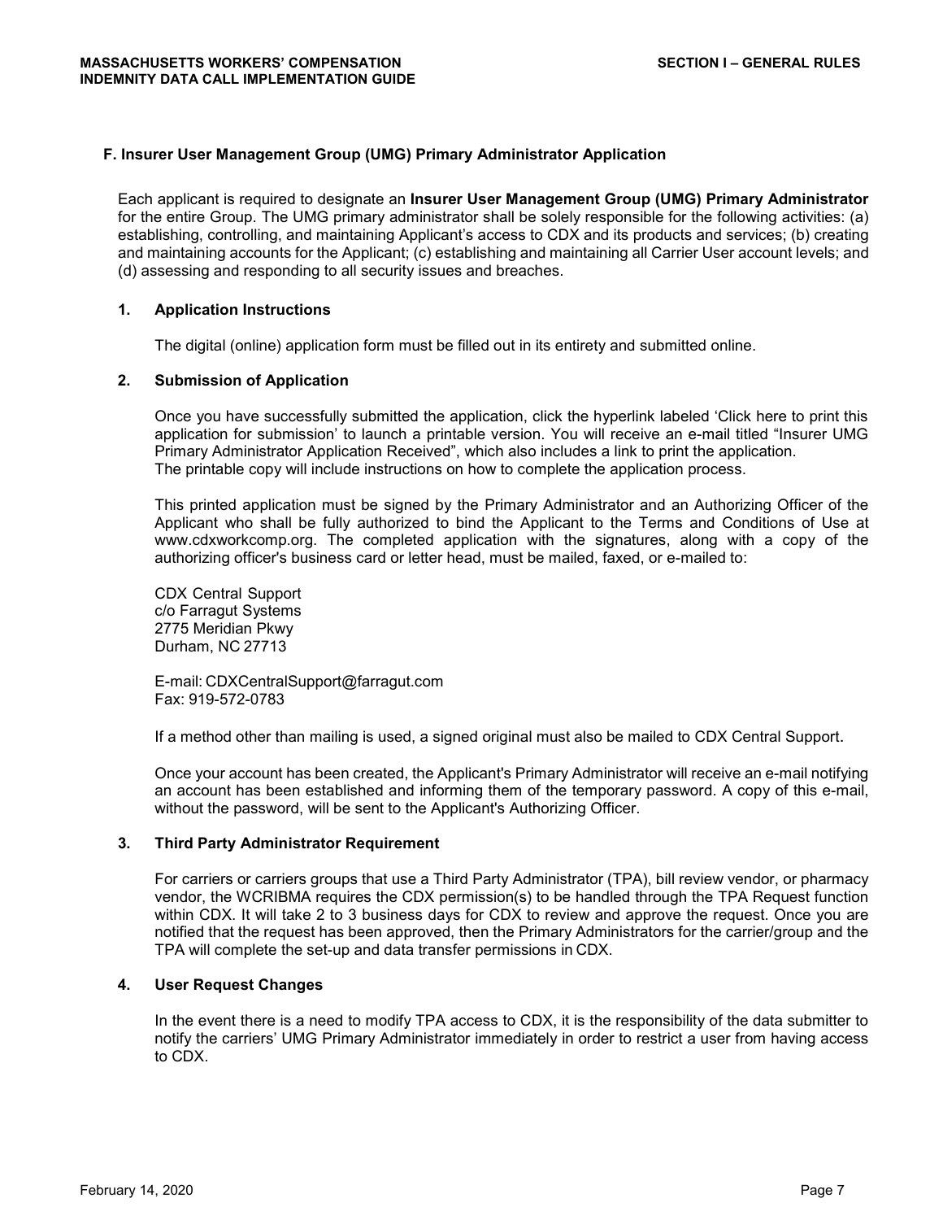### F. Insurer User Management Group (UMG) Primary Administrator Application

Each applicant is required to designate an **Insurer User Management Group (UMG) Primary Administrator** for the entire Group. The UMG primary administrator shall be solely responsible for the following activities: (a) establishing, controlling, and maintaining Applicant's access to CDX and its products and services; (b) creating and maintaining accounts for the Applicant; (c) establishing and maintaining all Carrier User account levels; and (d) assessing and responding to all security issues and breaches.

#### 1. Application Instructions

The digital (online) application form must be filled out in its entirety and submitted online.

#### 2. Submission of Application

Once you have successfully submitted the application, click the hyperlink labeled 'Click here to print this application for submission' to launch a printable version. You will receive an e-mail titled "Insurer UMG Primary Administrator Application Received", which also includes a link to print the application. The printable copy will include instructions on how to complete the application process.

This printed application must be signed by the Primary Administrator and an Authorizing Officer of the Applicant who shall be fully authorized to bind the Applicant to the Terms and Conditions of Use at www.cdxworkcomp.org. The completed application with the signatures, along with a copy of the authorizing officer's business card or letter head, must be mailed, faxed, or e-mailed to:

CDX Central Support
c/o Farragut Systems
2775 Meridian Pkwy
Durham, NC 27713

E-mail: CDXCentralSupport@farragut.com
Fax: 919-572-0783

If a method other than mailing is used, a signed original must also be mailed to CDX Central Support.

Once your account has been created, the Applicant's Primary Administrator will receive an e-mail notifying an account has been established and informing them of the temporary password. A copy of this e-mail, without the password, will be sent to the Applicant's Authorizing Officer.

#### 3. Third Party Administrator Requirement

For carriers or carriers groups that use a Third Party Administrator (TPA), bill review vendor, or pharmacy vendor, the WCRIBMA requires the CDX permission(s) to be handled through the TPA Request function within CDX. It will take 2 to 3 business days for CDX to review and approve the request. Once you are notified that the request has been approved, then the Primary Administrators for the carrier/group and the TPA will complete the set-up and data transfer permissions in CDX.

#### 4. User Request Changes

In the event there is a need to modify TPA access to CDX, it is the responsibility of the data submitter to notify the carriers' UMG Primary Administrator immediately in order to restrict a user from having access to CDX.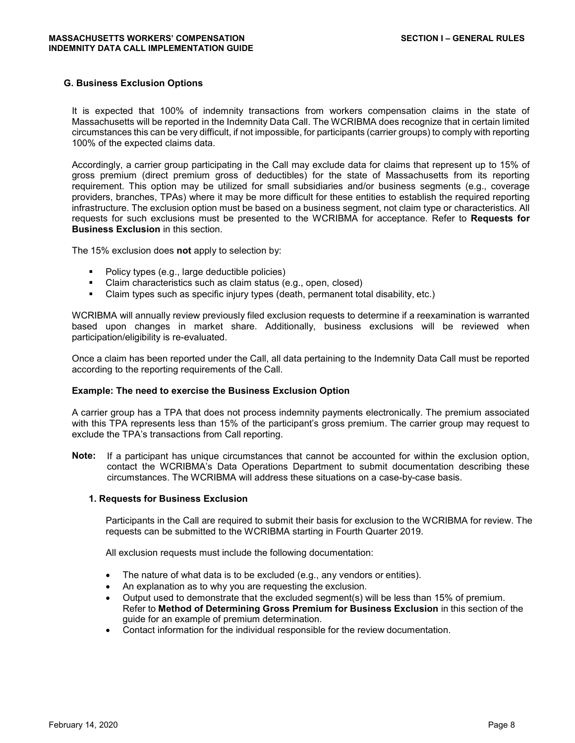## G. Business Exclusion Options

It is expected that 100% of indemnity transactions from workers compensation claims in the state of Massachusetts will be reported in the Indemnity Data Call. The WCRIBMA does recognize that in certain limited circumstances this can be very difficult, if not impossible, for participants (carrier groups) to comply with reporting 100% of the expected claims data.

Accordingly, a carrier group participating in the Call may exclude data for claims that represent up to 15% of gross premium (direct premium gross of deductibles) for the state of Massachusetts from its reporting requirement. This option may be utilized for small subsidiaries and/or business segments (e.g., coverage providers, branches, TPAs) where it may be more difficult for these entities to establish the required reporting infrastructure. The exclusion option must be based on a business segment, not claim type or characteristics. All requests for such exclusions must be presented to the WCRIBMA for acceptance. Refer to **Requests for Business Exclusion** in this section.

The 15% exclusion does **not** apply to selection by:

- Policy types (e.g., large deductible policies)
- Claim characteristics such as claim status (e.g., open, closed)
- Claim types such as specific injury types (death, permanent total disability, etc.)

WCRIBMA will annually review previously filed exclusion requests to determine if a reexamination is warranted based upon changes in market share. Additionally, business exclusions will be reviewed when participation/eligibility is re-evaluated.

Once a claim has been reported under the Call, all data pertaining to the Indemnity Data Call must be reported according to the reporting requirements of the Call.

**Example: The need to exercise the Business Exclusion Option**

A carrier group has a TPA that does not process indemnity payments electronically. The premium associated with this TPA represents less than 15% of the participant's gross premium. The carrier group may request to exclude the TPA's transactions from Call reporting.

**Note:** If a participant has unique circumstances that cannot be accounted for within the exclusion option, contact the WCRIBMA's Data Operations Department to submit documentation describing these circumstances. The WCRIBMA will address these situations on a case-by-case basis.

### 1. Requests for Business Exclusion

Participants in the Call are required to submit their basis for exclusion to the WCRIBMA for review. The requests can be submitted to the WCRIBMA starting in Fourth Quarter 2019.

All exclusion requests must include the following documentation:

- The nature of what data is to be excluded (e.g., any vendors or entities).
- An explanation as to why you are requesting the exclusion.
- Output used to demonstrate that the excluded segment(s) will be less than 15% of premium. Refer to **Method of Determining Gross Premium for Business Exclusion** in this section of the guide for an example of premium determination.
- Contact information for the individual responsible for the review documentation.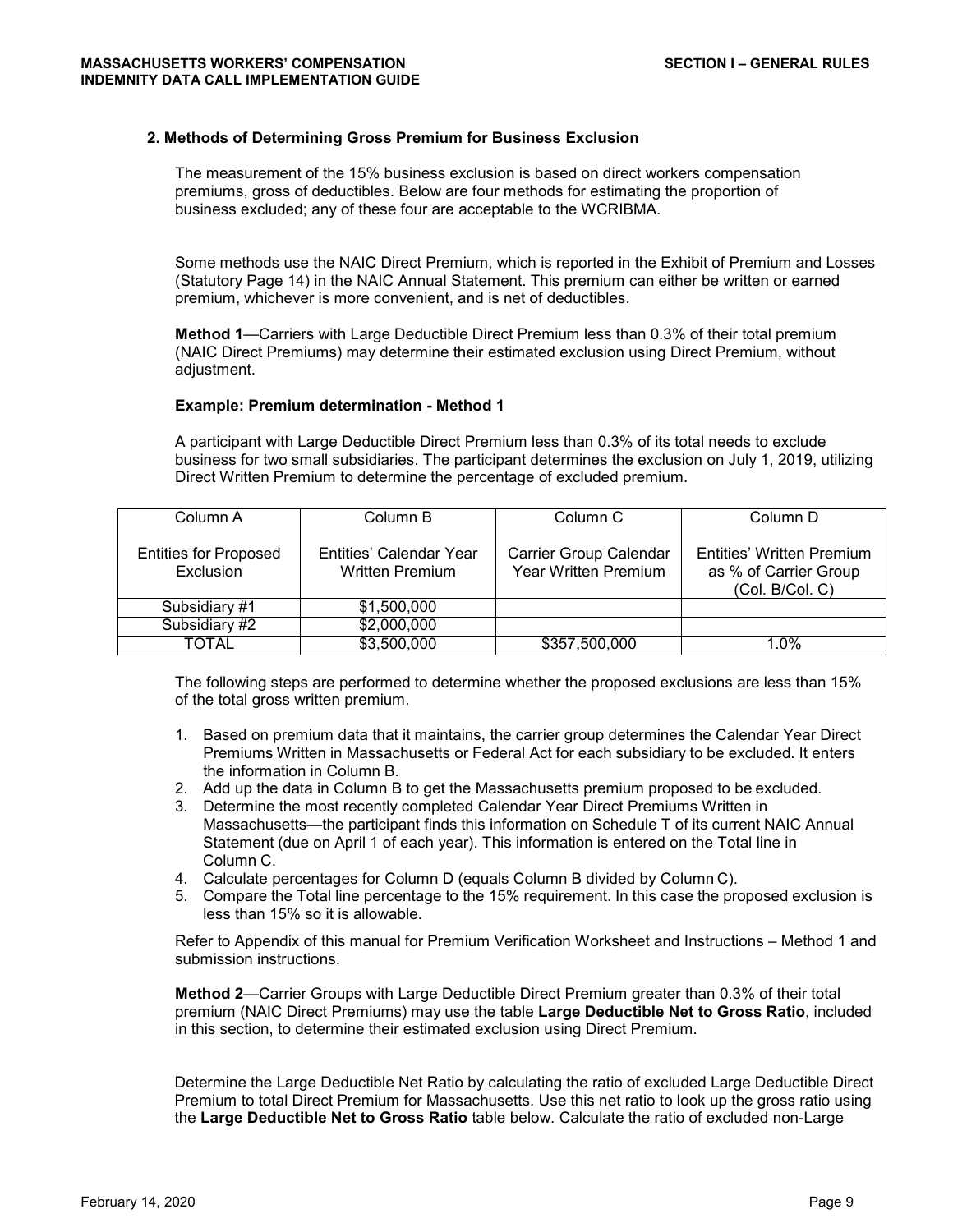## 2. Methods of Determining Gross Premium for Business Exclusion

The measurement of the 15% business exclusion is based on direct workers compensation premiums, gross of deductibles. Below are four methods for estimating the proportion of business excluded; any of these four are acceptable to the WCRIBMA.

Some methods use the NAIC Direct Premium, which is reported in the Exhibit of Premium and Losses (Statutory Page 14) in the NAIC Annual Statement. This premium can either be written or earned premium, whichever is more convenient, and is net of deductibles.

**Method 1**—Carriers with Large Deductible Direct Premium less than 0.3% of their total premium (NAIC Direct Premiums) may determine their estimated exclusion using Direct Premium, without adjustment.

**Example: Premium determination - Method 1**

A participant with Large Deductible Direct Premium less than 0.3% of its total needs to exclude business for two small subsidiaries. The participant determines the exclusion on July 1, 2019, utilizing Direct Written Premium to determine the percentage of excluded premium.

| Column A<br><br>Entities for Proposed Exclusion | Column B<br><br>Entities' Calendar Year Written Premium | Column C<br><br>Carrier Group Calendar Year Written Premium | Column D<br><br>Entities' Written Premium as % of Carrier Group (Col. B/Col. C) |
|---|---|---|---|
| Subsidiary #1 | $1,500,000 | | |
| Subsidiary #2 | $2,000,000 | | |
| TOTAL | $3,500,000 | $357,500,000 | 1.0% |

The following steps are performed to determine whether the proposed exclusions are less than 15% of the total gross written premium.

1. Based on premium data that it maintains, the carrier group determines the Calendar Year Direct Premiums Written in Massachusetts or Federal Act for each subsidiary to be excluded. It enters the information in Column B.
2. Add up the data in Column B to get the Massachusetts premium proposed to be excluded.
3. Determine the most recently completed Calendar Year Direct Premiums Written in Massachusetts—the participant finds this information on Schedule T of its current NAIC Annual Statement (due on April 1 of each year). This information is entered on the Total line in Column C.
4. Calculate percentages for Column D (equals Column B divided by Column C).
5. Compare the Total line percentage to the 15% requirement. In this case the proposed exclusion is less than 15% so it is allowable.

Refer to Appendix of this manual for Premium Verification Worksheet and Instructions – Method 1 and submission instructions.

**Method 2**—Carrier Groups with Large Deductible Direct Premium greater than 0.3% of their total premium (NAIC Direct Premiums) may use the table **Large Deductible Net to Gross Ratio**, included in this section, to determine their estimated exclusion using Direct Premium.

Determine the Large Deductible Net Ratio by calculating the ratio of excluded Large Deductible Direct Premium to total Direct Premium for Massachusetts. Use this net ratio to look up the gross ratio using the **Large Deductible Net to Gross Ratio** table below. Calculate the ratio of excluded non-Large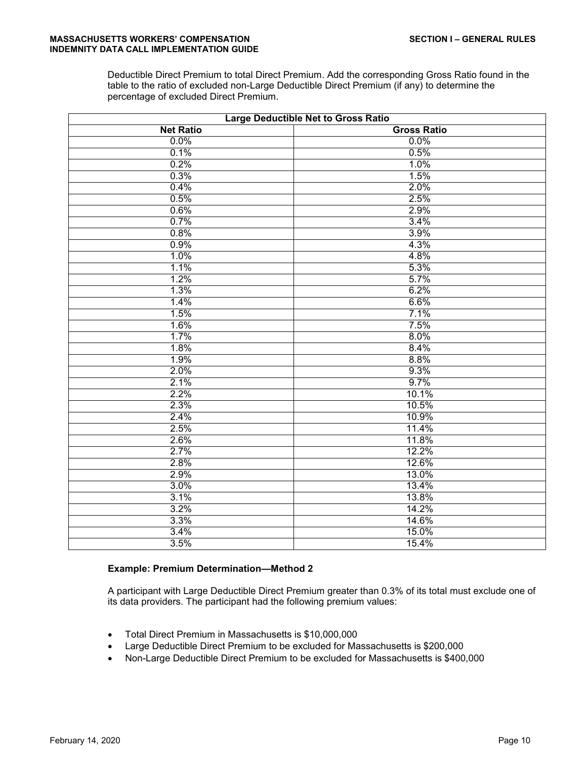Deductible Direct Premium to total Direct Premium. Add the corresponding Gross Ratio found in the table to the ratio of excluded non-Large Deductible Direct Premium (if any) to determine the percentage of excluded Direct Premium.

| Large Deductible Net to Gross Ratio | |
|---|---|
| **Net Ratio** | **Gross Ratio** |
| 0.0% | 0.0% |
| 0.1% | 0.5% |
| 0.2% | 1.0% |
| 0.3% | 1.5% |
| 0.4% | 2.0% |
| 0.5% | 2.5% |
| 0.6% | 2.9% |
| 0.7% | 3.4% |
| 0.8% | 3.9% |
| 0.9% | 4.3% |
| 1.0% | 4.8% |
| 1.1% | 5.3% |
| 1.2% | 5.7% |
| 1.3% | 6.2% |
| 1.4% | 6.6% |
| 1.5% | 7.1% |
| 1.6% | 7.5% |
| 1.7% | 8.0% |
| 1.8% | 8.4% |
| 1.9% | 8.8% |
| 2.0% | 9.3% |
| 2.1% | 9.7% |
| 2.2% | 10.1% |
| 2.3% | 10.5% |
| 2.4% | 10.9% |
| 2.5% | 11.4% |
| 2.6% | 11.8% |
| 2.7% | 12.2% |
| 2.8% | 12.6% |
| 2.9% | 13.0% |
| 3.0% | 13.4% |
| 3.1% | 13.8% |
| 3.2% | 14.2% |
| 3.3% | 14.6% |
| 3.4% | 15.0% |
| 3.5% | 15.4% |

**Example: Premium Determination—Method 2**

A participant with Large Deductible Direct Premium greater than 0.3% of its total must exclude one of its data providers. The participant had the following premium values:

- Total Direct Premium in Massachusetts is $10,000,000
- Large Deductible Direct Premium to be excluded for Massachusetts is $200,000
- Non-Large Deductible Direct Premium to be excluded for Massachusetts is $400,000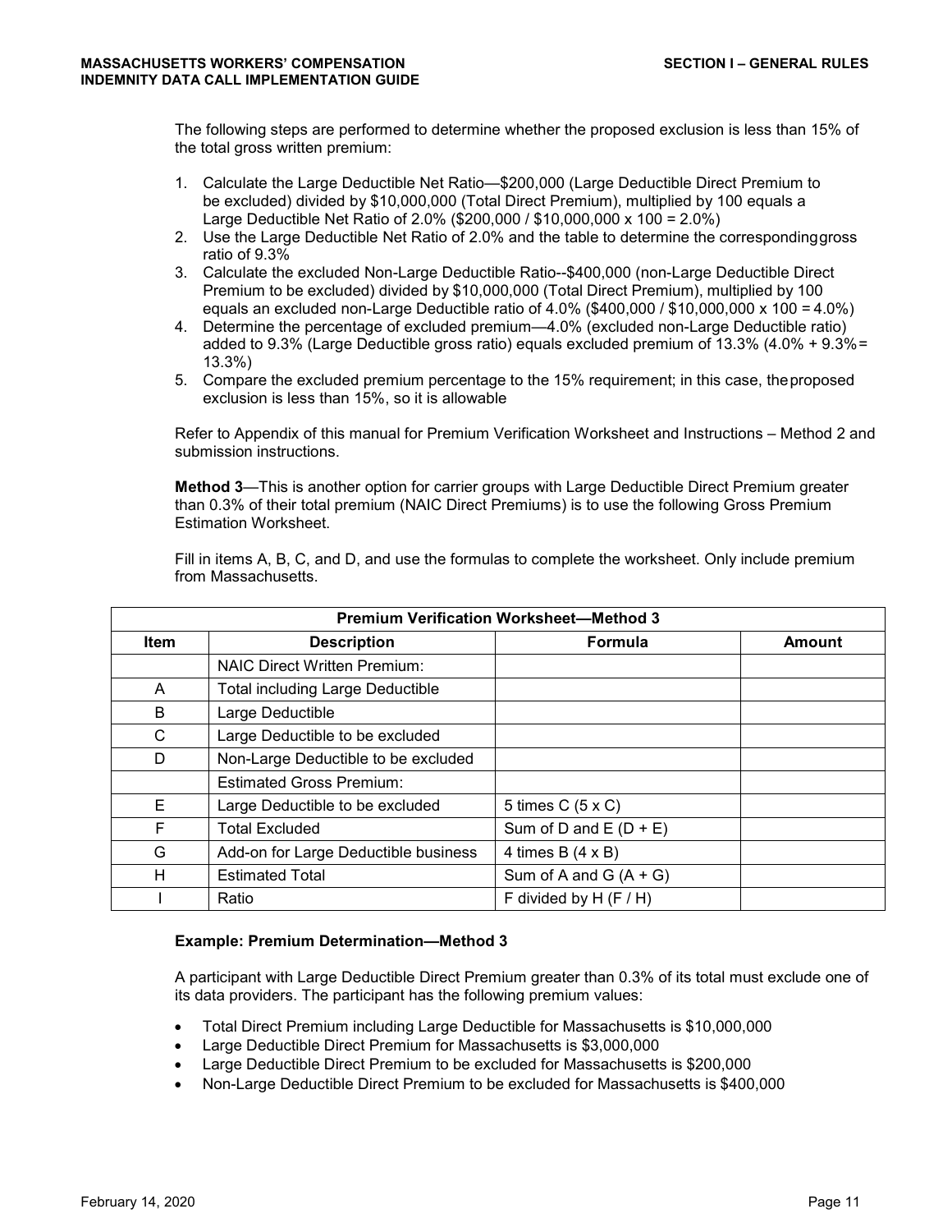The following steps are performed to determine whether the proposed exclusion is less than 15% of the total gross written premium:

1. Calculate the Large Deductible Net Ratio—$200,000 (Large Deductible Direct Premium to be excluded) divided by $10,000,000 (Total Direct Premium), multiplied by 100 equals a Large Deductible Net Ratio of 2.0% ($200,000 / $10,000,000 x 100 = 2.0%)
2. Use the Large Deductible Net Ratio of 2.0% and the table to determine the corresponding gross ratio of 9.3%
3. Calculate the excluded Non-Large Deductible Ratio--$400,000 (non-Large Deductible Direct Premium to be excluded) divided by $10,000,000 (Total Direct Premium), multiplied by 100 equals an excluded non-Large Deductible ratio of 4.0% ($400,000 / $10,000,000 x 100 = 4.0%)
4. Determine the percentage of excluded premium—4.0% (excluded non-Large Deductible ratio) added to 9.3% (Large Deductible gross ratio) equals excluded premium of 13.3% (4.0% + 9.3% = 13.3%)
5. Compare the excluded premium percentage to the 15% requirement; in this case, the proposed exclusion is less than 15%, so it is allowable

Refer to Appendix of this manual for Premium Verification Worksheet and Instructions – Method 2 and submission instructions.

**Method 3**—This is another option for carrier groups with Large Deductible Direct Premium greater than 0.3% of their total premium (NAIC Direct Premiums) is to use the following Gross Premium Estimation Worksheet.

Fill in items A, B, C, and D, and use the formulas to complete the worksheet. Only include premium from Massachusetts.

| Premium Verification Worksheet—Method 3 | | | |
|---|---|---|---|
| **Item** | **Description** | **Formula** | **Amount** |
| | NAIC Direct Written Premium: | | |
| A | Total including Large Deductible | | |
| B | Large Deductible | | |
| C | Large Deductible to be excluded | | |
| D | Non-Large Deductible to be excluded | | |
| | Estimated Gross Premium: | | |
| E | Large Deductible to be excluded | 5 times C (5 x C) | |
| F | Total Excluded | Sum of D and E (D + E) | |
| G | Add-on for Large Deductible business | 4 times B (4 x B) | |
| H | Estimated Total | Sum of A and G (A + G) | |
| I | Ratio | F divided by H (F / H) | |

**Example: Premium Determination—Method 3**

A participant with Large Deductible Direct Premium greater than 0.3% of its total must exclude one of its data providers. The participant has the following premium values:

- Total Direct Premium including Large Deductible for Massachusetts is $10,000,000
- Large Deductible Direct Premium for Massachusetts is $3,000,000
- Large Deductible Direct Premium to be excluded for Massachusetts is $200,000
- Non-Large Deductible Direct Premium to be excluded for Massachusetts is $400,000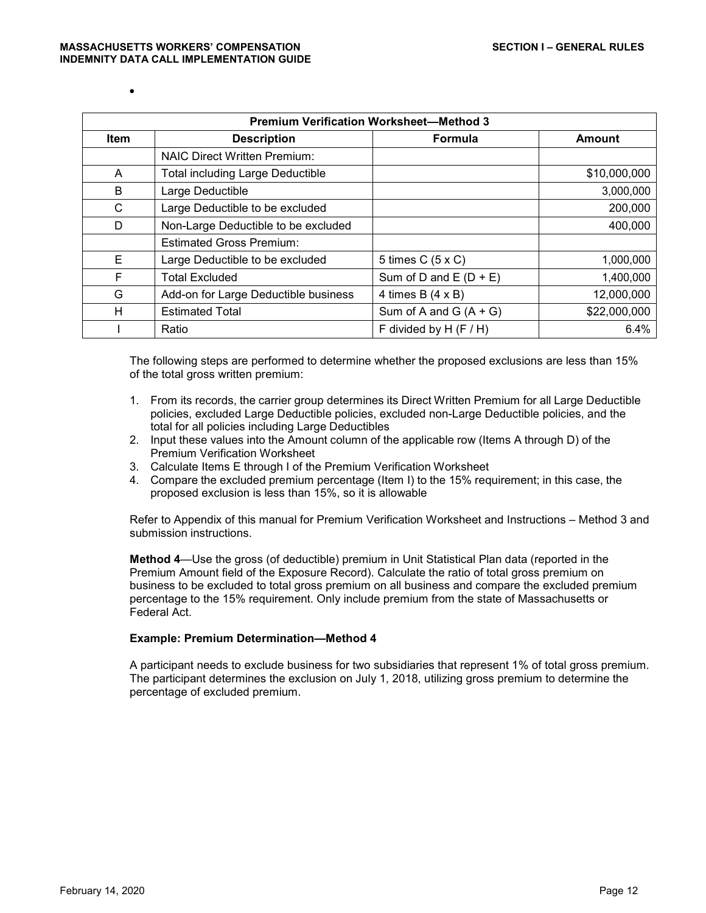- 

| Premium Verification Worksheet—Method 3 | | | |
|---|---|---|---|
| **Item** | **Description** | **Formula** | **Amount** |
| | NAIC Direct Written Premium: | | |
| A | Total including Large Deductible | | $10,000,000 |
| B | Large Deductible | | 3,000,000 |
| C | Large Deductible to be excluded | | 200,000 |
| D | Non-Large Deductible to be excluded | | 400,000 |
| | Estimated Gross Premium: | | |
| E | Large Deductible to be excluded | 5 times C (5 x C) | 1,000,000 |
| F | Total Excluded | Sum of D and E (D + E) | 1,400,000 |
| G | Add-on for Large Deductible business | 4 times B (4 x B) | 12,000,000 |
| H | Estimated Total | Sum of A and G (A + G) | $22,000,000 |
| I | Ratio | F divided by H (F / H) | 6.4% |

The following steps are performed to determine whether the proposed exclusions are less than 15% of the total gross written premium:

1. From its records, the carrier group determines its Direct Written Premium for all Large Deductible policies, excluded Large Deductible policies, excluded non-Large Deductible policies, and the total for all policies including Large Deductibles
2. Input these values into the Amount column of the applicable row (Items A through D) of the Premium Verification Worksheet
3. Calculate Items E through I of the Premium Verification Worksheet
4. Compare the excluded premium percentage (Item I) to the 15% requirement; in this case, the proposed exclusion is less than 15%, so it is allowable

Refer to Appendix of this manual for Premium Verification Worksheet and Instructions – Method 3 and submission instructions.

**Method 4**—Use the gross (of deductible) premium in Unit Statistical Plan data (reported in the Premium Amount field of the Exposure Record). Calculate the ratio of total gross premium on business to be excluded to total gross premium on all business and compare the excluded premium percentage to the 15% requirement. Only include premium from the state of Massachusetts or Federal Act.

**Example: Premium Determination—Method 4**

A participant needs to exclude business for two subsidiaries that represent 1% of total gross premium. The participant determines the exclusion on July 1, 2018, utilizing gross premium to determine the percentage of excluded premium.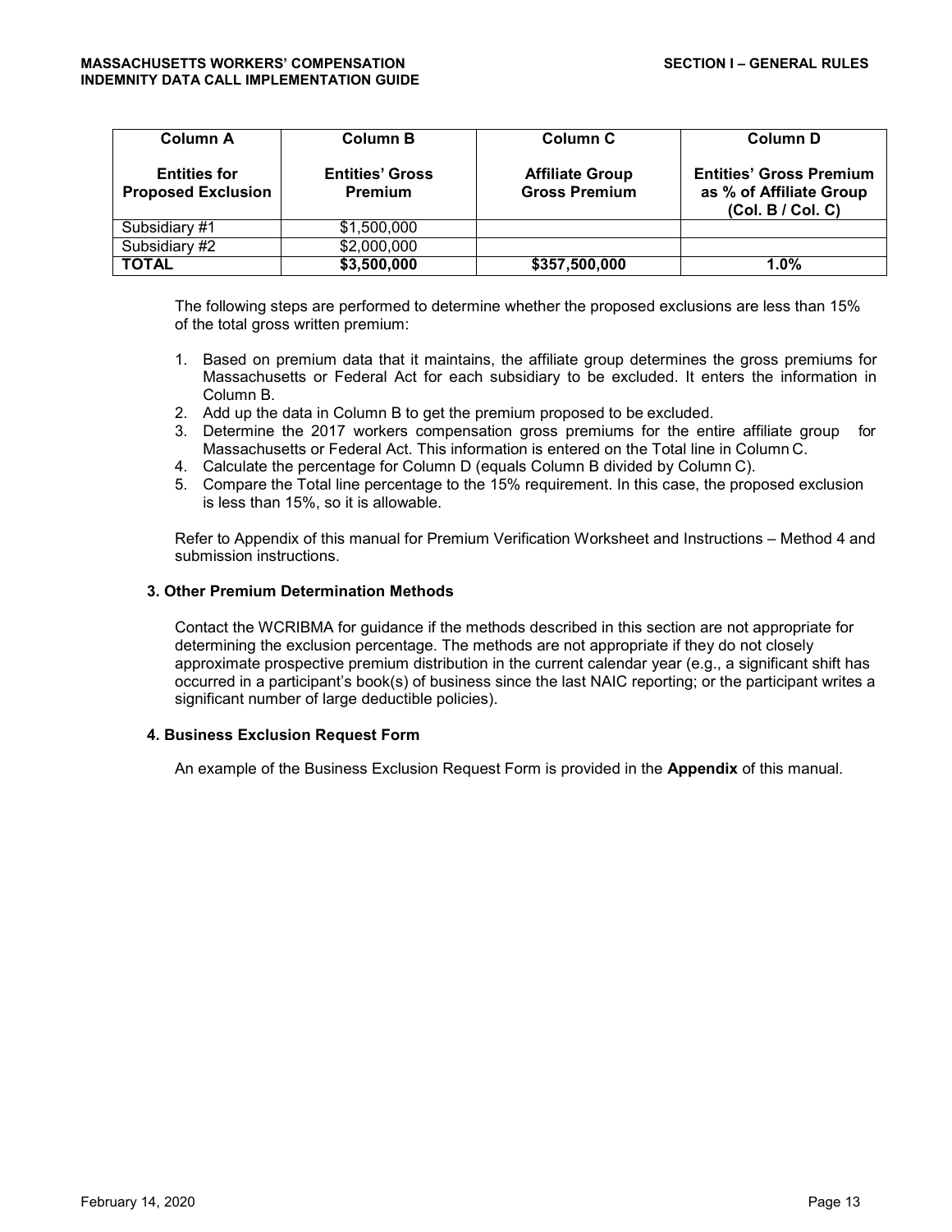| Column A<br><br>Entities for Proposed Exclusion | Column B<br><br>Entities' Gross Premium | Column C<br><br>Affiliate Group Gross Premium | Column D<br><br>Entities' Gross Premium as % of Affiliate Group (Col. B / Col. C) |
|---|---|---|---|
| Subsidiary #1 | $1,500,000 | | |
| Subsidiary #2 | $2,000,000 | | |
| **TOTAL** | **$3,500,000** | **$357,500,000** | **1.0%** |

The following steps are performed to determine whether the proposed exclusions are less than 15% of the total gross written premium:

1. Based on premium data that it maintains, the affiliate group determines the gross premiums for Massachusetts or Federal Act for each subsidiary to be excluded. It enters the information in Column B.
2. Add up the data in Column B to get the premium proposed to be excluded.
3. Determine the 2017 workers compensation gross premiums for the entire affiliate group for Massachusetts or Federal Act. This information is entered on the Total line in Column C.
4. Calculate the percentage for Column D (equals Column B divided by Column C).
5. Compare the Total line percentage to the 15% requirement. In this case, the proposed exclusion is less than 15%, so it is allowable.

Refer to Appendix of this manual for Premium Verification Worksheet and Instructions – Method 4 and submission instructions.

### 3. Other Premium Determination Methods

Contact the WCRIBMA for guidance if the methods described in this section are not appropriate for determining the exclusion percentage. The methods are not appropriate if they do not closely approximate prospective premium distribution in the current calendar year (e.g., a significant shift has occurred in a participant's book(s) of business since the last NAIC reporting; or the participant writes a significant number of large deductible policies).

### 4. Business Exclusion Request Form

An example of the Business Exclusion Request Form is provided in the **Appendix** of this manual.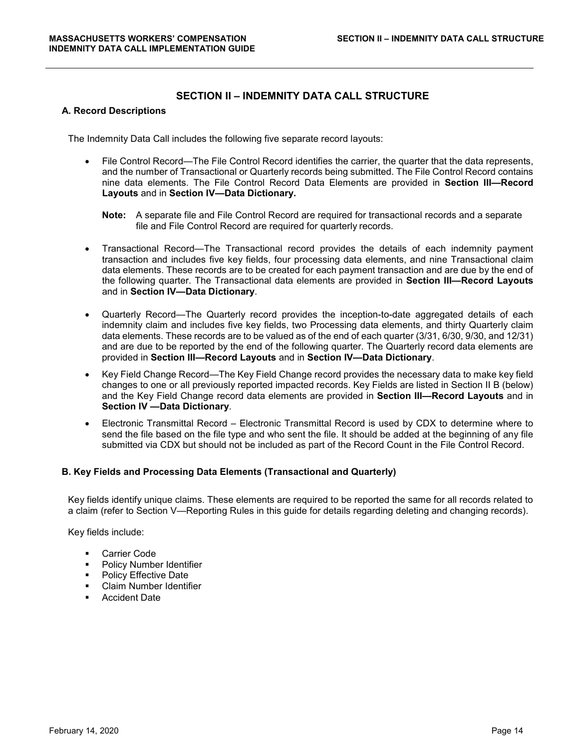# SECTION II – INDEMNITY DATA CALL STRUCTURE

## A. Record Descriptions

The Indemnity Data Call includes the following five separate record layouts:

- File Control Record—The File Control Record identifies the carrier, the quarter that the data represents, and the number of Transactional or Quarterly records being submitted. The File Control Record contains nine data elements. The File Control Record Data Elements are provided in **Section III—Record Layouts** and in **Section IV—Data Dictionary.**

  **Note:** A separate file and File Control Record are required for transactional records and a separate file and File Control Record are required for quarterly records.

- Transactional Record—The Transactional record provides the details of each indemnity payment transaction and includes five key fields, four processing data elements, and nine Transactional claim data elements. These records are to be created for each payment transaction and are due by the end of the following quarter. The Transactional data elements are provided in **Section III—Record Layouts** and in **Section IV—Data Dictionary**.

- Quarterly Record—The Quarterly record provides the inception-to-date aggregated details of each indemnity claim and includes five key fields, two Processing data elements, and thirty Quarterly claim data elements. These records are to be valued as of the end of each quarter (3/31, 6/30, 9/30, and 12/31) and are due to be reported by the end of the following quarter. The Quarterly record data elements are provided in **Section III—Record Layouts** and in **Section IV—Data Dictionary**.

- Key Field Change Record—The Key Field Change record provides the necessary data to make key field changes to one or all previously reported impacted records. Key Fields are listed in Section II B (below) and the Key Field Change record data elements are provided in **Section III—Record Layouts** and in **Section IV —Data Dictionary**.

- Electronic Transmittal Record – Electronic Transmittal Record is used by CDX to determine where to send the file based on the file type and who sent the file. It should be added at the beginning of any file submitted via CDX but should not be included as part of the Record Count in the File Control Record.

## B. Key Fields and Processing Data Elements (Transactional and Quarterly)

Key fields identify unique claims. These elements are required to be reported the same for all records related to a claim (refer to Section V—Reporting Rules in this guide for details regarding deleting and changing records).

Key fields include:

- Carrier Code
- Policy Number Identifier
- Policy Effective Date
- Claim Number Identifier
- Accident Date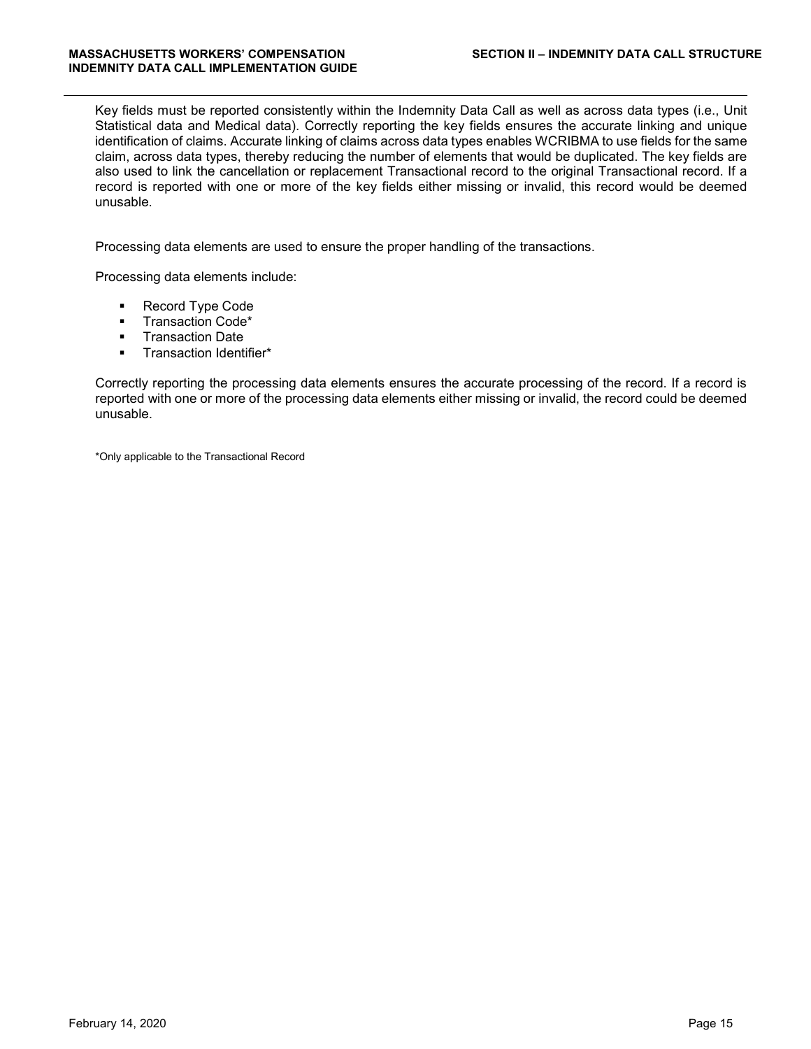Key fields must be reported consistently within the Indemnity Data Call as well as across data types (i.e., Unit Statistical data and Medical data). Correctly reporting the key fields ensures the accurate linking and unique identification of claims. Accurate linking of claims across data types enables WCRIBMA to use fields for the same claim, across data types, thereby reducing the number of elements that would be duplicated. The key fields are also used to link the cancellation or replacement Transactional record to the original Transactional record. If a record is reported with one or more of the key fields either missing or invalid, this record would be deemed unusable.

Processing data elements are used to ensure the proper handling of the transactions.

Processing data elements include:

- Record Type Code
- Transaction Code*
- Transaction Date
- Transaction Identifier*

Correctly reporting the processing data elements ensures the accurate processing of the record. If a record is reported with one or more of the processing data elements either missing or invalid, the record could be deemed unusable.

*Only applicable to the Transactional Record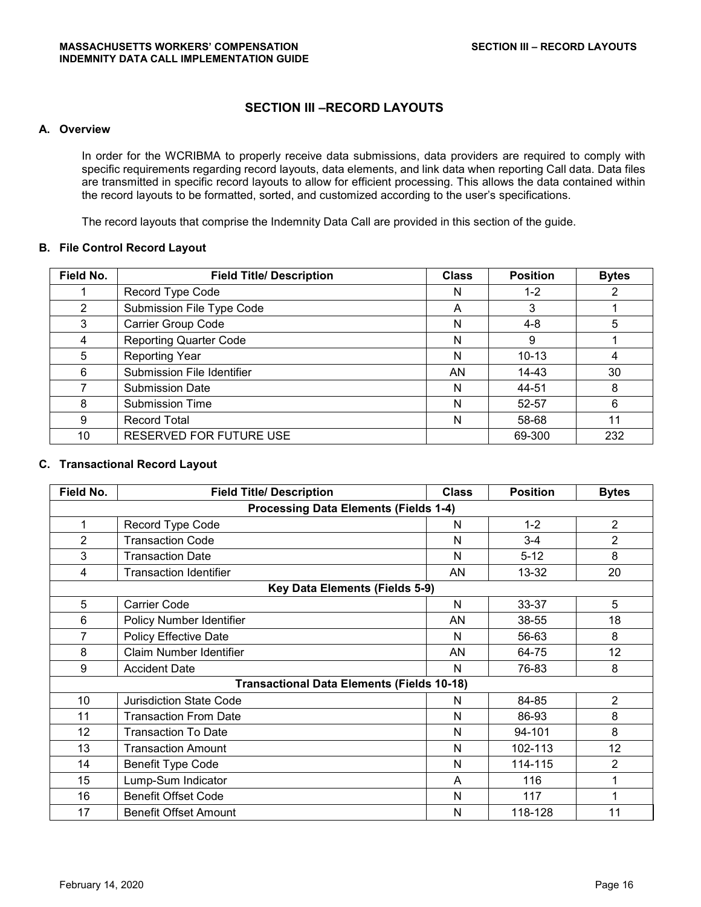# SECTION III –RECORD LAYOUTS

## A. Overview

In order for the WCRIBMA to properly receive data submissions, data providers are required to comply with specific requirements regarding record layouts, data elements, and link data when reporting Call data. Data files are transmitted in specific record layouts to allow for efficient processing. This allows the data contained within the record layouts to be formatted, sorted, and customized according to the user's specifications.

The record layouts that comprise the Indemnity Data Call are provided in this section of the guide.

## B. File Control Record Layout

| Field No. | Field Title/ Description | Class | Position | Bytes |
|---|---|---|---|---|
| 1 | Record Type Code | N | 1-2 | 2 |
| 2 | Submission File Type Code | A | 3 | 1 |
| 3 | Carrier Group Code | N | 4-8 | 5 |
| 4 | Reporting Quarter Code | N | 9 | 1 |
| 5 | Reporting Year | N | 10-13 | 4 |
| 6 | Submission File Identifier | AN | 14-43 | 30 |
| 7 | Submission Date | N | 44-51 | 8 |
| 8 | Submission Time | N | 52-57 | 6 |
| 9 | Record Total | N | 58-68 | 11 |
| 10 | RESERVED FOR FUTURE USE | | 69-300 | 232 |

## C. Transactional Record Layout

| Field No. | Field Title/ Description | Class | Position | Bytes |
|---|---|---|---|---|
| **Processing Data Elements (Fields 1-4)** | | | | |
| 1 | Record Type Code | N | 1-2 | 2 |
| 2 | Transaction Code | N | 3-4 | 2 |
| 3 | Transaction Date | N | 5-12 | 8 |
| 4 | Transaction Identifier | AN | 13-32 | 20 |
| **Key Data Elements (Fields 5-9)** | | | | |
| 5 | Carrier Code | N | 33-37 | 5 |
| 6 | Policy Number Identifier | AN | 38-55 | 18 |
| 7 | Policy Effective Date | N | 56-63 | 8 |
| 8 | Claim Number Identifier | AN | 64-75 | 12 |
| 9 | Accident Date | N | 76-83 | 8 |
| **Transactional Data Elements (Fields 10-18)** | | | | |
| 10 | Jurisdiction State Code | N | 84-85 | 2 |
| 11 | Transaction From Date | N | 86-93 | 8 |
| 12 | Transaction To Date | N | 94-101 | 8 |
| 13 | Transaction Amount | N | 102-113 | 12 |
| 14 | Benefit Type Code | N | 114-115 | 2 |
| 15 | Lump-Sum Indicator | A | 116 | 1 |
| 16 | Benefit Offset Code | N | 117 | 1 |
| 17 | Benefit Offset Amount | N | 118-128 | 11 |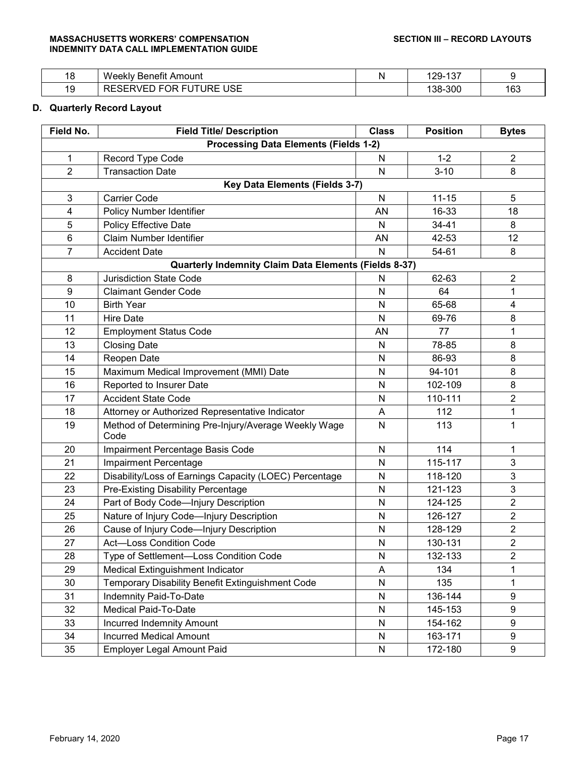| | | | | |
|---|---|---|---|---|
| 18 | Weekly Benefit Amount | N | 129-137 | 9 |
| 19 | RESERVED FOR FUTURE USE | | 138-300 | 163 |

### D. Quarterly Record Layout

| Field No. | Field Title/ Description | Class | Position | Bytes |
|---|---|---|---|---|
| **Processing Data Elements (Fields 1-2)** | | | | |
| 1 | Record Type Code | N | 1-2 | 2 |
| 2 | Transaction Date | N | 3-10 | 8 |
| **Key Data Elements (Fields 3-7)** | | | | |
| 3 | Carrier Code | N | 11-15 | 5 |
| 4 | Policy Number Identifier | AN | 16-33 | 18 |
| 5 | Policy Effective Date | N | 34-41 | 8 |
| 6 | Claim Number Identifier | AN | 42-53 | 12 |
| 7 | Accident Date | N | 54-61 | 8 |
| **Quarterly Indemnity Claim Data Elements (Fields 8-37)** | | | | |
| 8 | Jurisdiction State Code | N | 62-63 | 2 |
| 9 | Claimant Gender Code | N | 64 | 1 |
| 10 | Birth Year | N | 65-68 | 4 |
| 11 | Hire Date | N | 69-76 | 8 |
| 12 | Employment Status Code | AN | 77 | 1 |
| 13 | Closing Date | N | 78-85 | 8 |
| 14 | Reopen Date | N | 86-93 | 8 |
| 15 | Maximum Medical Improvement (MMI) Date | N | 94-101 | 8 |
| 16 | Reported to Insurer Date | N | 102-109 | 8 |
| 17 | Accident State Code | N | 110-111 | 2 |
| 18 | Attorney or Authorized Representative Indicator | A | 112 | 1 |
| 19 | Method of Determining Pre-Injury/Average Weekly Wage Code | N | 113 | 1 |
| 20 | Impairment Percentage Basis Code | N | 114 | 1 |
| 21 | Impairment Percentage | N | 115-117 | 3 |
| 22 | Disability/Loss of Earnings Capacity (LOEC) Percentage | N | 118-120 | 3 |
| 23 | Pre-Existing Disability Percentage | N | 121-123 | 3 |
| 24 | Part of Body Code—Injury Description | N | 124-125 | 2 |
| 25 | Nature of Injury Code—Injury Description | N | 126-127 | 2 |
| 26 | Cause of Injury Code—Injury Description | N | 128-129 | 2 |
| 27 | Act—Loss Condition Code | N | 130-131 | 2 |
| 28 | Type of Settlement—Loss Condition Code | N | 132-133 | 2 |
| 29 | Medical Extinguishment Indicator | A | 134 | 1 |
| 30 | Temporary Disability Benefit Extinguishment Code | N | 135 | 1 |
| 31 | Indemnity Paid-To-Date | N | 136-144 | 9 |
| 32 | Medical Paid-To-Date | N | 145-153 | 9 |
| 33 | Incurred Indemnity Amount | N | 154-162 | 9 |
| 34 | Incurred Medical Amount | N | 163-171 | 9 |
| 35 | Employer Legal Amount Paid | N | 172-180 | 9 |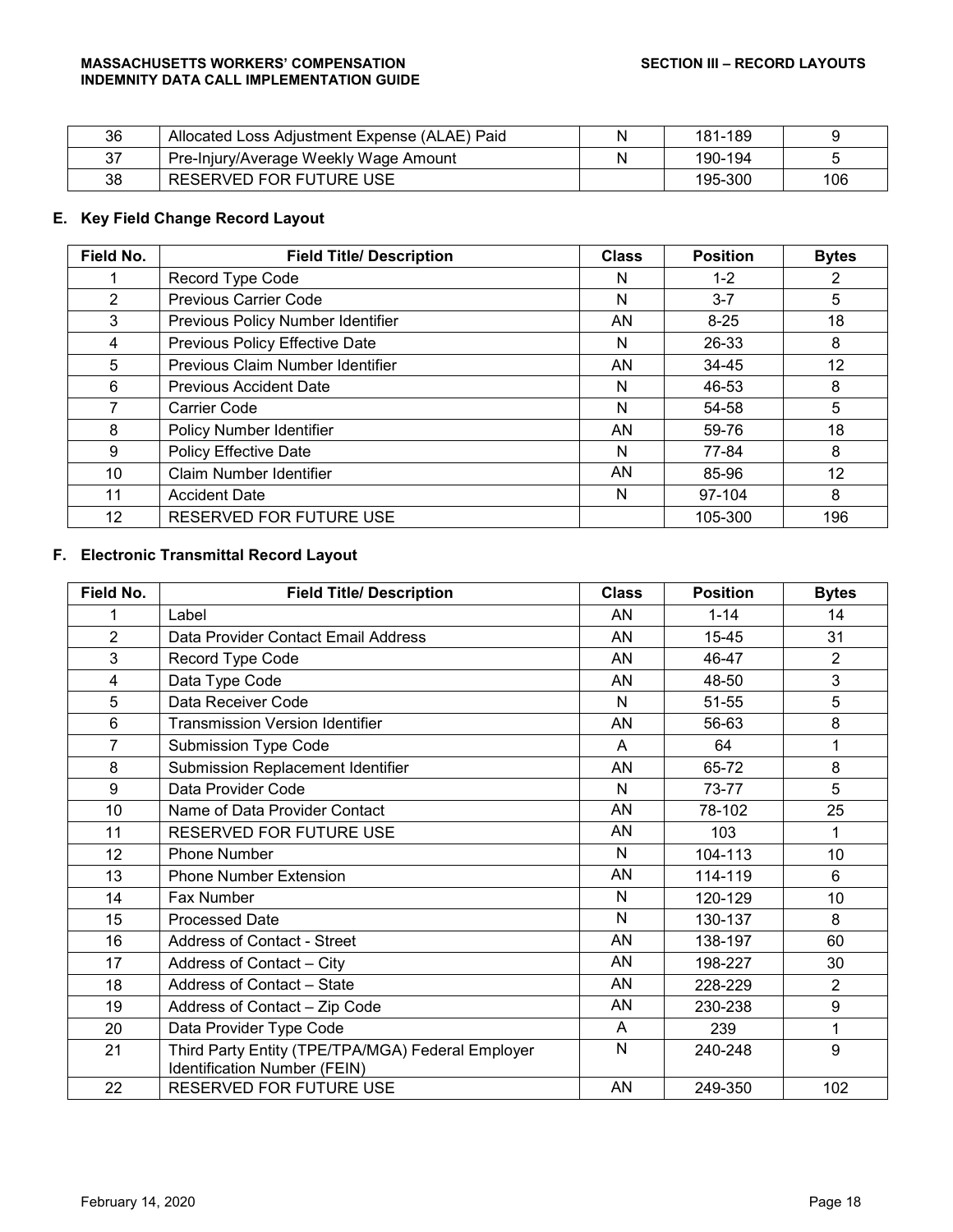| 36 | Allocated Loss Adjustment Expense (ALAE) Paid | N | 181-189 | 9 |
|---|---|---|---|---|
| 37 | Pre-Injury/Average Weekly Wage Amount | N | 190-194 | 5 |
| 38 | RESERVED FOR FUTURE USE | | 195-300 | 106 |

## E. Key Field Change Record Layout

| Field No. | Field Title/ Description | Class | Position | Bytes |
|---|---|---|---|---|
| 1 | Record Type Code | N | 1-2 | 2 |
| 2 | Previous Carrier Code | N | 3-7 | 5 |
| 3 | Previous Policy Number Identifier | AN | 8-25 | 18 |
| 4 | Previous Policy Effective Date | N | 26-33 | 8 |
| 5 | Previous Claim Number Identifier | AN | 34-45 | 12 |
| 6 | Previous Accident Date | N | 46-53 | 8 |
| 7 | Carrier Code | N | 54-58 | 5 |
| 8 | Policy Number Identifier | AN | 59-76 | 18 |
| 9 | Policy Effective Date | N | 77-84 | 8 |
| 10 | Claim Number Identifier | AN | 85-96 | 12 |
| 11 | Accident Date | N | 97-104 | 8 |
| 12 | RESERVED FOR FUTURE USE | | 105-300 | 196 |

## F. Electronic Transmittal Record Layout

| Field No. | Field Title/ Description | Class | Position | Bytes |
|---|---|---|---|---|
| 1 | Label | AN | 1-14 | 14 |
| 2 | Data Provider Contact Email Address | AN | 15-45 | 31 |
| 3 | Record Type Code | AN | 46-47 | 2 |
| 4 | Data Type Code | AN | 48-50 | 3 |
| 5 | Data Receiver Code | N | 51-55 | 5 |
| 6 | Transmission Version Identifier | AN | 56-63 | 8 |
| 7 | Submission Type Code | A | 64 | 1 |
| 8 | Submission Replacement Identifier | AN | 65-72 | 8 |
| 9 | Data Provider Code | N | 73-77 | 5 |
| 10 | Name of Data Provider Contact | AN | 78-102 | 25 |
| 11 | RESERVED FOR FUTURE USE | AN | 103 | 1 |
| 12 | Phone Number | N | 104-113 | 10 |
| 13 | Phone Number Extension | AN | 114-119 | 6 |
| 14 | Fax Number | N | 120-129 | 10 |
| 15 | Processed Date | N | 130-137 | 8 |
| 16 | Address of Contact - Street | AN | 138-197 | 60 |
| 17 | Address of Contact – City | AN | 198-227 | 30 |
| 18 | Address of Contact – State | AN | 228-229 | 2 |
| 19 | Address of Contact – Zip Code | AN | 230-238 | 9 |
| 20 | Data Provider Type Code | A | 239 | 1 |
| 21 | Third Party Entity (TPE/TPA/MGA) Federal Employer Identification Number (FEIN) | N | 240-248 | 9 |
| 22 | RESERVED FOR FUTURE USE | AN | 249-350 | 102 |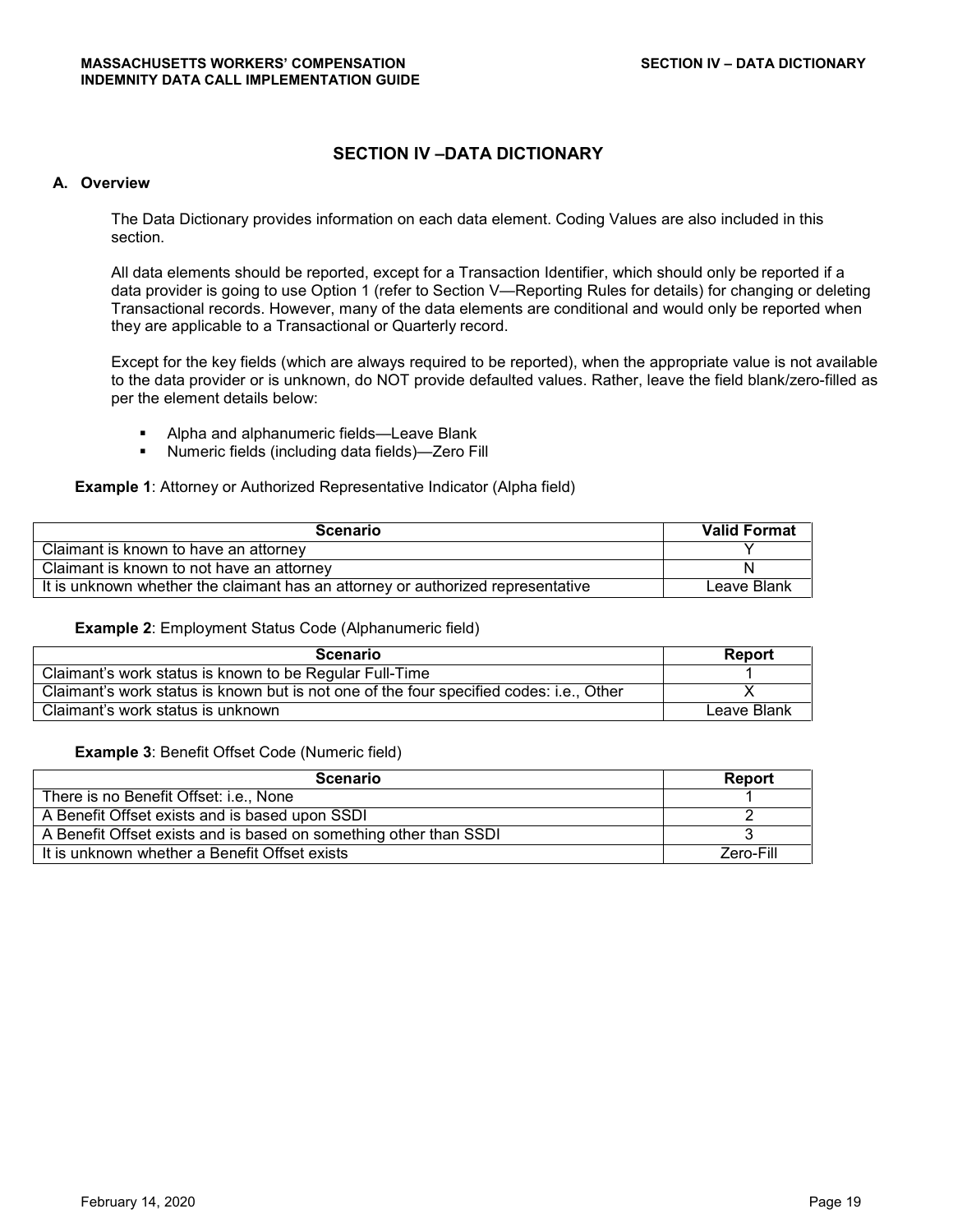# SECTION IV –DATA DICTIONARY

## A. Overview

The Data Dictionary provides information on each data element. Coding Values are also included in this section.

All data elements should be reported, except for a Transaction Identifier, which should only be reported if a data provider is going to use Option 1 (refer to Section V—Reporting Rules for details) for changing or deleting Transactional records. However, many of the data elements are conditional and would only be reported when they are applicable to a Transactional or Quarterly record.

Except for the key fields (which are always required to be reported), when the appropriate value is not available to the data provider or is unknown, do NOT provide defaulted values. Rather, leave the field blank/zero-filled as per the element details below:

- Alpha and alphanumeric fields—Leave Blank
- Numeric fields (including data fields)—Zero Fill

**Example 1**: Attorney or Authorized Representative Indicator (Alpha field)

| Scenario | Valid Format |
|---|---|
| Claimant is known to have an attorney | Y |
| Claimant is known to not have an attorney | N |
| It is unknown whether the claimant has an attorney or authorized representative | Leave Blank |

**Example 2**: Employment Status Code (Alphanumeric field)

| Scenario | Report |
|---|---|
| Claimant's work status is known to be Regular Full-Time | 1 |
| Claimant's work status is known but is not one of the four specified codes: i.e., Other | X |
| Claimant's work status is unknown | Leave Blank |

**Example 3**: Benefit Offset Code (Numeric field)

| Scenario | Report |
|---|---|
| There is no Benefit Offset: i.e., None | 1 |
| A Benefit Offset exists and is based upon SSDI | 2 |
| A Benefit Offset exists and is based on something other than SSDI | 3 |
| It is unknown whether a Benefit Offset exists | Zero-Fill |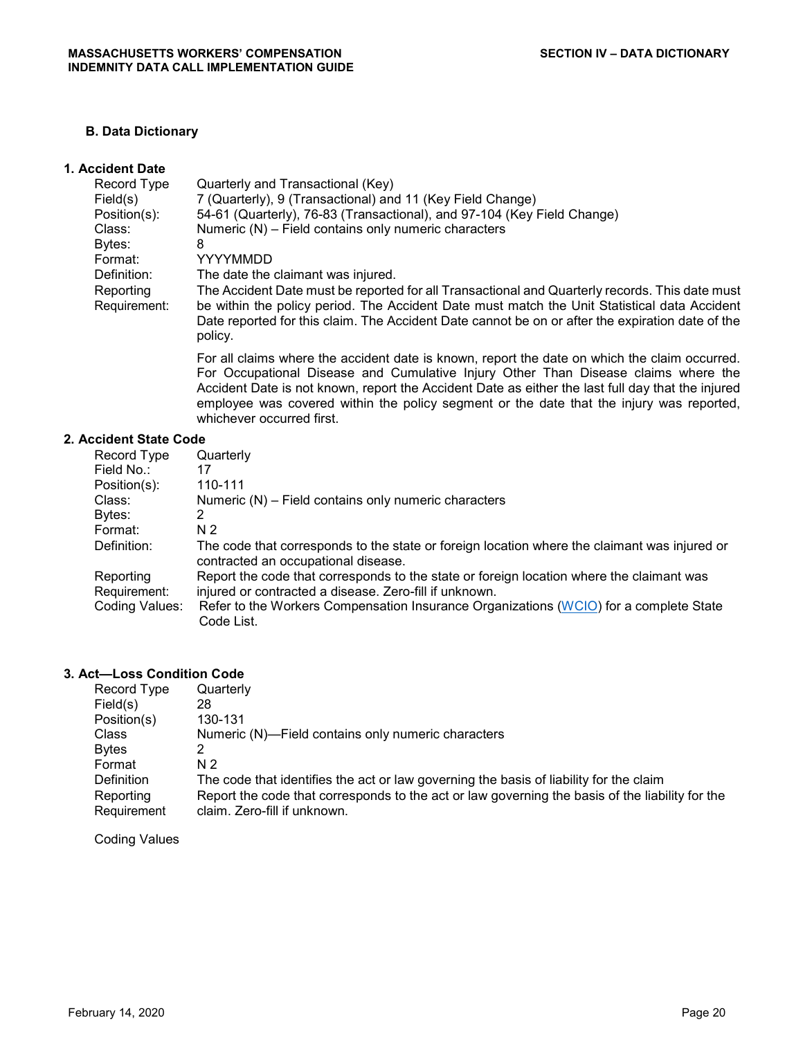## B. Data Dictionary

### 1. Accident Date

| | |
|---|---|
| Record Type | Quarterly and Transactional (Key) |
| Field(s) | 7 (Quarterly), 9 (Transactional) and 11 (Key Field Change) |
| Position(s): | 54-61 (Quarterly), 76-83 (Transactional), and 97-104 (Key Field Change) |
| Class: | Numeric (N) – Field contains only numeric characters |
| Bytes: | 8 |
| Format: | YYYYMMDD |
| Definition: | The date the claimant was injured. |
| Reporting Requirement: | The Accident Date must be reported for all Transactional and Quarterly records. This date must be within the policy period. The Accident Date must match the Unit Statistical data Accident Date reported for this claim. The Accident Date cannot be on or after the expiration date of the policy.<br><br>For all claims where the accident date is known, report the date on which the claim occurred. For Occupational Disease and Cumulative Injury Other Than Disease claims where the Accident Date is not known, report the Accident Date as either the last full day that the injured employee was covered within the policy segment or the date that the injury was reported, whichever occurred first. |

### 2. Accident State Code

| | |
|---|---|
| Record Type | Quarterly |
| Field No.: | 17 |
| Position(s): | 110-111 |
| Class: | Numeric (N) – Field contains only numeric characters |
| Bytes: | 2 |
| Format: | N 2 |
| Definition: | The code that corresponds to the state or foreign location where the claimant was injured or contracted an occupational disease. |
| Reporting Requirement: | Report the code that corresponds to the state or foreign location where the claimant was injured or contracted a disease. Zero-fill if unknown. |
| Coding Values: | Refer to the Workers Compensation Insurance Organizations (WCIO) for a complete State Code List. |

### 3. Act—Loss Condition Code

| | |
|---|---|
| Record Type | Quarterly |
| Field(s) | 28 |
| Position(s) | 130-131 |
| Class | Numeric (N)—Field contains only numeric characters |
| Bytes | 2 |
| Format | N 2 |
| Definition | The code that identifies the act or law governing the basis of liability for the claim |
| Reporting Requirement | Report the code that corresponds to the act or law governing the basis of the liability for the claim. Zero-fill if unknown. |

Coding Values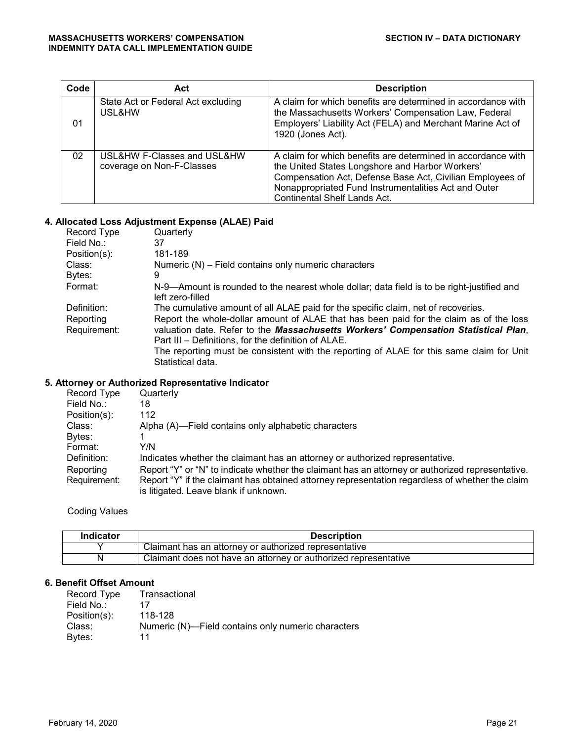| Code | Act | Description |
|---|---|---|
| 01 | State Act or Federal Act excluding USL&HW | A claim for which benefits are determined in accordance with the Massachusetts Workers' Compensation Law, Federal Employers' Liability Act (FELA) and Merchant Marine Act of 1920 (Jones Act). |
| 02 | USL&HW F-Classes and USL&HW coverage on Non-F-Classes | A claim for which benefits are determined in accordance with the United States Longshore and Harbor Workers' Compensation Act, Defense Base Act, Civilian Employees of Nonappropriated Fund Instrumentalities Act and Outer Continental Shelf Lands Act. |

### 4. Allocated Loss Adjustment Expense (ALAE) Paid

Record Type: Quarterly
Field No.: 37
Position(s): 181-189
Class: Numeric (N) – Field contains only numeric characters
Bytes: 9
Format: N-9—Amount is rounded to the nearest whole dollar; data field is to be right-justified and left zero-filled
Definition: The cumulative amount of all ALAE paid for the specific claim, net of recoveries.
Reporting Requirement: Report the whole-dollar amount of ALAE that has been paid for the claim as of the loss valuation date. Refer to the ***Massachusetts Workers' Compensation Statistical Plan***, Part III – Definitions, for the definition of ALAE.
The reporting must be consistent with the reporting of ALAE for this same claim for Unit Statistical data.

### 5. Attorney or Authorized Representative Indicator

Record Type: Quarterly
Field No.: 18
Position(s): 112
Class: Alpha (A)—Field contains only alphabetic characters
Bytes: 1
Format: Y/N
Definition: Indicates whether the claimant has an attorney or authorized representative.
Reporting Requirement: Report "Y" or "N" to indicate whether the claimant has an attorney or authorized representative. Report "Y" if the claimant has obtained attorney representation regardless of whether the claim is litigated. Leave blank if unknown.

Coding Values

| Indicator | Description |
|---|---|
| Y | Claimant has an attorney or authorized representative |
| N | Claimant does not have an attorney or authorized representative |

### 6. Benefit Offset Amount

Record Type: Transactional
Field No.: 17
Position(s): 118-128
Class: Numeric (N)—Field contains only numeric characters
Bytes: 11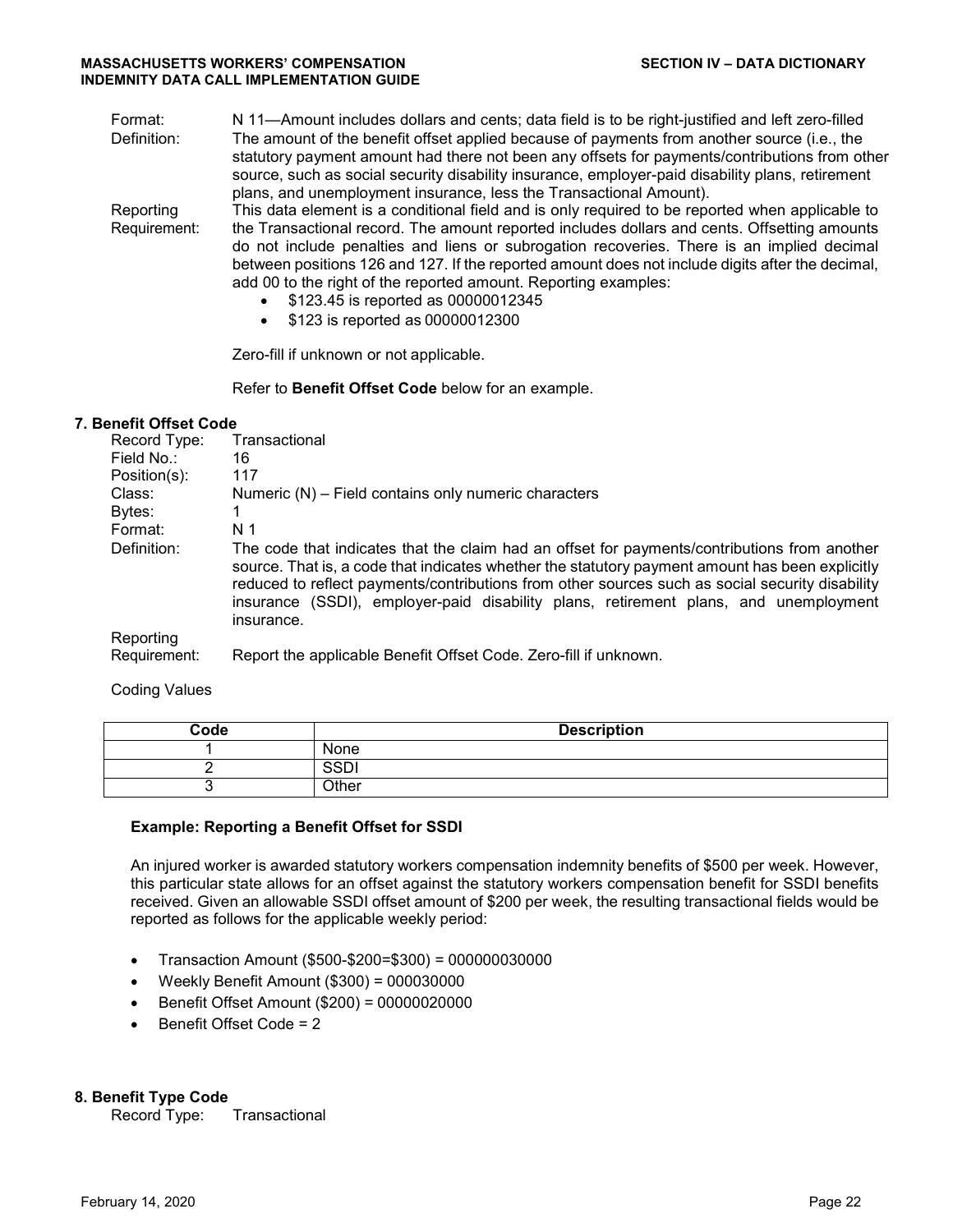Format: N 11—Amount includes dollars and cents; data field is to be right-justified and left zero-filled

Definition: The amount of the benefit offset applied because of payments from another source (i.e., the statutory payment amount had there not been any offsets for payments/contributions from other source, such as social security disability insurance, employer-paid disability plans, retirement plans, and unemployment insurance, less the Transactional Amount).

Reporting Requirement: This data element is a conditional field and is only required to be reported when applicable to the Transactional record. The amount reported includes dollars and cents. Offsetting amounts do not include penalties and liens or subrogation recoveries. There is an implied decimal between positions 126 and 127. If the reported amount does not include digits after the decimal, add 00 to the right of the reported amount. Reporting examples:

- $123.45 is reported as 00000012345
- $123 is reported as 00000012300

Zero-fill if unknown or not applicable.

Refer to **Benefit Offset Code** below for an example.

### 7. Benefit Offset Code

Record Type: Transactional

Field No.: 16

Position(s): 117

Class: Numeric (N) – Field contains only numeric characters

Bytes: 1

Format: N 1

Definition: The code that indicates that the claim had an offset for payments/contributions from another source. That is, a code that indicates whether the statutory payment amount has been explicitly reduced to reflect payments/contributions from other sources such as social security disability insurance (SSDI), employer-paid disability plans, retirement plans, and unemployment insurance.

Reporting Requirement: Report the applicable Benefit Offset Code. Zero-fill if unknown.

Coding Values

| Code | Description |
|---|---|
| 1 | None |
| 2 | SSDI |
| 3 | Other |

**Example: Reporting a Benefit Offset for SSDI**

An injured worker is awarded statutory workers compensation indemnity benefits of $500 per week. However, this particular state allows for an offset against the statutory workers compensation benefit for SSDI benefits received. Given an allowable SSDI offset amount of $200 per week, the resulting transactional fields would be reported as follows for the applicable weekly period:

- Transaction Amount ($500-$200=$300) = 000000030000
- Weekly Benefit Amount ($300) = 000030000
- Benefit Offset Amount ($200) = 00000020000
- Benefit Offset Code = 2

### 8. Benefit Type Code

Record Type: Transactional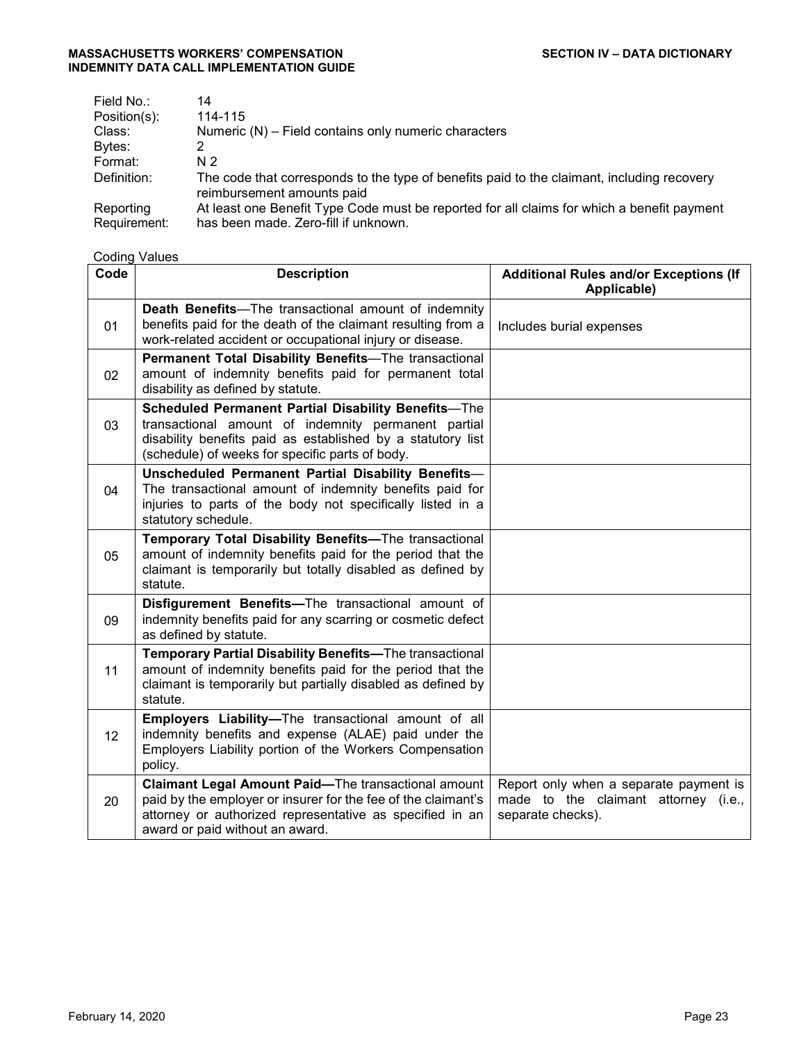| | |
|---|---|
| Field No.: | 14 |
| Position(s): | 114-115 |
| Class: | Numeric (N) – Field contains only numeric characters |
| Bytes: | 2 |
| Format: | N 2 |
| Definition: | The code that corresponds to the type of benefits paid to the claimant, including recovery reimbursement amounts paid |
| Reporting Requirement: | At least one Benefit Type Code must be reported for all claims for which a benefit payment has been made. Zero-fill if unknown. |

Coding Values

| Code | Description | Additional Rules and/or Exceptions (If Applicable) |
|---|---|---|
| 01 | **Death Benefits**—The transactional amount of indemnity benefits paid for the death of the claimant resulting from a work-related accident or occupational injury or disease. | Includes burial expenses |
| 02 | **Permanent Total Disability Benefits**—The transactional amount of indemnity benefits paid for permanent total disability as defined by statute. | |
| 03 | **Scheduled Permanent Partial Disability Benefits**—The transactional amount of indemnity permanent partial disability benefits paid as established by a statutory list (schedule) of weeks for specific parts of body. | |
| 04 | **Unscheduled Permanent Partial Disability Benefits**—The transactional amount of indemnity benefits paid for injuries to parts of the body not specifically listed in a statutory schedule. | |
| 05 | **Temporary Total Disability Benefits—**The transactional amount of indemnity benefits paid for the period that the claimant is temporarily but totally disabled as defined by statute. | |
| 09 | **Disfigurement Benefits—**The transactional amount of indemnity benefits paid for any scarring or cosmetic defect as defined by statute. | |
| 11 | **Temporary Partial Disability Benefits—**The transactional amount of indemnity benefits paid for the period that the claimant is temporarily but partially disabled as defined by statute. | |
| 12 | **Employers Liability—**The transactional amount of all indemnity benefits and expense (ALAE) paid under the Employers Liability portion of the Workers Compensation policy. | |
| 20 | **Claimant Legal Amount Paid—**The transactional amount paid by the employer or insurer for the fee of the claimant's attorney or authorized representative as specified in an award or paid without an award. | Report only when a separate payment is made to the claimant attorney (i.e., separate checks). |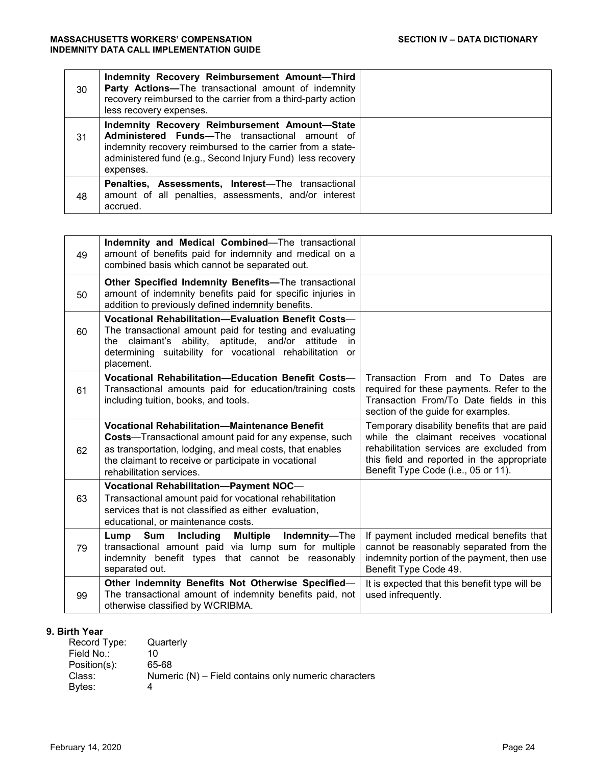| | | |
|---|---|---|
| 30 | **Indemnity Recovery Reimbursement Amount—Third Party Actions—**The transactional amount of indemnity recovery reimbursed to the carrier from a third-party action less recovery expenses. | |
| 31 | **Indemnity Recovery Reimbursement Amount—State Administered Funds—**The transactional amount of indemnity recovery reimbursed to the carrier from a state-administered fund (e.g., Second Injury Fund) less recovery expenses. | |
| 48 | **Penalties, Assessments, Interest**—The transactional amount of all penalties, assessments, and/or interest accrued. | |

| | | |
|---|---|---|
| 49 | **Indemnity and Medical Combined**—The transactional amount of benefits paid for indemnity and medical on a combined basis which cannot be separated out. | |
| 50 | **Other Specified Indemnity Benefits—**The transactional amount of indemnity benefits paid for specific injuries in addition to previously defined indemnity benefits. | |
| 60 | **Vocational Rehabilitation—Evaluation Benefit Costs**—The transactional amount paid for testing and evaluating the claimant's ability, aptitude, and/or attitude in determining suitability for vocational rehabilitation or placement. | |
| 61 | **Vocational Rehabilitation—Education Benefit Costs**—Transactional amounts paid for education/training costs including tuition, books, and tools. | Transaction From and To Dates are required for these payments. Refer to the Transaction From/To Date fields in this section of the guide for examples. |
| 62 | **Vocational Rehabilitation—Maintenance Benefit Costs**—Transactional amount paid for any expense, such as transportation, lodging, and meal costs, that enables the claimant to receive or participate in vocational rehabilitation services. | Temporary disability benefits that are paid while the claimant receives vocational rehabilitation services are excluded from this field and reported in the appropriate Benefit Type Code (i.e., 05 or 11). |
| 63 | **Vocational Rehabilitation—Payment NOC**—Transactional amount paid for vocational rehabilitation services that is not classified as either evaluation, educational, or maintenance costs. | |
| 79 | **Lump Sum Including Multiple Indemnity**—The transactional amount paid via lump sum for multiple indemnity benefit types that cannot be reasonably separated out. | If payment included medical benefits that cannot be reasonably separated from the indemnity portion of the payment, then use Benefit Type Code 49. |
| 99 | **Other Indemnity Benefits Not Otherwise Specified**—The transactional amount of indemnity benefits paid, not otherwise classified by WCRIBMA. | It is expected that this benefit type will be used infrequently. |

### 9. Birth Year

Record Type: Quarterly
Field No.: 10
Position(s): 65-68
Class: Numeric (N) – Field contains only numeric characters
Bytes: 4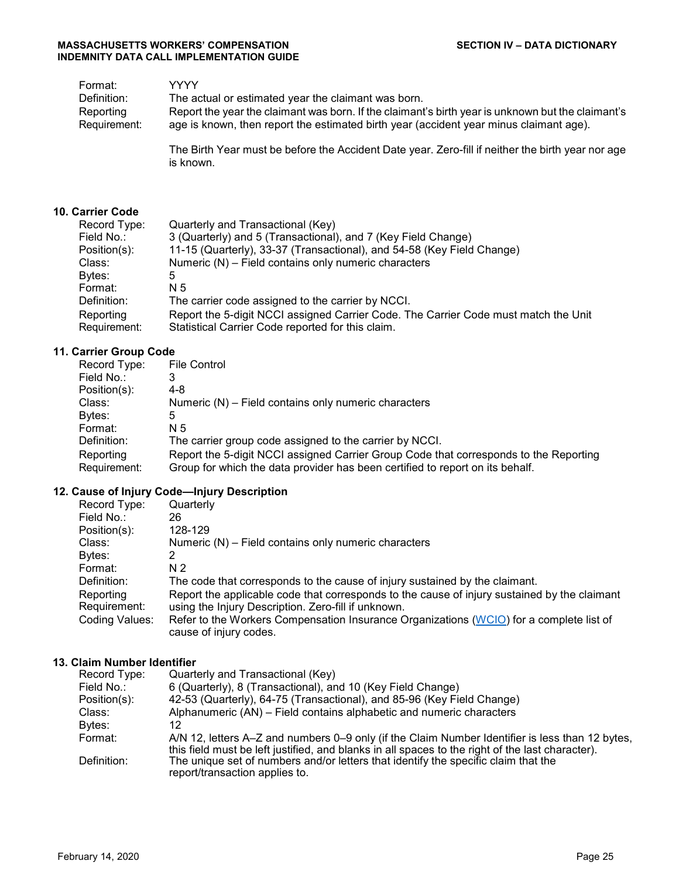| | |
|---|---|
| Format: | YYYY |
| Definition: | The actual or estimated year the claimant was born. |
| Reporting Requirement: | Report the year the claimant was born. If the claimant's birth year is unknown but the claimant's age is known, then report the estimated birth year (accident year minus claimant age).<br><br>The Birth Year must be before the Accident Date year. Zero-fill if neither the birth year nor age is known. |

### 10. Carrier Code

| | |
|---|---|
| Record Type: | Quarterly and Transactional (Key) |
| Field No.: | 3 (Quarterly) and 5 (Transactional), and 7 (Key Field Change) |
| Position(s): | 11-15 (Quarterly), 33-37 (Transactional), and 54-58 (Key Field Change) |
| Class: | Numeric (N) – Field contains only numeric characters |
| Bytes: | 5 |
| Format: | N 5 |
| Definition: | The carrier code assigned to the carrier by NCCI. |
| Reporting Requirement: | Report the 5-digit NCCI assigned Carrier Code. The Carrier Code must match the Unit Statistical Carrier Code reported for this claim. |

### 11. Carrier Group Code

| | |
|---|---|
| Record Type: | File Control |
| Field No.: | 3 |
| Position(s): | 4-8 |
| Class: | Numeric (N) – Field contains only numeric characters |
| Bytes: | 5 |
| Format: | N 5 |
| Definition: | The carrier group code assigned to the carrier by NCCI. |
| Reporting Requirement: | Report the 5-digit NCCI assigned Carrier Group Code that corresponds to the Reporting Group for which the data provider has been certified to report on its behalf. |

### 12. Cause of Injury Code—Injury Description

| | |
|---|---|
| Record Type: | Quarterly |
| Field No.: | 26 |
| Position(s): | 128-129 |
| Class: | Numeric (N) – Field contains only numeric characters |
| Bytes: | 2 |
| Format: | N 2 |
| Definition: | The code that corresponds to the cause of injury sustained by the claimant. |
| Reporting Requirement: | Report the applicable code that corresponds to the cause of injury sustained by the claimant using the Injury Description. Zero-fill if unknown. |
| Coding Values: | Refer to the Workers Compensation Insurance Organizations (WCIO) for a complete list of cause of injury codes. |

### 13. Claim Number Identifier

| | |
|---|---|
| Record Type: | Quarterly and Transactional (Key) |
| Field No.: | 6 (Quarterly), 8 (Transactional), and 10 (Key Field Change) |
| Position(s): | 42-53 (Quarterly), 64-75 (Transactional), and 85-96 (Key Field Change) |
| Class: | Alphanumeric (AN) – Field contains alphabetic and numeric characters |
| Bytes: | 12 |
| Format: | A/N 12, letters A–Z and numbers 0–9 only (if the Claim Number Identifier is less than 12 bytes, this field must be left justified, and blanks in all spaces to the right of the last character). |
| Definition: | The unique set of numbers and/or letters that identify the specific claim that the report/transaction applies to. |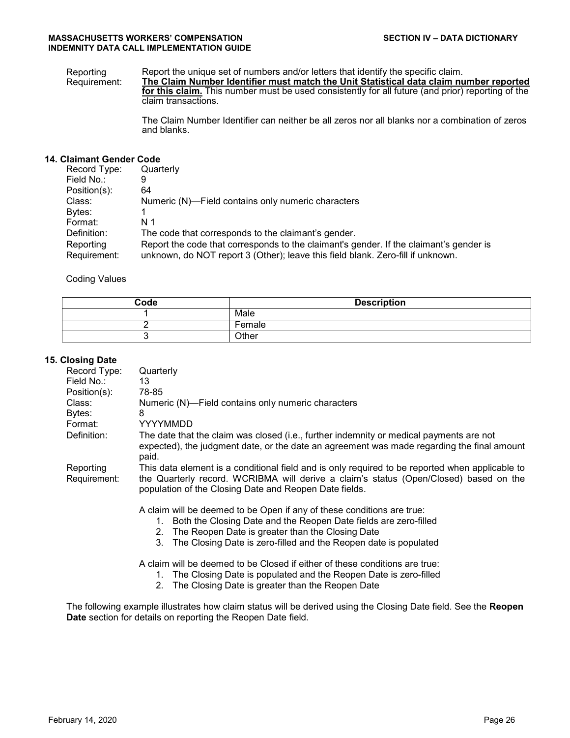Reporting Requirement: Report the unique set of numbers and/or letters that identify the specific claim. **<u>The Claim Number Identifier must match the Unit Statistical data claim number reported for this claim.</u>** This number must be used consistently for all future (and prior) reporting of the claim transactions.

The Claim Number Identifier can neither be all zeros nor all blanks nor a combination of zeros and blanks.

### 14. Claimant Gender Code

Record Type: Quarterly
Field No.: 9
Position(s): 64
Class: Numeric (N)—Field contains only numeric characters
Bytes: 1
Format: N 1
Definition: The code that corresponds to the claimant's gender.
Reporting Requirement: Report the code that corresponds to the claimant's gender. If the claimant's gender is unknown, do NOT report 3 (Other); leave this field blank. Zero-fill if unknown.

Coding Values

| Code | Description |
|---|---|
| 1 | Male |
| 2 | Female |
| 3 | Other |

### 15. Closing Date

Record Type: Quarterly
Field No.: 13
Position(s): 78-85
Class: Numeric (N)—Field contains only numeric characters
Bytes: 8
Format: YYYYMMDD
Definition: The date that the claim was closed (i.e., further indemnity or medical payments are not expected), the judgment date, or the date an agreement was made regarding the final amount paid.
Reporting Requirement: This data element is a conditional field and is only required to be reported when applicable to the Quarterly record. WCRIBMA will derive a claim's status (Open/Closed) based on the population of the Closing Date and Reopen Date fields.

A claim will be deemed to be Open if any of these conditions are true:

1. Both the Closing Date and the Reopen Date fields are zero-filled
2. The Reopen Date is greater than the Closing Date
3. The Closing Date is zero-filled and the Reopen date is populated

A claim will be deemed to be Closed if either of these conditions are true:

1. The Closing Date is populated and the Reopen Date is zero-filled
2. The Closing Date is greater than the Reopen Date

The following example illustrates how claim status will be derived using the Closing Date field. See the **Reopen Date** section for details on reporting the Reopen Date field.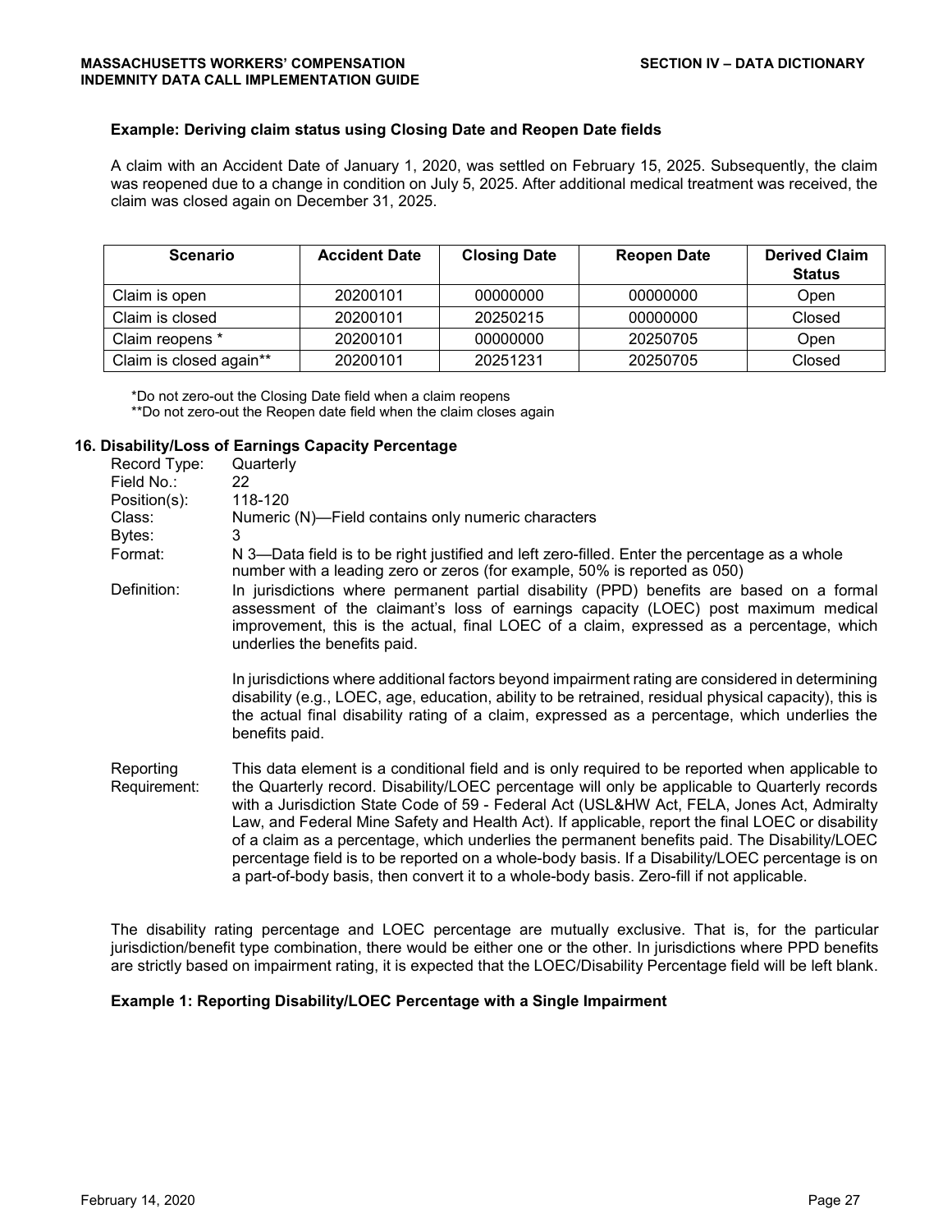**Example: Deriving claim status using Closing Date and Reopen Date fields**

A claim with an Accident Date of January 1, 2020, was settled on February 15, 2025. Subsequently, the claim was reopened due to a change in condition on July 5, 2025. After additional medical treatment was received, the claim was closed again on December 31, 2025.

| Scenario | Accident Date | Closing Date | Reopen Date | Derived Claim Status |
|---|---|---|---|---|
| Claim is open | 20200101 | 00000000 | 00000000 | Open |
| Claim is closed | 20200101 | 20250215 | 00000000 | Closed |
| Claim reopens * | 20200101 | 00000000 | 20250705 | Open |
| Claim is closed again** | 20200101 | 20251231 | 20250705 | Closed |

*Do not zero-out the Closing Date field when a claim reopens
**Do not zero-out the Reopen date field when the claim closes again

### 16. Disability/Loss of Earnings Capacity Percentage

Record Type: Quarterly
Field No.: 22
Position(s): 118-120
Class: Numeric (N)—Field contains only numeric characters
Bytes: 3
Format: N 3—Data field is to be right justified and left zero-filled. Enter the percentage as a whole number with a leading zero or zeros (for example, 50% is reported as 050)

Definition: In jurisdictions where permanent partial disability (PPD) benefits are based on a formal assessment of the claimant's loss of earnings capacity (LOEC) post maximum medical improvement, this is the actual, final LOEC of a claim, expressed as a percentage, which underlies the benefits paid.

In jurisdictions where additional factors beyond impairment rating are considered in determining disability (e.g., LOEC, age, education, ability to be retrained, residual physical capacity), this is the actual final disability rating of a claim, expressed as a percentage, which underlies the benefits paid.

Reporting Requirement: This data element is a conditional field and is only required to be reported when applicable to the Quarterly record. Disability/LOEC percentage will only be applicable to Quarterly records with a Jurisdiction State Code of 59 - Federal Act (USL&HW Act, FELA, Jones Act, Admiralty Law, and Federal Mine Safety and Health Act). If applicable, report the final LOEC or disability of a claim as a percentage, which underlies the permanent benefits paid. The Disability/LOEC percentage field is to be reported on a whole-body basis. If a Disability/LOEC percentage is on a part-of-body basis, then convert it to a whole-body basis. Zero-fill if not applicable.

The disability rating percentage and LOEC percentage are mutually exclusive. That is, for the particular jurisdiction/benefit type combination, there would be either one or the other. In jurisdictions where PPD benefits are strictly based on impairment rating, it is expected that the LOEC/Disability Percentage field will be left blank.

**Example 1: Reporting Disability/LOEC Percentage with a Single Impairment**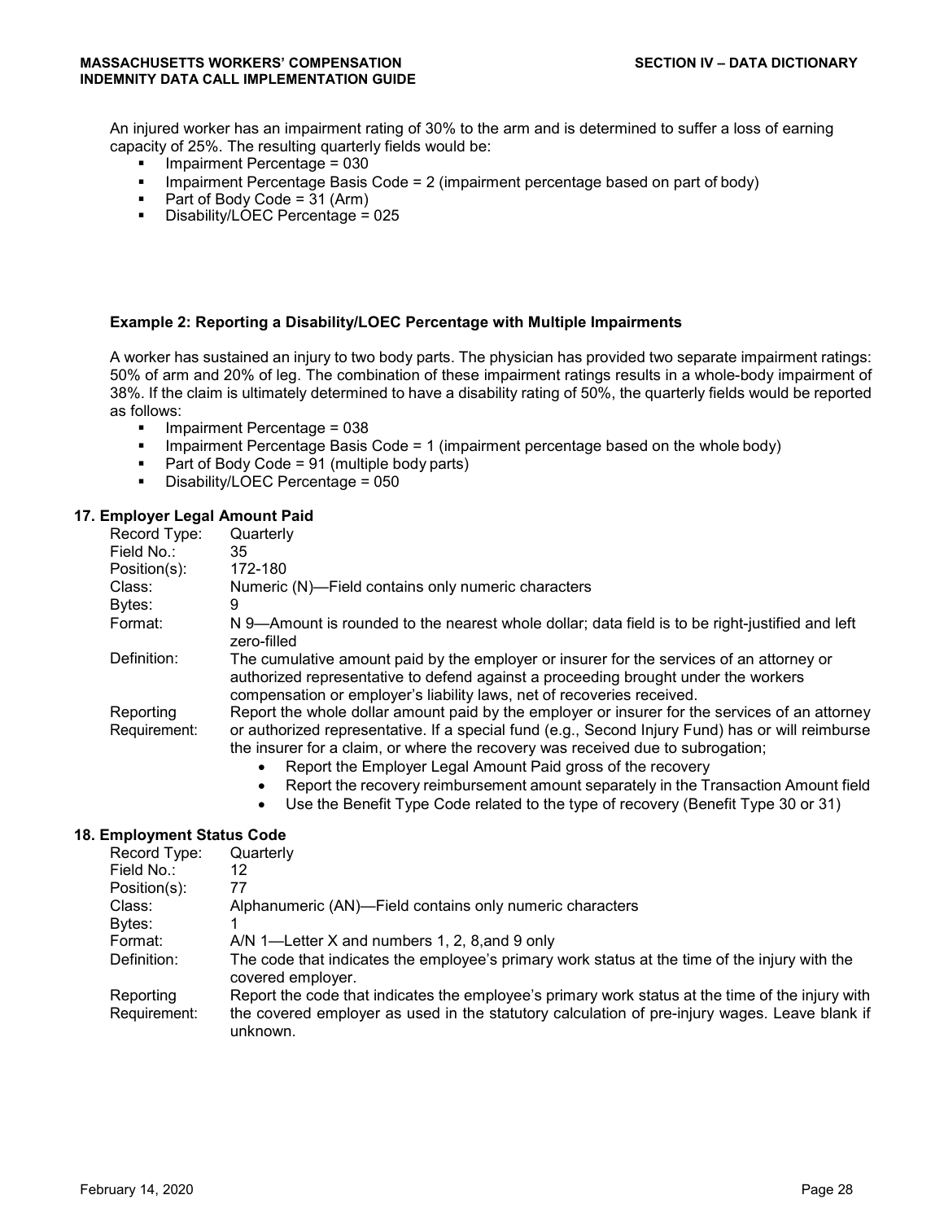An injured worker has an impairment rating of 30% to the arm and is determined to suffer a loss of earning capacity of 25%. The resulting quarterly fields would be:

- Impairment Percentage = 030
- Impairment Percentage Basis Code = 2 (impairment percentage based on part of body)
- Part of Body Code = 31 (Arm)
- Disability/LOEC Percentage = 025

**Example 2: Reporting a Disability/LOEC Percentage with Multiple Impairments**

A worker has sustained an injury to two body parts. The physician has provided two separate impairment ratings: 50% of arm and 20% of leg. The combination of these impairment ratings results in a whole-body impairment of 38%. If the claim is ultimately determined to have a disability rating of 50%, the quarterly fields would be reported as follows:

- Impairment Percentage = 038
- Impairment Percentage Basis Code = 1 (impairment percentage based on the whole body)
- Part of Body Code = 91 (multiple body parts)
- Disability/LOEC Percentage = 050

### 17. Employer Legal Amount Paid

| | |
|---|---|
| Record Type: | Quarterly |
| Field No.: | 35 |
| Position(s): | 172-180 |
| Class: | Numeric (N)—Field contains only numeric characters |
| Bytes: | 9 |
| Format: | N 9—Amount is rounded to the nearest whole dollar; data field is to be right-justified and left zero-filled |
| Definition: | The cumulative amount paid by the employer or insurer for the services of an attorney or authorized representative to defend against a proceeding brought under the workers compensation or employer's liability laws, net of recoveries received. |
| Reporting Requirement: | Report the whole dollar amount paid by the employer or insurer for the services of an attorney or authorized representative. If a special fund (e.g., Second Injury Fund) has or will reimburse the insurer for a claim, or where the recovery was received due to subrogation; <br>• Report the Employer Legal Amount Paid gross of the recovery <br>• Report the recovery reimbursement amount separately in the Transaction Amount field <br>• Use the Benefit Type Code related to the type of recovery (Benefit Type 30 or 31) |

### 18. Employment Status Code

| | |
|---|---|
| Record Type: | Quarterly |
| Field No.: | 12 |
| Position(s): | 77 |
| Class: | Alphanumeric (AN)—Field contains only numeric characters |
| Bytes: | 1 |
| Format: | A/N 1—Letter X and numbers 1, 2, 8,and 9 only |
| Definition: | The code that indicates the employee's primary work status at the time of the injury with the covered employer. |
| Reporting Requirement: | Report the code that indicates the employee's primary work status at the time of the injury with the covered employer as used in the statutory calculation of pre-injury wages. Leave blank if unknown. |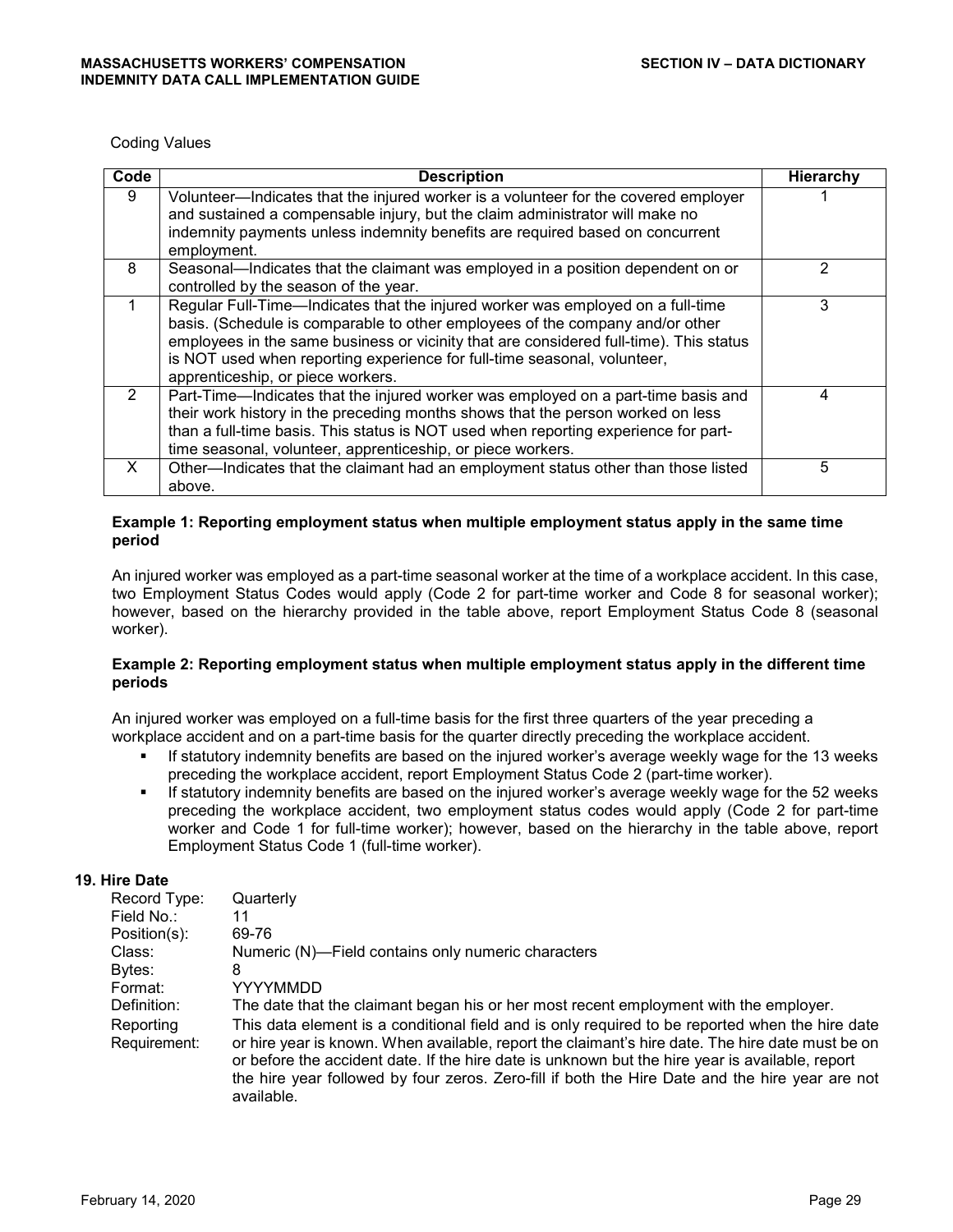Coding Values

| Code | Description | Hierarchy |
|---|---|---|
| 9 | Volunteer—Indicates that the injured worker is a volunteer for the covered employer and sustained a compensable injury, but the claim administrator will make no indemnity payments unless indemnity benefits are required based on concurrent employment. | 1 |
| 8 | Seasonal—Indicates that the claimant was employed in a position dependent on or controlled by the season of the year. | 2 |
| 1 | Regular Full-Time—Indicates that the injured worker was employed on a full-time basis. (Schedule is comparable to other employees of the company and/or other employees in the same business or vicinity that are considered full-time). This status is NOT used when reporting experience for full-time seasonal, volunteer, apprenticeship, or piece workers. | 3 |
| 2 | Part-Time—Indicates that the injured worker was employed on a part-time basis and their work history in the preceding months shows that the person worked on less than a full-time basis. This status is NOT used when reporting experience for part-time seasonal, volunteer, apprenticeship, or piece workers. | 4 |
| X | Other—Indicates that the claimant had an employment status other than those listed above. | 5 |

**Example 1: Reporting employment status when multiple employment status apply in the same time period**

An injured worker was employed as a part-time seasonal worker at the time of a workplace accident. In this case, two Employment Status Codes would apply (Code 2 for part-time worker and Code 8 for seasonal worker); however, based on the hierarchy provided in the table above, report Employment Status Code 8 (seasonal worker).

**Example 2: Reporting employment status when multiple employment status apply in the different time periods**

An injured worker was employed on a full-time basis for the first three quarters of the year preceding a workplace accident and on a part-time basis for the quarter directly preceding the workplace accident.

- If statutory indemnity benefits are based on the injured worker's average weekly wage for the 13 weeks preceding the workplace accident, report Employment Status Code 2 (part-time worker).
- If statutory indemnity benefits are based on the injured worker's average weekly wage for the 52 weeks preceding the workplace accident, two employment status codes would apply (Code 2 for part-time worker and Code 1 for full-time worker); however, based on the hierarchy in the table above, report Employment Status Code 1 (full-time worker).

### 19. Hire Date

Record Type: Quarterly
Field No.: 11
Position(s): 69-76
Class: Numeric (N)—Field contains only numeric characters
Bytes: 8
Format: YYYYMMDD
Definition: The date that the claimant began his or her most recent employment with the employer.
Reporting Requirement: This data element is a conditional field and is only required to be reported when the hire date or hire year is known. When available, report the claimant's hire date. The hire date must be on or before the accident date. If the hire date is unknown but the hire year is available, report the hire year followed by four zeros. Zero-fill if both the Hire Date and the hire year are not available.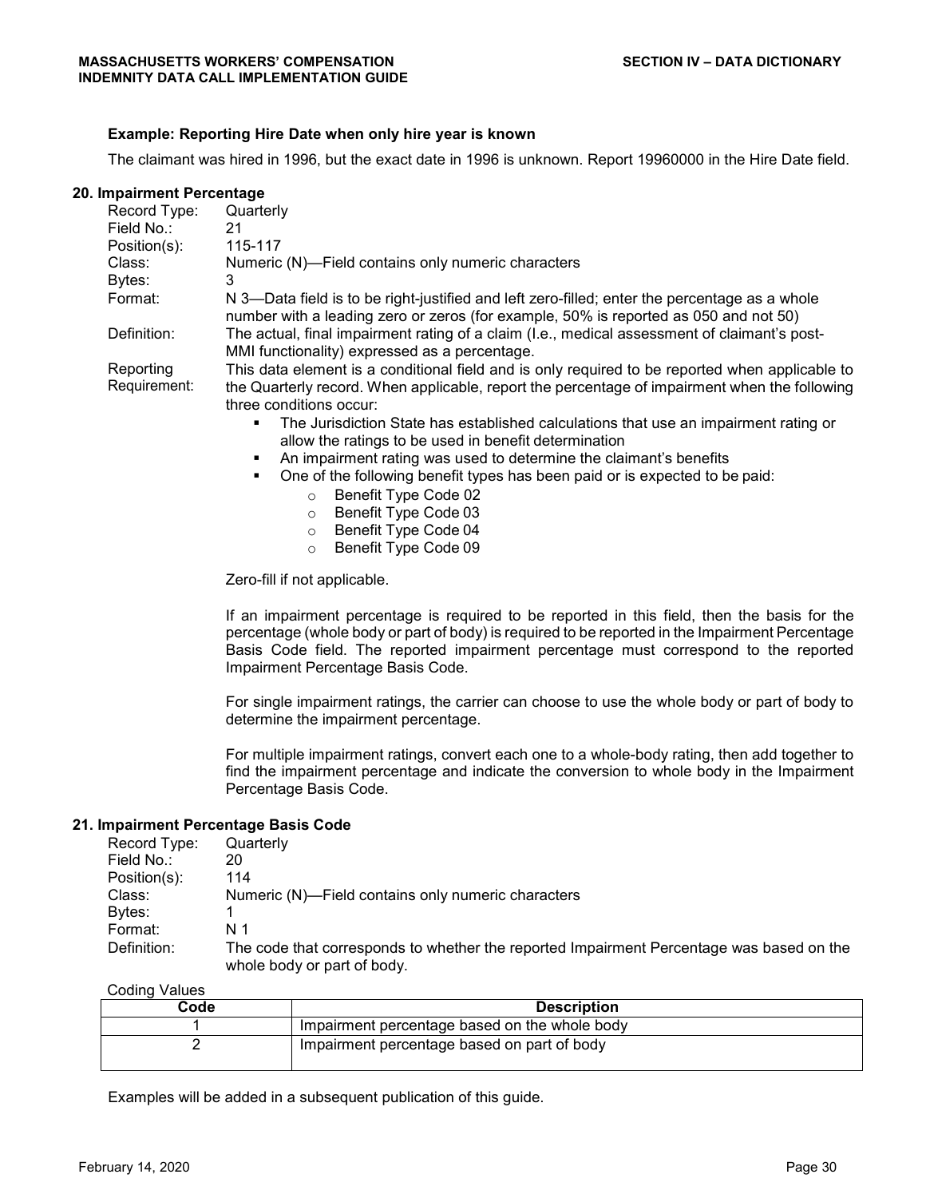**Example: Reporting Hire Date when only hire year is known**

The claimant was hired in 1996, but the exact date in 1996 is unknown. Report 19960000 in the Hire Date field.

### 20. Impairment Percentage

| | |
|---|---|
| Record Type: | Quarterly |
| Field No.: | 21 |
| Position(s): | 115-117 |
| Class: | Numeric (N)—Field contains only numeric characters |
| Bytes: | 3 |
| Format: | N 3—Data field is to be right-justified and left zero-filled; enter the percentage as a whole number with a leading zero or zeros (for example, 50% is reported as 050 and not 50) |
| Definition: | The actual, final impairment rating of a claim (I.e., medical assessment of claimant's post-MMI functionality) expressed as a percentage. |
| Reporting Requirement: | This data element is a conditional field and is only required to be reported when applicable to the Quarterly record. When applicable, report the percentage of impairment when the following three conditions occur: |

- The Jurisdiction State has established calculations that use an impairment rating or allow the ratings to be used in benefit determination
- An impairment rating was used to determine the claimant's benefits
- One of the following benefit types has been paid or is expected to be paid:
  - Benefit Type Code 02
  - Benefit Type Code 03
  - Benefit Type Code 04
  - Benefit Type Code 09

Zero-fill if not applicable.

If an impairment percentage is required to be reported in this field, then the basis for the percentage (whole body or part of body) is required to be reported in the Impairment Percentage Basis Code field. The reported impairment percentage must correspond to the reported Impairment Percentage Basis Code.

For single impairment ratings, the carrier can choose to use the whole body or part of body to determine the impairment percentage.

For multiple impairment ratings, convert each one to a whole-body rating, then add together to find the impairment percentage and indicate the conversion to whole body in the Impairment Percentage Basis Code.

### 21. Impairment Percentage Basis Code

| | |
|---|---|
| Record Type: | Quarterly |
| Field No.: | 20 |
| Position(s): | 114 |
| Class: | Numeric (N)—Field contains only numeric characters |
| Bytes: | 1 |
| Format: | N 1 |
| Definition: | The code that corresponds to whether the reported Impairment Percentage was based on the whole body or part of body. |

Coding Values

| Code | Description |
|---|---|
| 1 | Impairment percentage based on the whole body |
| 2 | Impairment percentage based on part of body |

Examples will be added in a subsequent publication of this guide.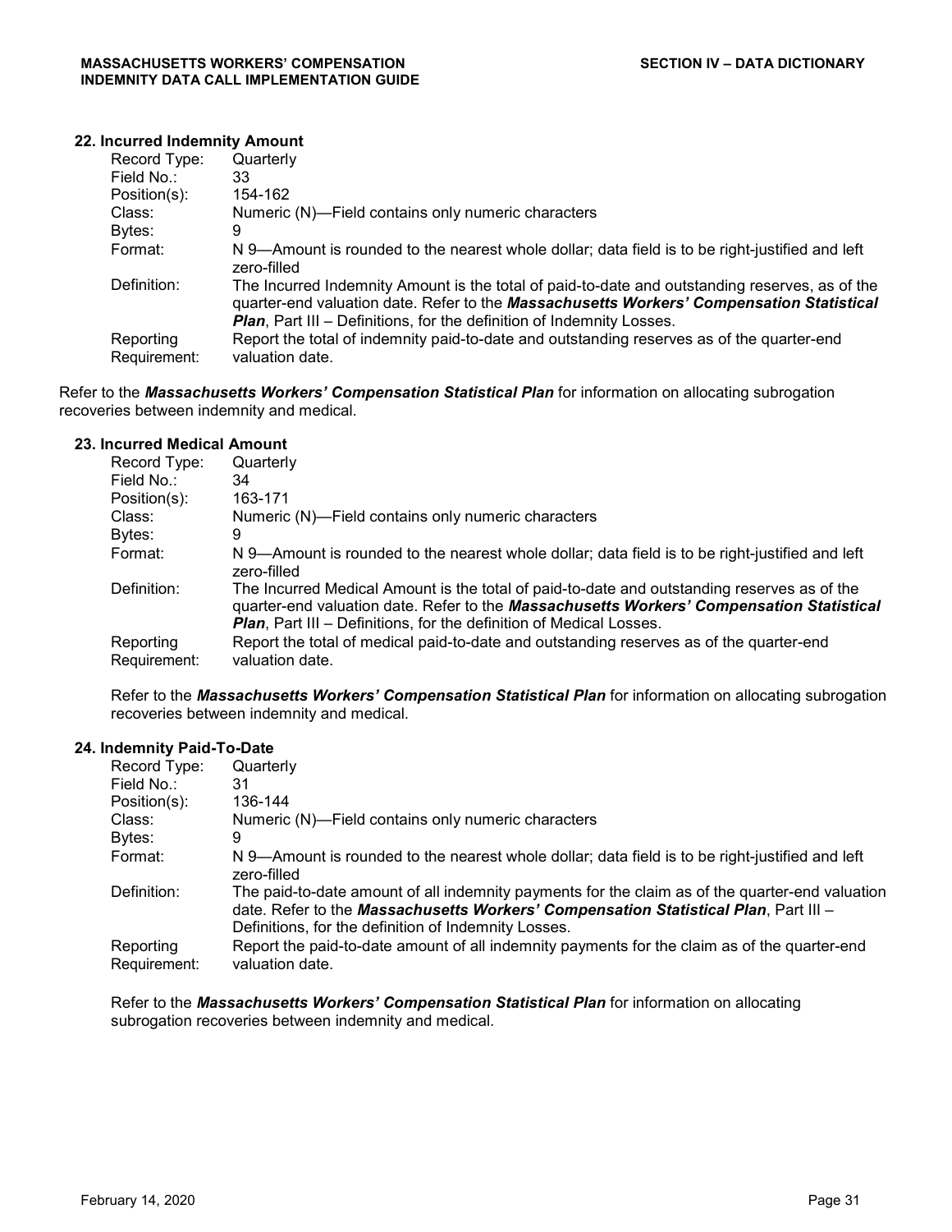### 22. Incurred Indemnity Amount

| | |
|---|---|
| Record Type: | Quarterly |
| Field No.: | 33 |
| Position(s): | 154-162 |
| Class: | Numeric (N)—Field contains only numeric characters |
| Bytes: | 9 |
| Format: | N 9—Amount is rounded to the nearest whole dollar; data field is to be right-justified and left zero-filled |
| Definition: | The Incurred Indemnity Amount is the total of paid-to-date and outstanding reserves, as of the quarter-end valuation date. Refer to the ***Massachusetts Workers' Compensation Statistical Plan***, Part III – Definitions, for the definition of Indemnity Losses. |
| Reporting Requirement: | Report the total of indemnity paid-to-date and outstanding reserves as of the quarter-end valuation date. |

Refer to the ***Massachusetts Workers' Compensation Statistical Plan*** for information on allocating subrogation recoveries between indemnity and medical.

### 23. Incurred Medical Amount

| | |
|---|---|
| Record Type: | Quarterly |
| Field No.: | 34 |
| Position(s): | 163-171 |
| Class: | Numeric (N)—Field contains only numeric characters |
| Bytes: | 9 |
| Format: | N 9—Amount is rounded to the nearest whole dollar; data field is to be right-justified and left zero-filled |
| Definition: | The Incurred Medical Amount is the total of paid-to-date and outstanding reserves as of the quarter-end valuation date. Refer to the ***Massachusetts Workers' Compensation Statistical Plan***, Part III – Definitions, for the definition of Medical Losses. |
| Reporting Requirement: | Report the total of medical paid-to-date and outstanding reserves as of the quarter-end valuation date. |

Refer to the ***Massachusetts Workers' Compensation Statistical Plan*** for information on allocating subrogation recoveries between indemnity and medical.

### 24. Indemnity Paid-To-Date

| | |
|---|---|
| Record Type: | Quarterly |
| Field No.: | 31 |
| Position(s): | 136-144 |
| Class: | Numeric (N)—Field contains only numeric characters |
| Bytes: | 9 |
| Format: | N 9—Amount is rounded to the nearest whole dollar; data field is to be right-justified and left zero-filled |
| Definition: | The paid-to-date amount of all indemnity payments for the claim as of the quarter-end valuation date. Refer to the ***Massachusetts Workers' Compensation Statistical Plan***, Part III – Definitions, for the definition of Indemnity Losses. |
| Reporting Requirement: | Report the paid-to-date amount of all indemnity payments for the claim as of the quarter-end valuation date. |

Refer to the ***Massachusetts Workers' Compensation Statistical Plan*** for information on allocating subrogation recoveries between indemnity and medical.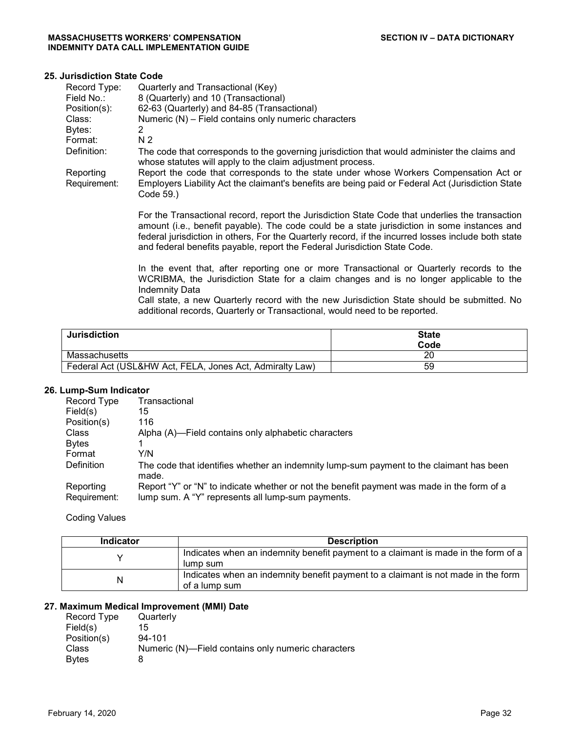### 25. Jurisdiction State Code

| | |
|---|---|
| Record Type: | Quarterly and Transactional (Key) |
| Field No.: | 8 (Quarterly) and 10 (Transactional) |
| Position(s): | 62-63 (Quarterly) and 84-85 (Transactional) |
| Class: | Numeric (N) – Field contains only numeric characters |
| Bytes: | 2 |
| Format: | N 2 |
| Definition: | The code that corresponds to the governing jurisdiction that would administer the claims and whose statutes will apply to the claim adjustment process. |
| Reporting Requirement: | Report the code that corresponds to the state under whose Workers Compensation Act or Employers Liability Act the claimant's benefits are being paid or Federal Act (Jurisdiction State Code 59.) |

For the Transactional record, report the Jurisdiction State Code that underlies the transaction amount (i.e., benefit payable). The code could be a state jurisdiction in some instances and federal jurisdiction in others, For the Quarterly record, if the incurred losses include both state and federal benefits payable, report the Federal Jurisdiction State Code.

In the event that, after reporting one or more Transactional or Quarterly records to the WCRIBMA, the Jurisdiction State for a claim changes and is no longer applicable to the Indemnity Data

Call state, a new Quarterly record with the new Jurisdiction State should be submitted. No additional records, Quarterly or Transactional, would need to be reported.

| Jurisdiction | State Code |
|---|---|
| Massachusetts | 20 |
| Federal Act (USL&HW Act, FELA, Jones Act, Admiralty Law) | 59 |

### 26. Lump-Sum Indicator

| | |
|---|---|
| Record Type | Transactional |
| Field(s) | 15 |
| Position(s) | 116 |
| Class | Alpha (A)—Field contains only alphabetic characters |
| Bytes | 1 |
| Format | Y/N |
| Definition | The code that identifies whether an indemnity lump-sum payment to the claimant has been made. |
| Reporting Requirement: | Report "Y" or "N" to indicate whether or not the benefit payment was made in the form of a lump sum. A "Y" represents all lump-sum payments. |

Coding Values

| Indicator | Description |
|---|---|
| Y | Indicates when an indemnity benefit payment to a claimant is made in the form of a lump sum |
| N | Indicates when an indemnity benefit payment to a claimant is not made in the form of a lump sum |

### 27. Maximum Medical Improvement (MMI) Date

| | |
|---|---|
| Record Type | Quarterly |
| Field(s) | 15 |
| Position(s) | 94-101 |
| Class | Numeric (N)—Field contains only numeric characters |
| Bytes | 8 |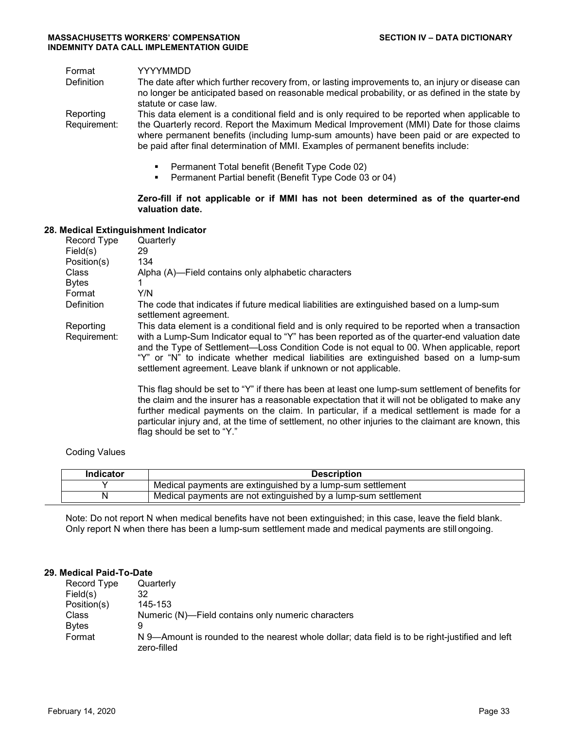| | |
|---|---|
| Format | YYYYMMDD |
| Definition | The date after which further recovery from, or lasting improvements to, an injury or disease can no longer be anticipated based on reasonable medical probability, or as defined in the state by statute or case law. |
| Reporting Requirement: | This data element is a conditional field and is only required to be reported when applicable to the Quarterly record. Report the Maximum Medical Improvement (MMI) Date for those claims where permanent benefits (including lump-sum amounts) have been paid or are expected to be paid after final determination of MMI. Examples of permanent benefits include: |

- Permanent Total benefit (Benefit Type Code 02)
- Permanent Partial benefit (Benefit Type Code 03 or 04)

**Zero-fill if not applicable or if MMI has not been determined as of the quarter-end valuation date.**

### 28. Medical Extinguishment Indicator

| | |
|---|---|
| Record Type | Quarterly |
| Field(s) | 29 |
| Position(s) | 134 |
| Class | Alpha (A)—Field contains only alphabetic characters |
| Bytes | 1 |
| Format | Y/N |
| Definition | The code that indicates if future medical liabilities are extinguished based on a lump-sum settlement agreement. |
| Reporting Requirement: | This data element is a conditional field and is only required to be reported when a transaction with a Lump-Sum Indicator equal to "Y" has been reported as of the quarter-end valuation date and the Type of Settlement—Loss Condition Code is not equal to 00. When applicable, report "Y" or "N" to indicate whether medical liabilities are extinguished based on a lump-sum settlement agreement. Leave blank if unknown or not applicable. |

This flag should be set to "Y" if there has been at least one lump-sum settlement of benefits for the claim and the insurer has a reasonable expectation that it will not be obligated to make any further medical payments on the claim. In particular, if a medical settlement is made for a particular injury and, at the time of settlement, no other injuries to the claimant are known, this flag should be set to "Y."

Coding Values

| Indicator | Description |
|---|---|
| Y | Medical payments are extinguished by a lump-sum settlement |
| N | Medical payments are not extinguished by a lump-sum settlement |

Note: Do not report N when medical benefits have not been extinguished; in this case, leave the field blank. Only report N when there has been a lump-sum settlement made and medical payments are still ongoing.

### 29. Medical Paid-To-Date

| | |
|---|---|
| Record Type | Quarterly |
| Field(s) | 32 |
| Position(s) | 145-153 |
| Class | Numeric (N)—Field contains only numeric characters |
| Bytes | 9 |
| Format | N 9—Amount is rounded to the nearest whole dollar; data field is to be right-justified and left zero-filled |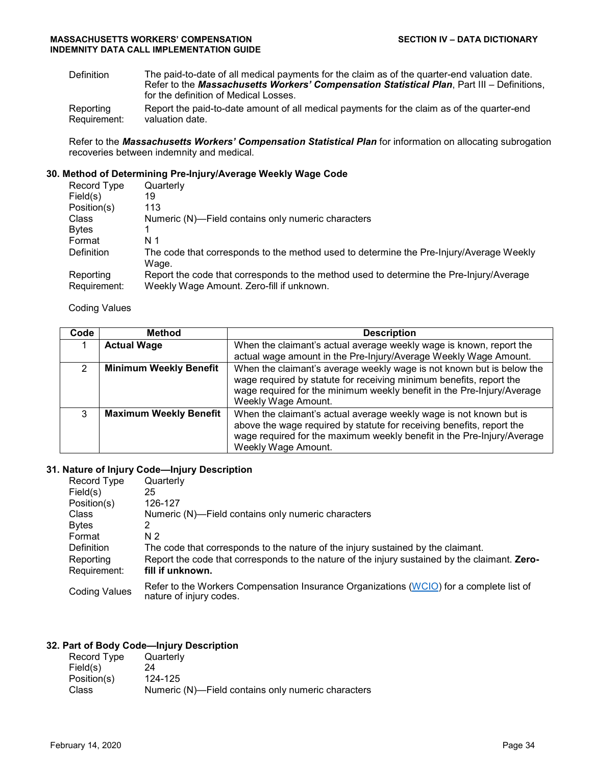| | |
|---|---|
| Definition | The paid-to-date of all medical payments for the claim as of the quarter-end valuation date. Refer to the ***Massachusetts Workers' Compensation Statistical Plan***, Part III – Definitions, for the definition of Medical Losses. |
| Reporting Requirement: | Report the paid-to-date amount of all medical payments for the claim as of the quarter-end valuation date. |

Refer to the ***Massachusetts Workers' Compensation Statistical Plan*** for information on allocating subrogation recoveries between indemnity and medical.

### 30. Method of Determining Pre-Injury/Average Weekly Wage Code

| | |
|---|---|
| Record Type | Quarterly |
| Field(s) | 19 |
| Position(s) | 113 |
| Class | Numeric (N)—Field contains only numeric characters |
| Bytes | 1 |
| Format | N 1 |
| Definition | The code that corresponds to the method used to determine the Pre-Injury/Average Weekly Wage. |
| Reporting Requirement: | Report the code that corresponds to the method used to determine the Pre-Injury/Average Weekly Wage Amount. Zero-fill if unknown. |

Coding Values

| Code | Method | Description |
|---|---|---|
| 1 | **Actual Wage** | When the claimant's actual average weekly wage is known, report the actual wage amount in the Pre-Injury/Average Weekly Wage Amount. |
| 2 | **Minimum Weekly Benefit** | When the claimant's average weekly wage is not known but is below the wage required by statute for receiving minimum benefits, report the wage required for the minimum weekly benefit in the Pre-Injury/Average Weekly Wage Amount. |
| 3 | **Maximum Weekly Benefit** | When the claimant's actual average weekly wage is not known but is above the wage required by statute for receiving benefits, report the wage required for the maximum weekly benefit in the Pre-Injury/Average Weekly Wage Amount. |

### 31. Nature of Injury Code—Injury Description

| | |
|---|---|
| Record Type | Quarterly |
| Field(s) | 25 |
| Position(s) | 126-127 |
| Class | Numeric (N)—Field contains only numeric characters |
| Bytes | 2 |
| Format | N 2 |
| Definition | The code that corresponds to the nature of the injury sustained by the claimant. |
| Reporting Requirement: | Report the code that corresponds to the nature of the injury sustained by the claimant. **Zero-fill if unknown.** |
| Coding Values | Refer to the Workers Compensation Insurance Organizations (WCIO) for a complete list of nature of injury codes. |

### 32. Part of Body Code—Injury Description

| | |
|---|---|
| Record Type | Quarterly |
| Field(s) | 24 |
| Position(s) | 124-125 |
| Class | Numeric (N)—Field contains only numeric characters |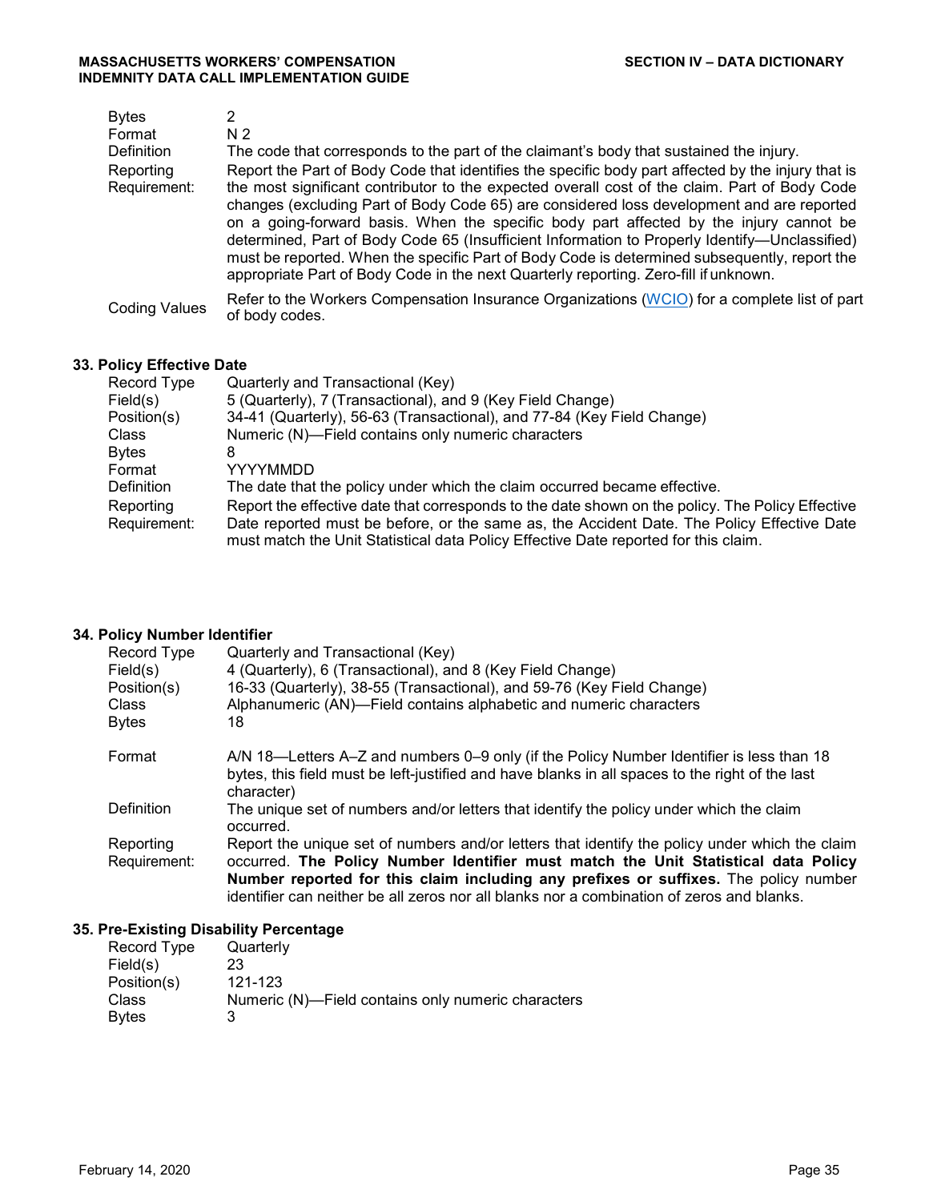| | |
|---|---|
| Bytes | 2 |
| Format | N 2 |
| Definition | The code that corresponds to the part of the claimant's body that sustained the injury. |
| Reporting Requirement: | Report the Part of Body Code that identifies the specific body part affected by the injury that is the most significant contributor to the expected overall cost of the claim. Part of Body Code changes (excluding Part of Body Code 65) are considered loss development and are reported on a going-forward basis. When the specific body part affected by the injury cannot be determined, Part of Body Code 65 (Insufficient Information to Properly Identify—Unclassified) must be reported. When the specific Part of Body Code is determined subsequently, report the appropriate Part of Body Code in the next Quarterly reporting. Zero-fill if unknown. |
| Coding Values | Refer to the Workers Compensation Insurance Organizations (WCIO) for a complete list of part of body codes. |

### 33. Policy Effective Date

| | |
|---|---|
| Record Type | Quarterly and Transactional (Key) |
| Field(s) | 5 (Quarterly), 7 (Transactional), and 9 (Key Field Change) |
| Position(s) | 34-41 (Quarterly), 56-63 (Transactional), and 77-84 (Key Field Change) |
| Class | Numeric (N)—Field contains only numeric characters |
| Bytes | 8 |
| Format | YYYYMMDD |
| Definition | The date that the policy under which the claim occurred became effective. |
| Reporting Requirement: | Report the effective date that corresponds to the date shown on the policy. The Policy Effective Date reported must be before, or the same as, the Accident Date. The Policy Effective Date must match the Unit Statistical data Policy Effective Date reported for this claim. |

### 34. Policy Number Identifier

| | |
|---|---|
| Record Type | Quarterly and Transactional (Key) |
| Field(s) | 4 (Quarterly), 6 (Transactional), and 8 (Key Field Change) |
| Position(s) | 16-33 (Quarterly), 38-55 (Transactional), and 59-76 (Key Field Change) |
| Class | Alphanumeric (AN)—Field contains alphabetic and numeric characters |
| Bytes | 18 |
| Format | A/N 18—Letters A–Z and numbers 0–9 only (if the Policy Number Identifier is less than 18 bytes, this field must be left-justified and have blanks in all spaces to the right of the last character) |
| Definition | The unique set of numbers and/or letters that identify the policy under which the claim occurred. |
| Reporting Requirement: | Report the unique set of numbers and/or letters that identify the policy under which the claim occurred. **The Policy Number Identifier must match the Unit Statistical data Policy Number reported for this claim including any prefixes or suffixes.** The policy number identifier can neither be all zeros nor all blanks nor a combination of zeros and blanks. |

### 35. Pre-Existing Disability Percentage

| | |
|---|---|
| Record Type | Quarterly |
| Field(s) | 23 |
| Position(s) | 121-123 |
| Class | Numeric (N)—Field contains only numeric characters |
| Bytes | 3 |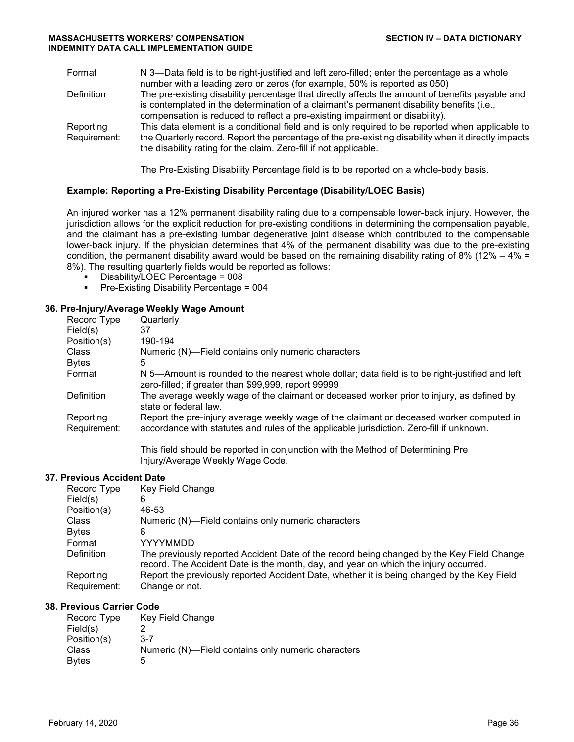| | |
|---|---|
| Format | N 3—Data field is to be right-justified and left zero-filled; enter the percentage as a whole number with a leading zero or zeros (for example, 50% is reported as 050) |
| Definition | The pre-existing disability percentage that directly affects the amount of benefits payable and is contemplated in the determination of a claimant's permanent disability benefits (i.e., compensation is reduced to reflect a pre-existing impairment or disability). |
| Reporting Requirement: | This data element is a conditional field and is only required to be reported when applicable to the Quarterly record. Report the percentage of the pre-existing disability when it directly impacts the disability rating for the claim. Zero-fill if not applicable.<br><br>The Pre-Existing Disability Percentage field is to be reported on a whole-body basis. |

**Example: Reporting a Pre-Existing Disability Percentage (Disability/LOEC Basis)**

An injured worker has a 12% permanent disability rating due to a compensable lower-back injury. However, the jurisdiction allows for the explicit reduction for pre-existing conditions in determining the compensation payable, and the claimant has a pre-existing lumbar degenerative joint disease which contributed to the compensable lower-back injury. If the physician determines that 4% of the permanent disability was due to the pre-existing condition, the permanent disability award would be based on the remaining disability rating of 8% (12% – 4% = 8%). The resulting quarterly fields would be reported as follows:

- Disability/LOEC Percentage = 008
- Pre-Existing Disability Percentage = 004

### 36. Pre-Injury/Average Weekly Wage Amount

| | |
|---|---|
| Record Type | Quarterly |
| Field(s) | 37 |
| Position(s) | 190-194 |
| Class | Numeric (N)—Field contains only numeric characters |
| Bytes | 5 |
| Format | N 5—Amount is rounded to the nearest whole dollar; data field is to be right-justified and left zero-filled; if greater than $99,999, report 99999 |
| Definition | The average weekly wage of the claimant or deceased worker prior to injury, as defined by state or federal law. |
| Reporting Requirement: | Report the pre-injury average weekly wage of the claimant or deceased worker computed in accordance with statutes and rules of the applicable jurisdiction. Zero-fill if unknown.<br><br>This field should be reported in conjunction with the Method of Determining Pre Injury/Average Weekly Wage Code. |

### 37. Previous Accident Date

| | |
|---|---|
| Record Type | Key Field Change |
| Field(s) | 6 |
| Position(s) | 46-53 |
| Class | Numeric (N)—Field contains only numeric characters |
| Bytes | 8 |
| Format | YYYYMMDD |
| Definition | The previously reported Accident Date of the record being changed by the Key Field Change record. The Accident Date is the month, day, and year on which the injury occurred. |
| Reporting Requirement: | Report the previously reported Accident Date, whether it is being changed by the Key Field Change or not. |

### 38. Previous Carrier Code

| | |
|---|---|
| Record Type | Key Field Change |
| Field(s) | 2 |
| Position(s) | 3-7 |
| Class | Numeric (N)—Field contains only numeric characters |
| Bytes | 5 |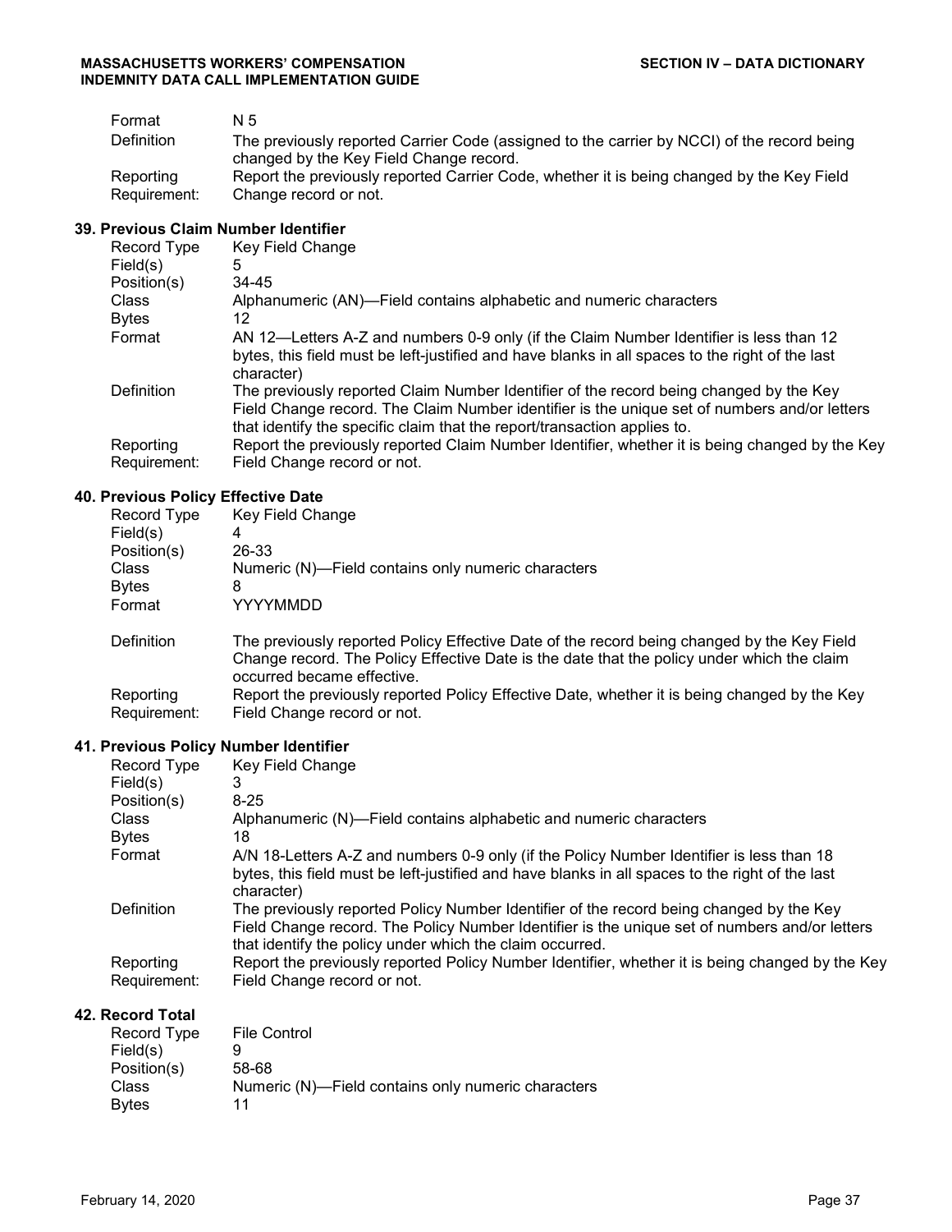| | |
|---|---|
| Format | N 5 |
| Definition | The previously reported Carrier Code (assigned to the carrier by NCCI) of the record being changed by the Key Field Change record. |
| Reporting Requirement: | Report the previously reported Carrier Code, whether it is being changed by the Key Field Change record or not. |

### 39. Previous Claim Number Identifier

| | |
|---|---|
| Record Type | Key Field Change |
| Field(s) | 5 |
| Position(s) | 34-45 |
| Class | Alphanumeric (AN)—Field contains alphabetic and numeric characters |
| Bytes | 12 |
| Format | AN 12—Letters A-Z and numbers 0-9 only (if the Claim Number Identifier is less than 12 bytes, this field must be left-justified and have blanks in all spaces to the right of the last character) |
| Definition | The previously reported Claim Number Identifier of the record being changed by the Key Field Change record. The Claim Number identifier is the unique set of numbers and/or letters that identify the specific claim that the report/transaction applies to. |
| Reporting Requirement: | Report the previously reported Claim Number Identifier, whether it is being changed by the Key Field Change record or not. |

### 40. Previous Policy Effective Date

| | |
|---|---|
| Record Type | Key Field Change |
| Field(s) | 4 |
| Position(s) | 26-33 |
| Class | Numeric (N)—Field contains only numeric characters |
| Bytes | 8 |
| Format | YYYYMMDD |
| Definition | The previously reported Policy Effective Date of the record being changed by the Key Field Change record. The Policy Effective Date is the date that the policy under which the claim occurred became effective. |
| Reporting Requirement: | Report the previously reported Policy Effective Date, whether it is being changed by the Key Field Change record or not. |

### 41. Previous Policy Number Identifier

| | |
|---|---|
| Record Type | Key Field Change |
| Field(s) | 3 |
| Position(s) | 8-25 |
| Class | Alphanumeric (N)—Field contains alphabetic and numeric characters |
| Bytes | 18 |
| Format | A/N 18-Letters A-Z and numbers 0-9 only (if the Policy Number Identifier is less than 18 bytes, this field must be left-justified and have blanks in all spaces to the right of the last character) |
| Definition | The previously reported Policy Number Identifier of the record being changed by the Key Field Change record. The Policy Number Identifier is the unique set of numbers and/or letters that identify the policy under which the claim occurred. |
| Reporting Requirement: | Report the previously reported Policy Number Identifier, whether it is being changed by the Key Field Change record or not. |

### 42. Record Total

| | |
|---|---|
| Record Type | File Control |
| Field(s) | 9 |
| Position(s) | 58-68 |
| Class | Numeric (N)—Field contains only numeric characters |
| Bytes | 11 |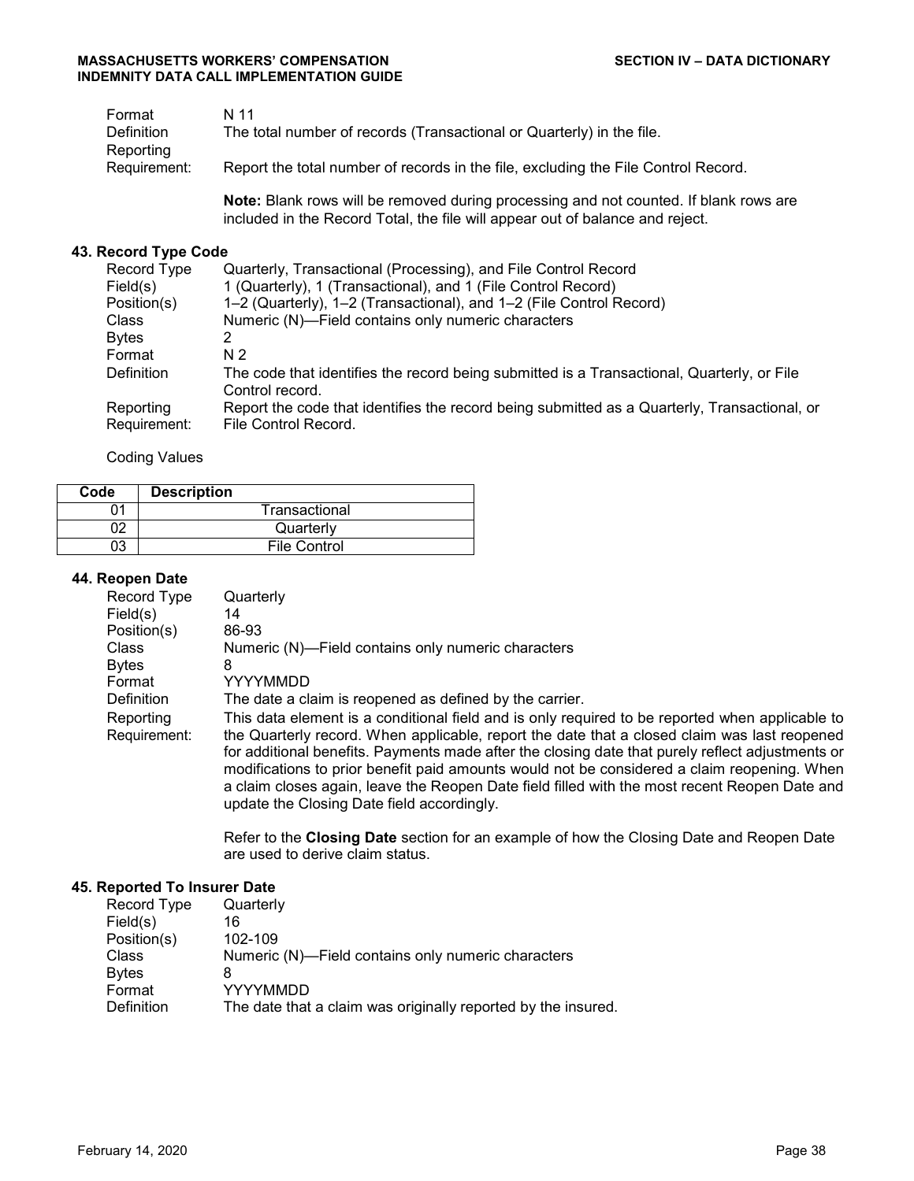| | |
|---|---|
| Format | N 11 |
| Definition | The total number of records (Transactional or Quarterly) in the file. |
| Reporting Requirement: | Report the total number of records in the file, excluding the File Control Record. |

**Note:** Blank rows will be removed during processing and not counted. If blank rows are included in the Record Total, the file will appear out of balance and reject.

### 43. Record Type Code

| | |
|---|---|
| Record Type | Quarterly, Transactional (Processing), and File Control Record |
| Field(s) | 1 (Quarterly), 1 (Transactional), and 1 (File Control Record) |
| Position(s) | 1–2 (Quarterly), 1–2 (Transactional), and 1–2 (File Control Record) |
| Class | Numeric (N)—Field contains only numeric characters |
| Bytes | 2 |
| Format | N 2 |
| Definition | The code that identifies the record being submitted is a Transactional, Quarterly, or File Control record. |
| Reporting Requirement: | Report the code that identifies the record being submitted as a Quarterly, Transactional, or File Control Record. |

Coding Values

| Code | Description |
|---|---|
| 01 | Transactional |
| 02 | Quarterly |
| 03 | File Control |

### 44. Reopen Date

| | |
|---|---|
| Record Type | Quarterly |
| Field(s) | 14 |
| Position(s) | 86-93 |
| Class | Numeric (N)—Field contains only numeric characters |
| Bytes | 8 |
| Format | YYYYMMDD |
| Definition | The date a claim is reopened as defined by the carrier. |
| Reporting Requirement: | This data element is a conditional field and is only required to be reported when applicable to the Quarterly record. When applicable, report the date that a closed claim was last reopened for additional benefits. Payments made after the closing date that purely reflect adjustments or modifications to prior benefit paid amounts would not be considered a claim reopening. When a claim closes again, leave the Reopen Date field filled with the most recent Reopen Date and update the Closing Date field accordingly. |

Refer to the **Closing Date** section for an example of how the Closing Date and Reopen Date are used to derive claim status.

### 45. Reported To Insurer Date

| | |
|---|---|
| Record Type | Quarterly |
| Field(s) | 16 |
| Position(s) | 102-109 |
| Class | Numeric (N)—Field contains only numeric characters |
| Bytes | 8 |
| Format | YYYYMMDD |
| Definition | The date that a claim was originally reported by the insured. |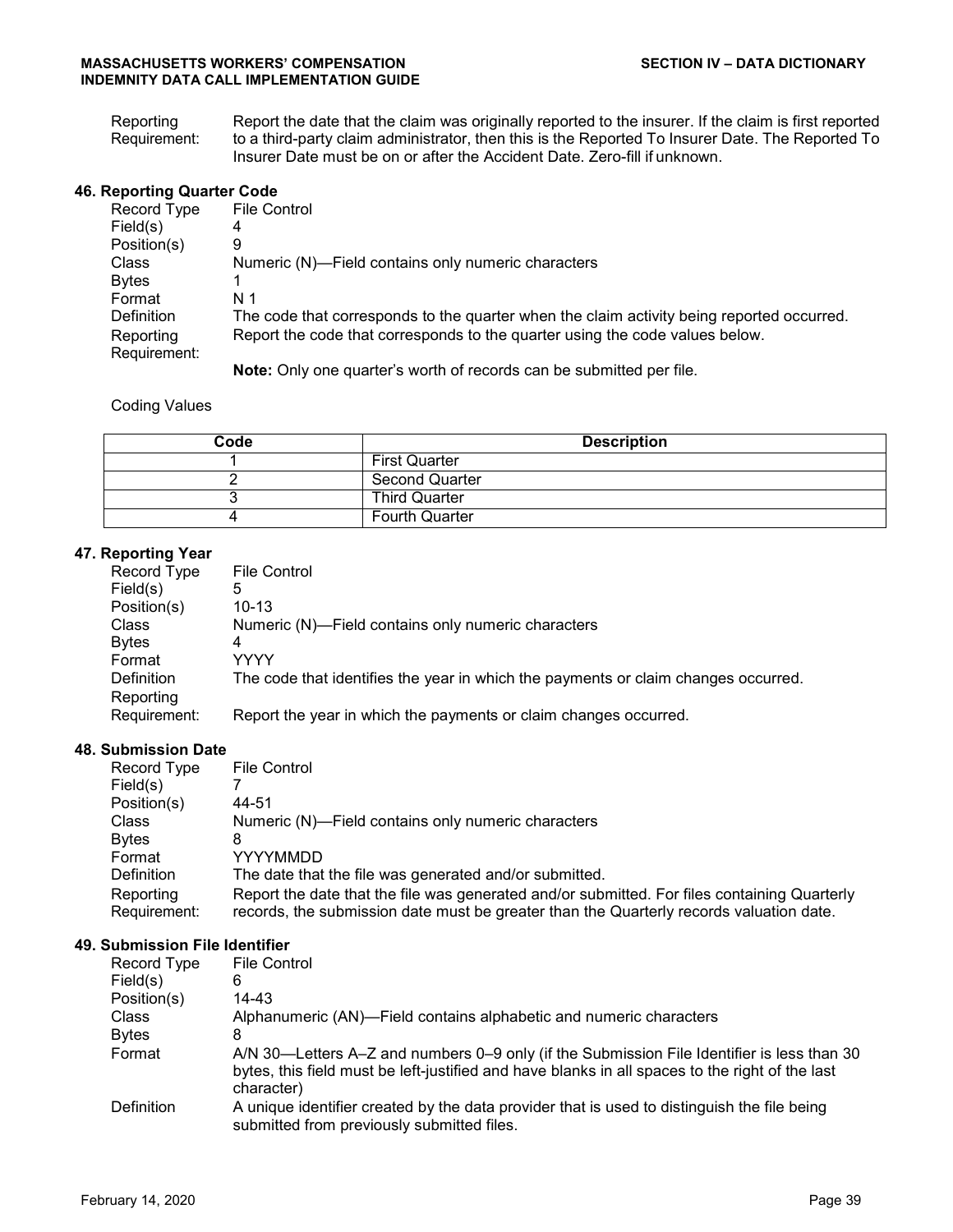Reporting Requirement: Report the date that the claim was originally reported to the insurer. If the claim is first reported to a third-party claim administrator, then this is the Reported To Insurer Date. The Reported To Insurer Date must be on or after the Accident Date. Zero-fill if unknown.

### 46. Reporting Quarter Code

| | |
|---|---|
| Record Type | File Control |
| Field(s) | 4 |
| Position(s) | 9 |
| Class | Numeric (N)—Field contains only numeric characters |
| Bytes | 1 |
| Format | N 1 |
| Definition | The code that corresponds to the quarter when the claim activity being reported occurred. |
| Reporting Requirement: | Report the code that corresponds to the quarter using the code values below.<br><br>**Note:** Only one quarter's worth of records can be submitted per file. |

Coding Values

| Code | Description |
|---|---|
| 1 | First Quarter |
| 2 | Second Quarter |
| 3 | Third Quarter |
| 4 | Fourth Quarter |

### 47. Reporting Year

| | |
|---|---|
| Record Type | File Control |
| Field(s) | 5 |
| Position(s) | 10-13 |
| Class | Numeric (N)—Field contains only numeric characters |
| Bytes | 4 |
| Format | YYYY |
| Definition | The code that identifies the year in which the payments or claim changes occurred. |
| Reporting Requirement: | Report the year in which the payments or claim changes occurred. |

### 48. Submission Date

| | |
|---|---|
| Record Type | File Control |
| Field(s) | 7 |
| Position(s) | 44-51 |
| Class | Numeric (N)—Field contains only numeric characters |
| Bytes | 8 |
| Format | YYYYMMDD |
| Definition | The date that the file was generated and/or submitted. |
| Reporting Requirement: | Report the date that the file was generated and/or submitted. For files containing Quarterly records, the submission date must be greater than the Quarterly records valuation date. |

### 49. Submission File Identifier

| | |
|---|---|
| Record Type | File Control |
| Field(s) | 6 |
| Position(s) | 14-43 |
| Class | Alphanumeric (AN)—Field contains alphabetic and numeric characters |
| Bytes | 8 |
| Format | A/N 30—Letters A–Z and numbers 0–9 only (if the Submission File Identifier is less than 30 bytes, this field must be left-justified and have blanks in all spaces to the right of the last character) |
| Definition | A unique identifier created by the data provider that is used to distinguish the file being submitted from previously submitted files. |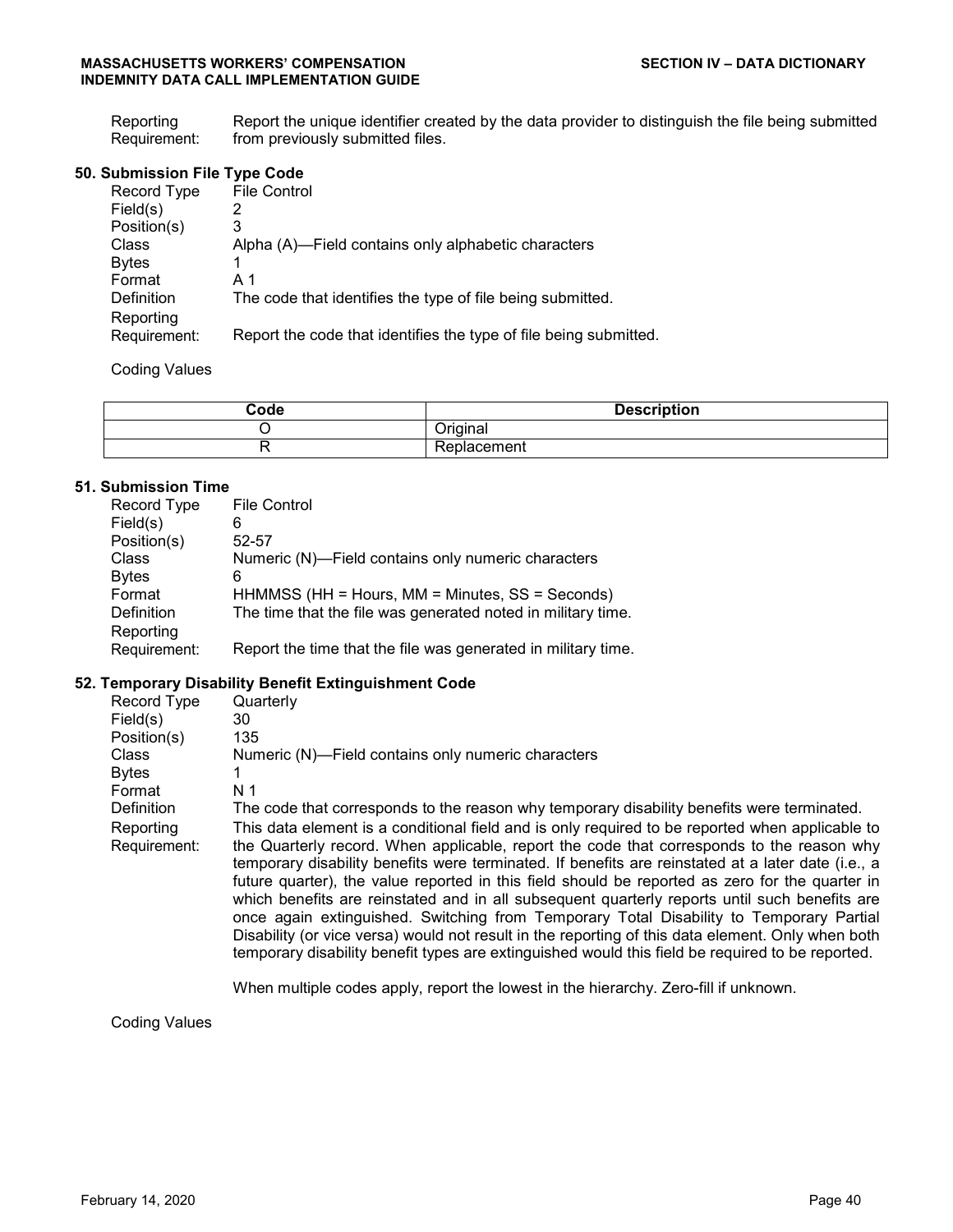| | |
|---|---|
| Reporting Requirement: | Report the unique identifier created by the data provider to distinguish the file being submitted from previously submitted files. |

### 50. Submission File Type Code

| | |
|---|---|
| Record Type | File Control |
| Field(s) | 2 |
| Position(s) | 3 |
| Class | Alpha (A)—Field contains only alphabetic characters |
| Bytes | 1 |
| Format | A 1 |
| Definition | The code that identifies the type of file being submitted. |
| Reporting Requirement: | Report the code that identifies the type of file being submitted. |

Coding Values

| Code | Description |
|---|---|
| O | Original |
| R | Replacement |

### 51. Submission Time

| | |
|---|---|
| Record Type | File Control |
| Field(s) | 6 |
| Position(s) | 52-57 |
| Class | Numeric (N)—Field contains only numeric characters |
| Bytes | 6 |
| Format | HHMMSS (HH = Hours, MM = Minutes, SS = Seconds) |
| Definition | The time that the file was generated noted in military time. |
| Reporting Requirement: | Report the time that the file was generated in military time. |

### 52. Temporary Disability Benefit Extinguishment Code

| | |
|---|---|
| Record Type | Quarterly |
| Field(s) | 30 |
| Position(s) | 135 |
| Class | Numeric (N)—Field contains only numeric characters |
| Bytes | 1 |
| Format | N 1 |
| Definition | The code that corresponds to the reason why temporary disability benefits were terminated. |
| Reporting Requirement: | This data element is a conditional field and is only required to be reported when applicable to the Quarterly record. When applicable, report the code that corresponds to the reason why temporary disability benefits were terminated. If benefits are reinstated at a later date (i.e., a future quarter), the value reported in this field should be reported as zero for the quarter in which benefits are reinstated and in all subsequent quarterly reports until such benefits are once again extinguished. Switching from Temporary Total Disability to Temporary Partial Disability (or vice versa) would not result in the reporting of this data element. Only when both temporary disability benefit types are extinguished would this field be required to be reported. |

When multiple codes apply, report the lowest in the hierarchy. Zero-fill if unknown.

Coding Values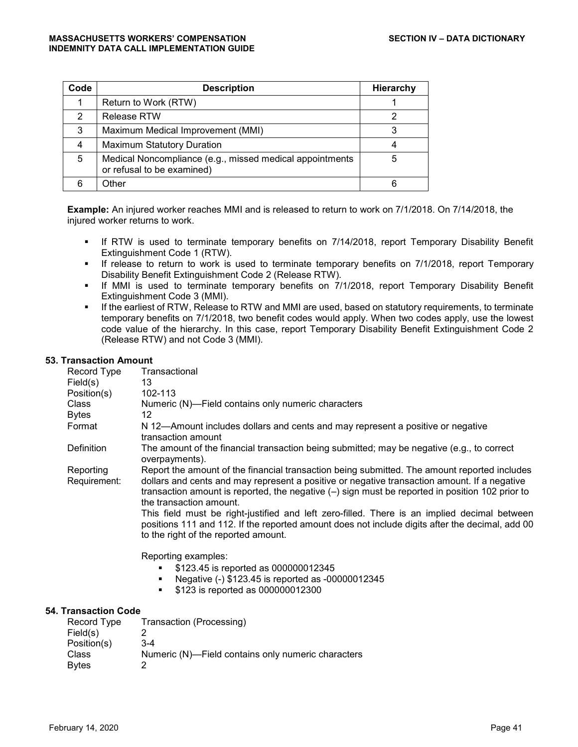| Code | Description | Hierarchy |
|---|---|---|
| 1 | Return to Work (RTW) | 1 |
| 2 | Release RTW | 2 |
| 3 | Maximum Medical Improvement (MMI) | 3 |
| 4 | Maximum Statutory Duration | 4 |
| 5 | Medical Noncompliance (e.g., missed medical appointments or refusal to be examined) | 5 |
| 6 | Other | 6 |

**Example:** An injured worker reaches MMI and is released to return to work on 7/1/2018. On 7/14/2018, the injured worker returns to work.

- If RTW is used to terminate temporary benefits on 7/14/2018, report Temporary Disability Benefit Extinguishment Code 1 (RTW).
- If release to return to work is used to terminate temporary benefits on 7/1/2018, report Temporary Disability Benefit Extinguishment Code 2 (Release RTW).
- If MMI is used to terminate temporary benefits on 7/1/2018, report Temporary Disability Benefit Extinguishment Code 3 (MMI).
- If the earliest of RTW, Release to RTW and MMI are used, based on statutory requirements, to terminate temporary benefits on 7/1/2018, two benefit codes would apply. When two codes apply, use the lowest code value of the hierarchy. In this case, report Temporary Disability Benefit Extinguishment Code 2 (Release RTW) and not Code 3 (MMI).

### 53. Transaction Amount

| | |
|---|---|
| Record Type | Transactional |
| Field(s) | 13 |
| Position(s) | 102-113 |
| Class | Numeric (N)—Field contains only numeric characters |
| Bytes | 12 |
| Format | N 12—Amount includes dollars and cents and may represent a positive or negative transaction amount |
| Definition | The amount of the financial transaction being submitted; may be negative (e.g., to correct overpayments). |
| Reporting Requirement: | Report the amount of the financial transaction being submitted. The amount reported includes dollars and cents and may represent a positive or negative transaction amount. If a negative transaction amount is reported, the negative (–) sign must be reported in position 102 prior to the transaction amount. |

This field must be right-justified and left zero-filled. There is an implied decimal between positions 111 and 112. If the reported amount does not include digits after the decimal, add 00 to the right of the reported amount.

Reporting examples:

- $123.45 is reported as 000000012345
- Negative (-) $123.45 is reported as -00000012345
- $123 is reported as 000000012300

### 54. Transaction Code

| | |
|---|---|
| Record Type | Transaction (Processing) |
| Field(s) | 2 |
| Position(s) | 3-4 |
| Class | Numeric (N)—Field contains only numeric characters |
| Bytes | 2 |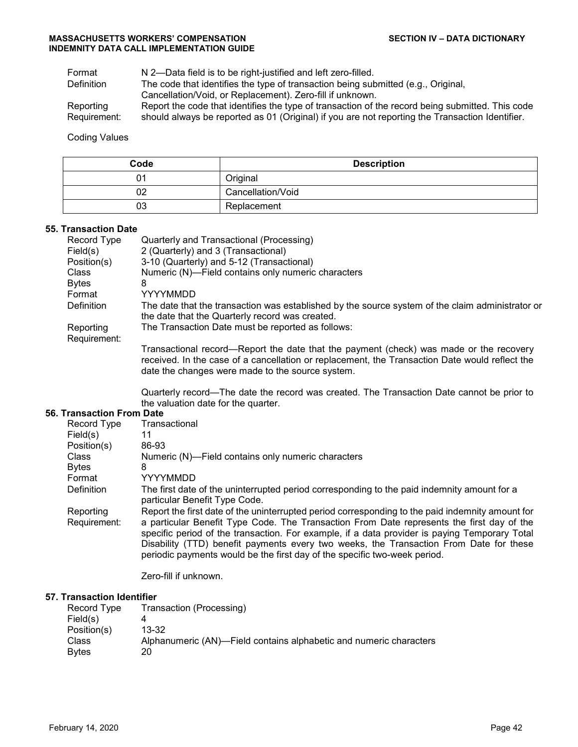| | |
|---|---|
| Format | N 2—Data field is to be right-justified and left zero-filled. |
| Definition | The code that identifies the type of transaction being submitted (e.g., Original, Cancellation/Void, or Replacement). Zero-fill if unknown. |
| Reporting Requirement: | Report the code that identifies the type of transaction of the record being submitted. This code should always be reported as 01 (Original) if you are not reporting the Transaction Identifier. |

Coding Values

| Code | Description |
|---|---|
| 01 | Original |
| 02 | Cancellation/Void |
| 03 | Replacement |

### 55. Transaction Date

| | |
|---|---|
| Record Type | Quarterly and Transactional (Processing) |
| Field(s) | 2 (Quarterly) and 3 (Transactional) |
| Position(s) | 3-10 (Quarterly) and 5-12 (Transactional) |
| Class | Numeric (N)—Field contains only numeric characters |
| Bytes | 8 |
| Format | YYYYMMDD |
| Definition | The date that the transaction was established by the source system of the claim administrator or the date that the Quarterly record was created. |
| Reporting Requirement: | The Transaction Date must be reported as follows: |

Transactional record—Report the date that the payment (check) was made or the recovery received. In the case of a cancellation or replacement, the Transaction Date would reflect the date the changes were made to the source system.

Quarterly record—The date the record was created. The Transaction Date cannot be prior to the valuation date for the quarter.

### 56. Transaction From Date

| | |
|---|---|
| Record Type | Transactional |
| Field(s) | 11 |
| Position(s) | 86-93 |
| Class | Numeric (N)—Field contains only numeric characters |
| Bytes | 8 |
| Format | YYYYMMDD |
| Definition | The first date of the uninterrupted period corresponding to the paid indemnity amount for a particular Benefit Type Code. |
| Reporting Requirement: | Report the first date of the uninterrupted period corresponding to the paid indemnity amount for a particular Benefit Type Code. The Transaction From Date represents the first day of the specific period of the transaction. For example, if a data provider is paying Temporary Total Disability (TTD) benefit payments every two weeks, the Transaction From Date for these periodic payments would be the first day of the specific two-week period. |

Zero-fill if unknown.

### 57. Transaction Identifier

| | |
|---|---|
| Record Type | Transaction (Processing) |
| Field(s) | 4 |
| Position(s) | 13-32 |
| Class | Alphanumeric (AN)—Field contains alphabetic and numeric characters |
| Bytes | 20 |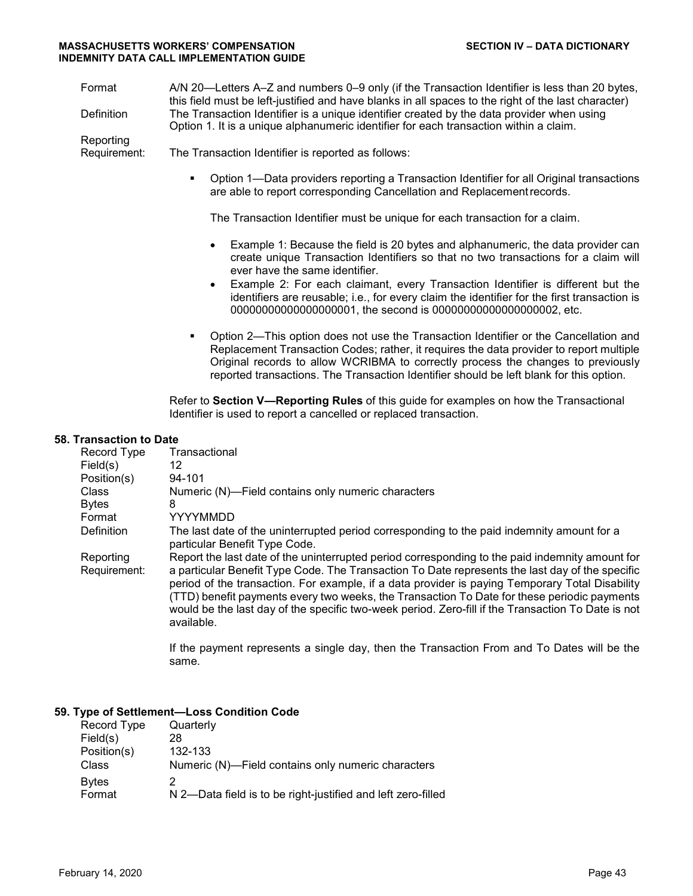| | |
|---|---|
| Format | A/N 20—Letters A–Z and numbers 0–9 only (if the Transaction Identifier is less than 20 bytes, this field must be left-justified and have blanks in all spaces to the right of the last character) |
| Definition | The Transaction Identifier is a unique identifier created by the data provider when using Option 1. It is a unique alphanumeric identifier for each transaction within a claim. |
| Reporting Requirement: | The Transaction Identifier is reported as follows: |

- Option 1—Data providers reporting a Transaction Identifier for all Original transactions are able to report corresponding Cancellation and Replacement records.

  The Transaction Identifier must be unique for each transaction for a claim.

  - Example 1: Because the field is 20 bytes and alphanumeric, the data provider can create unique Transaction Identifiers so that no two transactions for a claim will ever have the same identifier.
  - Example 2: For each claimant, every Transaction Identifier is different but the identifiers are reusable; i.e., for every claim the identifier for the first transaction is 00000000000000000001, the second is 00000000000000000002, etc.

- Option 2—This option does not use the Transaction Identifier or the Cancellation and Replacement Transaction Codes; rather, it requires the data provider to report multiple Original records to allow WCRIBMA to correctly process the changes to previously reported transactions. The Transaction Identifier should be left blank for this option.

Refer to **Section V—Reporting Rules** of this guide for examples on how the Transactional Identifier is used to report a cancelled or replaced transaction.

## 58. Transaction to Date

| | |
|---|---|
| Record Type | Transactional |
| Field(s) | 12 |
| Position(s) | 94-101 |
| Class | Numeric (N)—Field contains only numeric characters |
| Bytes | 8 |
| Format | YYYYMMDD |
| Definition | The last date of the uninterrupted period corresponding to the paid indemnity amount for a particular Benefit Type Code. |
| Reporting Requirement: | Report the last date of the uninterrupted period corresponding to the paid indemnity amount for a particular Benefit Type Code. The Transaction To Date represents the last day of the specific period of the transaction. For example, if a data provider is paying Temporary Total Disability (TTD) benefit payments every two weeks, the Transaction To Date for these periodic payments would be the last day of the specific two-week period. Zero-fill if the Transaction To Date is not available. |

If the payment represents a single day, then the Transaction From and To Dates will be the same.

## 59. Type of Settlement—Loss Condition Code

| | |
|---|---|
| Record Type | Quarterly |
| Field(s) | 28 |
| Position(s) | 132-133 |
| Class | Numeric (N)—Field contains only numeric characters |
| Bytes | 2 |
| Format | N 2—Data field is to be right-justified and left zero-filled |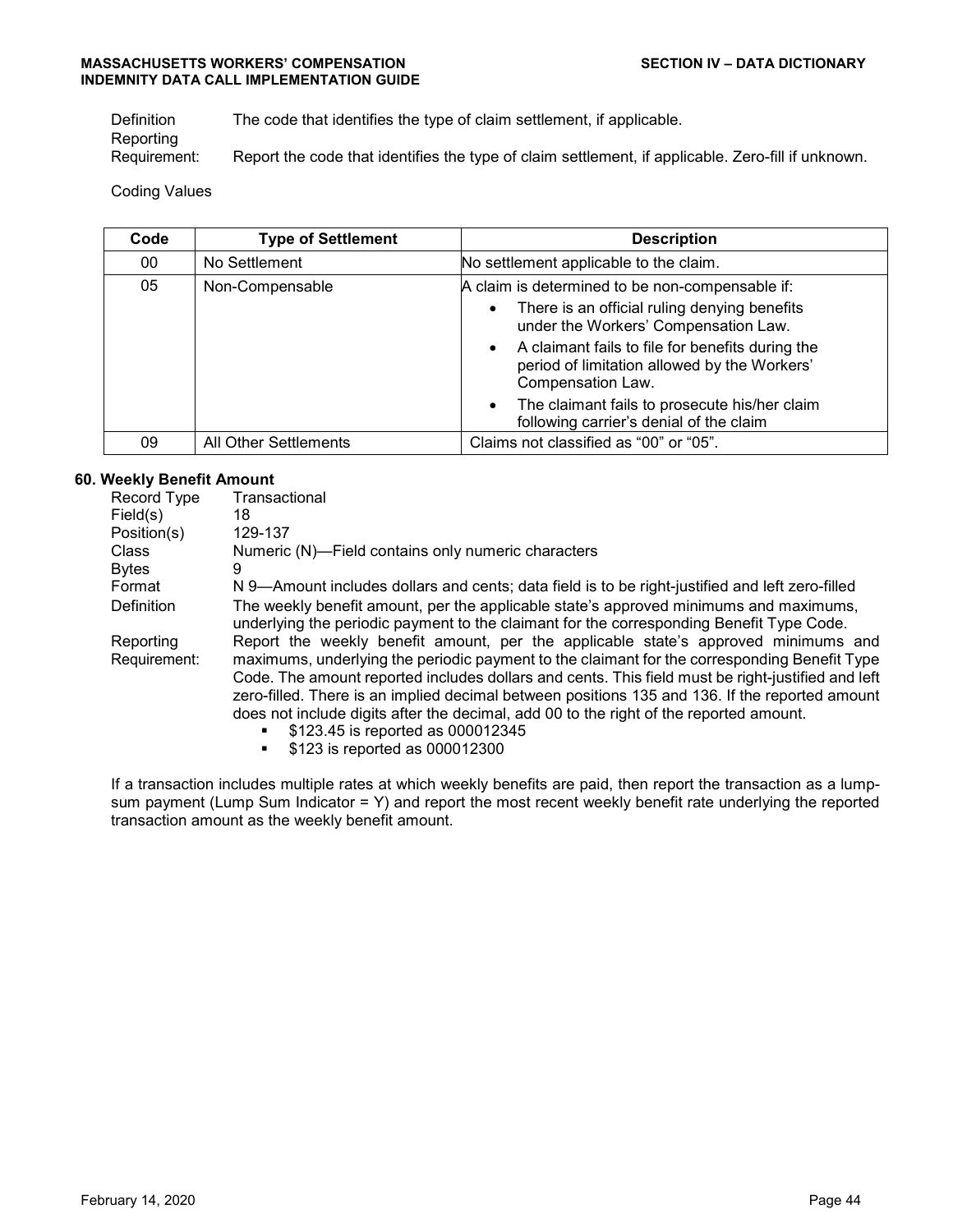| | |
|---|---|
| Definition | The code that identifies the type of claim settlement, if applicable. |
| Reporting Requirement: | Report the code that identifies the type of claim settlement, if applicable. Zero-fill if unknown. |

Coding Values

| Code | Type of Settlement | Description |
|---|---|---|
| 00 | No Settlement | No settlement applicable to the claim. |
| 05 | Non-Compensable | A claim is determined to be non-compensable if: <br>• There is an official ruling denying benefits under the Workers' Compensation Law. <br>• A claimant fails to file for benefits during the period of limitation allowed by the Workers' Compensation Law. <br>• The claimant fails to prosecute his/her claim following carrier's denial of the claim |
| 09 | All Other Settlements | Claims not classified as "00" or "05". |

### 60. Weekly Benefit Amount

| | |
|---|---|
| Record Type | Transactional |
| Field(s) | 18 |
| Position(s) | 129-137 |
| Class | Numeric (N)—Field contains only numeric characters |
| Bytes | 9 |
| Format | N 9—Amount includes dollars and cents; data field is to be right-justified and left zero-filled |
| Definition | The weekly benefit amount, per the applicable state's approved minimums and maximums, underlying the periodic payment to the claimant for the corresponding Benefit Type Code. |
| Reporting Requirement: | Report the weekly benefit amount, per the applicable state's approved minimums and maximums, underlying the periodic payment to the claimant for the corresponding Benefit Type Code. The amount reported includes dollars and cents. This field must be right-justified and left zero-filled. There is an implied decimal between positions 135 and 136. If the reported amount does not include digits after the decimal, add 00 to the right of the reported amount. |

- $123.45 is reported as 000012345
- $123 is reported as 000012300

If a transaction includes multiple rates at which weekly benefits are paid, then report the transaction as a lump-sum payment (Lump Sum Indicator = Y) and report the most recent weekly benefit rate underlying the reported transaction amount as the weekly benefit amount.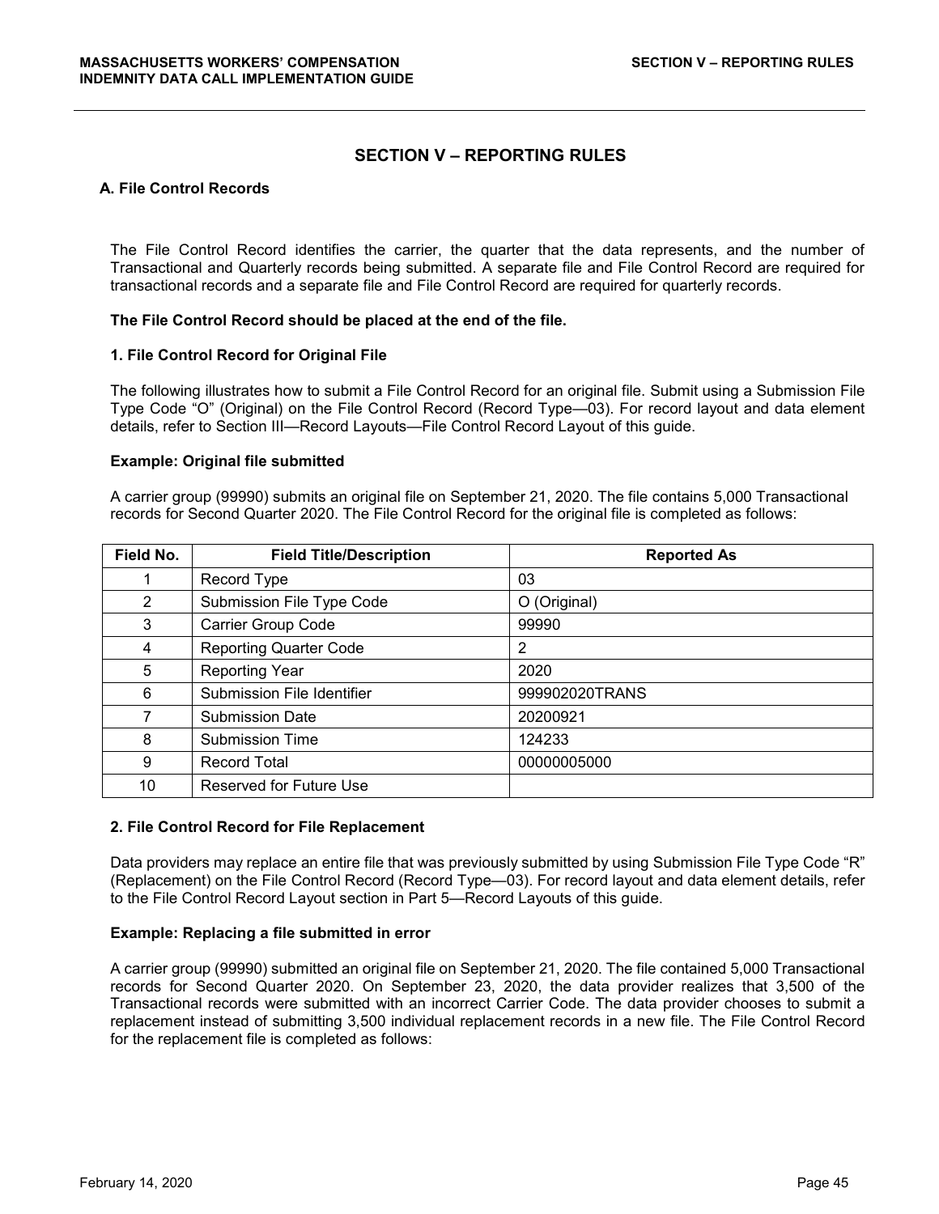# SECTION V – REPORTING RULES

## A. File Control Records

The File Control Record identifies the carrier, the quarter that the data represents, and the number of Transactional and Quarterly records being submitted. A separate file and File Control Record are required for transactional records and a separate file and File Control Record are required for quarterly records.

**The File Control Record should be placed at the end of the file.**

### 1. File Control Record for Original File

The following illustrates how to submit a File Control Record for an original file. Submit using a Submission File Type Code "O" (Original) on the File Control Record (Record Type—03). For record layout and data element details, refer to Section III—Record Layouts—File Control Record Layout of this guide.

**Example: Original file submitted**

A carrier group (99990) submits an original file on September 21, 2020. The file contains 5,000 Transactional records for Second Quarter 2020. The File Control Record for the original file is completed as follows:

| Field No. | Field Title/Description | Reported As |
|---|---|---|
| 1 | Record Type | 03 |
| 2 | Submission File Type Code | O (Original) |
| 3 | Carrier Group Code | 99990 |
| 4 | Reporting Quarter Code | 2 |
| 5 | Reporting Year | 2020 |
| 6 | Submission File Identifier | 999902020TRANS |
| 7 | Submission Date | 20200921 |
| 8 | Submission Time | 124233 |
| 9 | Record Total | 00000005000 |
| 10 | Reserved for Future Use | |

### 2. File Control Record for File Replacement

Data providers may replace an entire file that was previously submitted by using Submission File Type Code "R" (Replacement) on the File Control Record (Record Type—03). For record layout and data element details, refer to the File Control Record Layout section in Part 5—Record Layouts of this guide.

**Example: Replacing a file submitted in error**

A carrier group (99990) submitted an original file on September 21, 2020. The file contained 5,000 Transactional records for Second Quarter 2020. On September 23, 2020, the data provider realizes that 3,500 of the Transactional records were submitted with an incorrect Carrier Code. The data provider chooses to submit a replacement instead of submitting 3,500 individual replacement records in a new file. The File Control Record for the replacement file is completed as follows: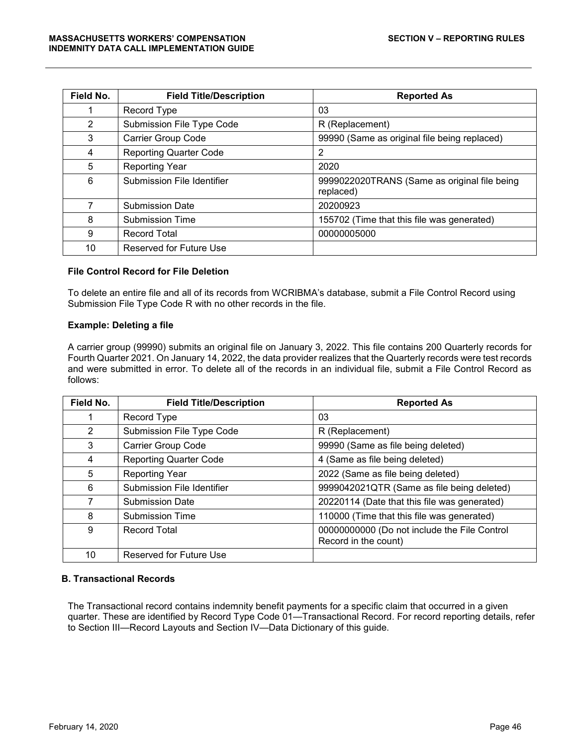| Field No. | Field Title/Description | Reported As |
|---|---|---|
| 1 | Record Type | 03 |
| 2 | Submission File Type Code | R (Replacement) |
| 3 | Carrier Group Code | 99990 (Same as original file being replaced) |
| 4 | Reporting Quarter Code | 2 |
| 5 | Reporting Year | 2020 |
| 6 | Submission File Identifier | 9999022020TRANS (Same as original file being replaced) |
| 7 | Submission Date | 20200923 |
| 8 | Submission Time | 155702 (Time that this file was generated) |
| 9 | Record Total | 00000005000 |
| 10 | Reserved for Future Use | |

**File Control Record for File Deletion**

To delete an entire file and all of its records from WCRIBMA's database, submit a File Control Record using Submission File Type Code R with no other records in the file.

**Example: Deleting a file**

A carrier group (99990) submits an original file on January 3, 2022. This file contains 200 Quarterly records for Fourth Quarter 2021. On January 14, 2022, the data provider realizes that the Quarterly records were test records and were submitted in error. To delete all of the records in an individual file, submit a File Control Record as follows:

| Field No. | Field Title/Description | Reported As |
|---|---|---|
| 1 | Record Type | 03 |
| 2 | Submission File Type Code | R (Replacement) |
| 3 | Carrier Group Code | 99990 (Same as file being deleted) |
| 4 | Reporting Quarter Code | 4 (Same as file being deleted) |
| 5 | Reporting Year | 2022 (Same as file being deleted) |
| 6 | Submission File Identifier | 9999042021QTR (Same as file being deleted) |
| 7 | Submission Date | 20220114 (Date that this file was generated) |
| 8 | Submission Time | 110000 (Time that this file was generated) |
| 9 | Record Total | 00000000000 (Do not include the File Control Record in the count) |
| 10 | Reserved for Future Use | |

### B. Transactional Records

The Transactional record contains indemnity benefit payments for a specific claim that occurred in a given quarter. These are identified by Record Type Code 01—Transactional Record. For record reporting details, refer to Section III—Record Layouts and Section IV—Data Dictionary of this guide.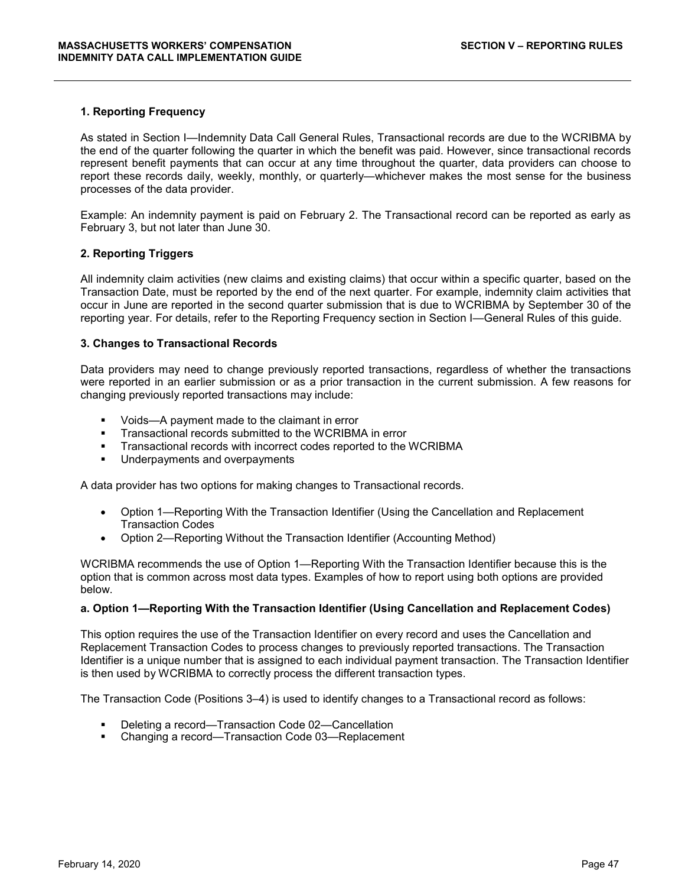### 1. Reporting Frequency

As stated in Section I—Indemnity Data Call General Rules, Transactional records are due to the WCRIBMA by the end of the quarter following the quarter in which the benefit was paid. However, since transactional records represent benefit payments that can occur at any time throughout the quarter, data providers can choose to report these records daily, weekly, monthly, or quarterly—whichever makes the most sense for the business processes of the data provider.

Example: An indemnity payment is paid on February 2. The Transactional record can be reported as early as February 3, but not later than June 30.

### 2. Reporting Triggers

All indemnity claim activities (new claims and existing claims) that occur within a specific quarter, based on the Transaction Date, must be reported by the end of the next quarter. For example, indemnity claim activities that occur in June are reported in the second quarter submission that is due to WCRIBMA by September 30 of the reporting year. For details, refer to the Reporting Frequency section in Section I—General Rules of this guide.

### 3. Changes to Transactional Records

Data providers may need to change previously reported transactions, regardless of whether the transactions were reported in an earlier submission or as a prior transaction in the current submission. A few reasons for changing previously reported transactions may include:

- Voids—A payment made to the claimant in error
- Transactional records submitted to the WCRIBMA in error
- Transactional records with incorrect codes reported to the WCRIBMA
- Underpayments and overpayments

A data provider has two options for making changes to Transactional records.

- Option 1—Reporting With the Transaction Identifier (Using the Cancellation and Replacement Transaction Codes
- Option 2—Reporting Without the Transaction Identifier (Accounting Method)

WCRIBMA recommends the use of Option 1—Reporting With the Transaction Identifier because this is the option that is common across most data types. Examples of how to report using both options are provided below.

#### a. Option 1—Reporting With the Transaction Identifier (Using Cancellation and Replacement Codes)

This option requires the use of the Transaction Identifier on every record and uses the Cancellation and Replacement Transaction Codes to process changes to previously reported transactions. The Transaction Identifier is a unique number that is assigned to each individual payment transaction. The Transaction Identifier is then used by WCRIBMA to correctly process the different transaction types.

The Transaction Code (Positions 3–4) is used to identify changes to a Transactional record as follows:

- Deleting a record—Transaction Code 02—Cancellation
- Changing a record—Transaction Code 03—Replacement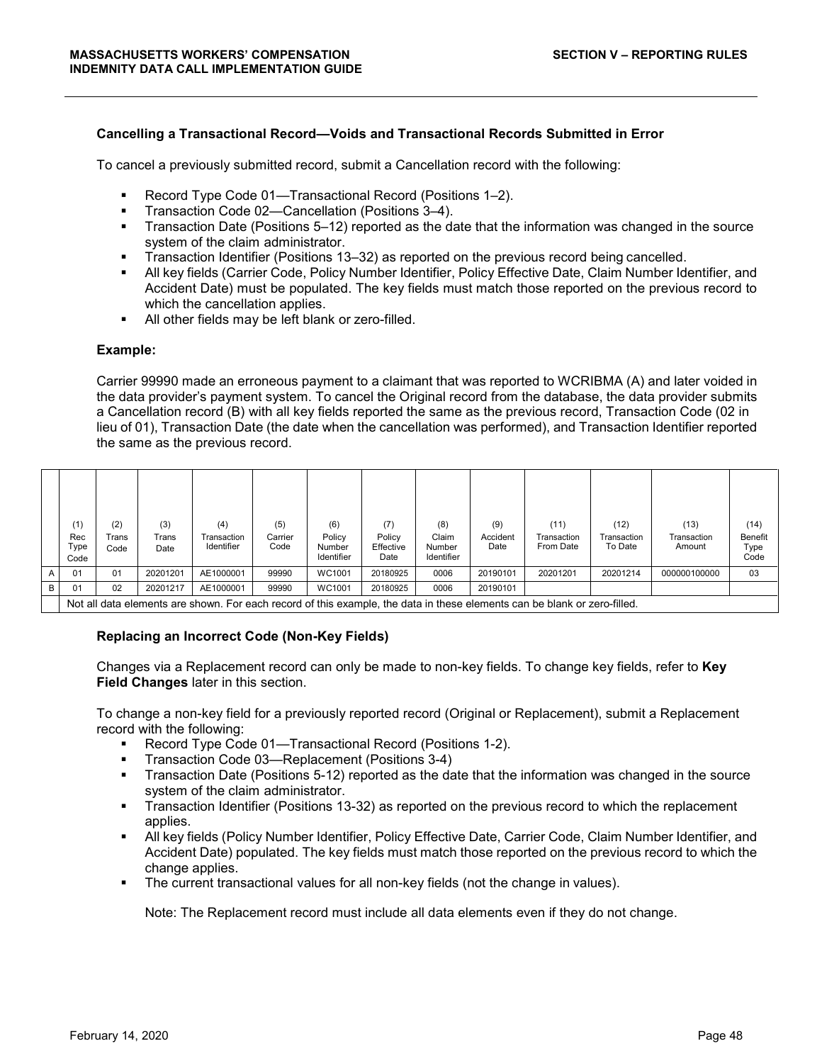### Cancelling a Transactional Record—Voids and Transactional Records Submitted in Error

To cancel a previously submitted record, submit a Cancellation record with the following:

- Record Type Code 01—Transactional Record (Positions 1–2).
- Transaction Code 02—Cancellation (Positions 3–4).
- Transaction Date (Positions 5–12) reported as the date that the information was changed in the source system of the claim administrator.
- Transaction Identifier (Positions 13–32) as reported on the previous record being cancelled.
- All key fields (Carrier Code, Policy Number Identifier, Policy Effective Date, Claim Number Identifier, and Accident Date) must be populated. The key fields must match those reported on the previous record to which the cancellation applies.
- All other fields may be left blank or zero-filled.

**Example:**

Carrier 99990 made an erroneous payment to a claimant that was reported to WCRIBMA (A) and later voided in the data provider's payment system. To cancel the Original record from the database, the data provider submits a Cancellation record (B) with all key fields reported the same as the previous record, Transaction Code (02 in lieu of 01), Transaction Date (the date when the cancellation was performed), and Transaction Identifier reported the same as the previous record.

| | (1) Rec Type Code | (2) Trans Code | (3) Trans Date | (4) Transaction Identifier | (5) Carrier Code | (6) Policy Number Identifier | (7) Policy Effective Date | (8) Claim Number Identifier | (9) Accident Date | (11) Transaction From Date | (12) Transaction To Date | (13) Transaction Amount | (14) Benefit Type Code |
|---|---|---|---|---|---|---|---|---|---|---|---|---|---|
| A | 01 | 01 | 20201201 | AE1000001 | 99990 | WC1001 | 20180925 | 0006 | 20190101 | 20201201 | 20201214 | 000000100000 | 03 |
| B | 01 | 02 | 20201217 | AE1000001 | 99990 | WC1001 | 20180925 | 0006 | 20190101 | | | | |
| | Not all data elements are shown. For each record of this example, the data in these elements can be blank or zero-filled. | | | | | | | | | | | | |

### Replacing an Incorrect Code (Non-Key Fields)

Changes via a Replacement record can only be made to non-key fields. To change key fields, refer to **Key Field Changes** later in this section.

To change a non-key field for a previously reported record (Original or Replacement), submit a Replacement record with the following:

- Record Type Code 01—Transactional Record (Positions 1-2).
- Transaction Code 03—Replacement (Positions 3-4)
- Transaction Date (Positions 5-12) reported as the date that the information was changed in the source system of the claim administrator.
- Transaction Identifier (Positions 13-32) as reported on the previous record to which the replacement applies.
- All key fields (Policy Number Identifier, Policy Effective Date, Carrier Code, Claim Number Identifier, and Accident Date) populated. The key fields must match those reported on the previous record to which the change applies.
- The current transactional values for all non-key fields (not the change in values).

  Note: The Replacement record must include all data elements even if they do not change.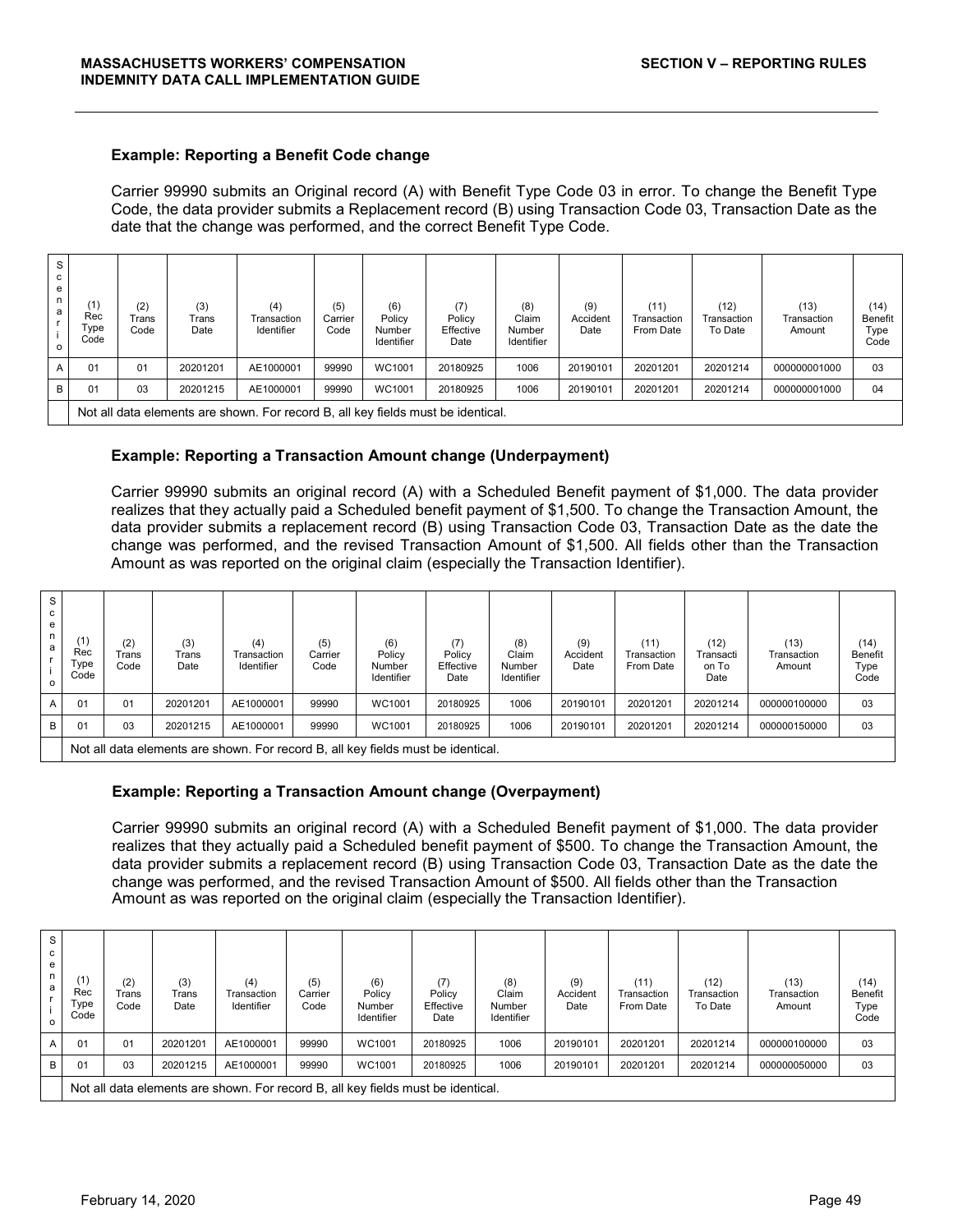### Example: Reporting a Benefit Code change

Carrier 99990 submits an Original record (A) with Benefit Type Code 03 in error. To change the Benefit Type Code, the data provider submits a Replacement record (B) using Transaction Code 03, Transaction Date as the date that the change was performed, and the correct Benefit Type Code.

| Scenario | (1) Rec Type Code | (2) Trans Code | (3) Trans Date | (4) Transaction Identifier | (5) Carrier Code | (6) Policy Number Identifier | (7) Policy Effective Date | (8) Claim Number Identifier | (9) Accident Date | (11) Transaction From Date | (12) Transaction To Date | (13) Transaction Amount | (14) Benefit Type Code |
|---|---|---|---|---|---|---|---|---|---|---|---|---|---|
| A | 01 | 01 | 20201201 | AE1000001 | 99990 | WC1001 | 20180925 | 1006 | 20190101 | 20201201 | 20201214 | 000000001000 | 03 |
| B | 01 | 03 | 20201215 | AE1000001 | 99990 | WC1001 | 20180925 | 1006 | 20190101 | 20201201 | 20201214 | 000000001000 | 04 |
| | Not all data elements are shown. For record B, all key fields must be identical. | | | | | | | | | | | | |

### Example: Reporting a Transaction Amount change (Underpayment)

Carrier 99990 submits an original record (A) with a Scheduled Benefit payment of $1,000. The data provider realizes that they actually paid a Scheduled benefit payment of $1,500. To change the Transaction Amount, the data provider submits a replacement record (B) using Transaction Code 03, Transaction Date as the date the change was performed, and the revised Transaction Amount of $1,500. All fields other than the Transaction Amount as was reported on the original claim (especially the Transaction Identifier).

| Scenario | (1) Rec Type Code | (2) Trans Code | (3) Trans Date | (4) Transaction Identifier | (5) Carrier Code | (6) Policy Number Identifier | (7) Policy Effective Date | (8) Claim Number Identifier | (9) Accident Date | (11) Transaction From Date | (12) Transaction To Date | (13) Transaction Amount | (14) Benefit Type Code |
|---|---|---|---|---|---|---|---|---|---|---|---|---|---|
| A | 01 | 01 | 20201201 | AE1000001 | 99990 | WC1001 | 20180925 | 1006 | 20190101 | 20201201 | 20201214 | 000000100000 | 03 |
| B | 01 | 03 | 20201215 | AE1000001 | 99990 | WC1001 | 20180925 | 1006 | 20190101 | 20201201 | 20201214 | 000000150000 | 03 |
| | Not all data elements are shown. For record B, all key fields must be identical. | | | | | | | | | | | | |

### Example: Reporting a Transaction Amount change (Overpayment)

Carrier 99990 submits an original record (A) with a Scheduled Benefit payment of $1,000. The data provider realizes that they actually paid a Scheduled benefit payment of $500. To change the Transaction Amount, the data provider submits a replacement record (B) using Transaction Code 03, Transaction Date as the date the change was performed, and the revised Transaction Amount of $500. All fields other than the Transaction Amount as was reported on the original claim (especially the Transaction Identifier).

| Scenario | (1) Rec Type Code | (2) Trans Code | (3) Trans Date | (4) Transaction Identifier | (5) Carrier Code | (6) Policy Number Identifier | (7) Policy Effective Date | (8) Claim Number Identifier | (9) Accident Date | (11) Transaction From Date | (12) Transaction To Date | (13) Transaction Amount | (14) Benefit Type Code |
|---|---|---|---|---|---|---|---|---|---|---|---|---|---|
| A | 01 | 01 | 20201201 | AE1000001 | 99990 | WC1001 | 20180925 | 1006 | 20190101 | 20201201 | 20201214 | 000000100000 | 03 |
| B | 01 | 03 | 20201215 | AE1000001 | 99990 | WC1001 | 20180925 | 1006 | 20190101 | 20201201 | 20201214 | 000000050000 | 03 |
| | Not all data elements are shown. For record B, all key fields must be identical. | | | | | | | | | | | | |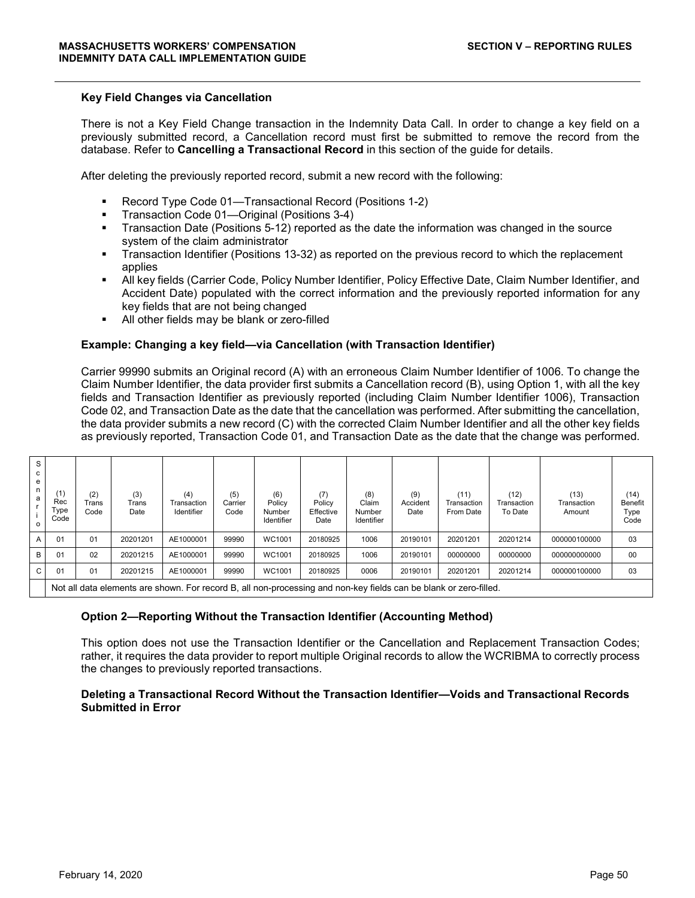**Key Field Changes via Cancellation**

There is not a Key Field Change transaction in the Indemnity Data Call. In order to change a key field on a previously submitted record, a Cancellation record must first be submitted to remove the record from the database. Refer to **Cancelling a Transactional Record** in this section of the guide for details.

After deleting the previously reported record, submit a new record with the following:

- Record Type Code 01—Transactional Record (Positions 1-2)
- Transaction Code 01—Original (Positions 3-4)
- Transaction Date (Positions 5-12) reported as the date the information was changed in the source system of the claim administrator
- Transaction Identifier (Positions 13-32) as reported on the previous record to which the replacement applies
- All key fields (Carrier Code, Policy Number Identifier, Policy Effective Date, Claim Number Identifier, and Accident Date) populated with the correct information and the previously reported information for any key fields that are not being changed
- All other fields may be blank or zero-filled

**Example: Changing a key field—via Cancellation (with Transaction Identifier)**

Carrier 99990 submits an Original record (A) with an erroneous Claim Number Identifier of 1006. To change the Claim Number Identifier, the data provider first submits a Cancellation record (B), using Option 1, with all the key fields and Transaction Identifier as previously reported (including Claim Number Identifier 1006), Transaction Code 02, and Transaction Date as the date that the cancellation was performed. After submitting the cancellation, the data provider submits a new record (C) with the corrected Claim Number Identifier and all the other key fields as previously reported, Transaction Code 01, and Transaction Date as the date that the change was performed.

| Scenario | (1) Rec Type Code | (2) Trans Code | (3) Trans Date | (4) Transaction Identifier | (5) Carrier Code | (6) Policy Number Identifier | (7) Policy Effective Date | (8) Claim Number Identifier | (9) Accident Date | (11) Transaction From Date | (12) Transaction To Date | (13) Transaction Amount | (14) Benefit Type Code |
|---|---|---|---|---|---|---|---|---|---|---|---|---|---|
| A | 01 | 01 | 20201201 | AE1000001 | 99990 | WC1001 | 20180925 | 1006 | 20190101 | 20201201 | 20201214 | 000000100000 | 03 |
| B | 01 | 02 | 20201215 | AE1000001 | 99990 | WC1001 | 20180925 | 1006 | 20190101 | 00000000 | 00000000 | 000000000000 | 00 |
| C | 01 | 01 | 20201215 | AE1000001 | 99990 | WC1001 | 20180925 | 0006 | 20190101 | 20201201 | 20201214 | 000000100000 | 03 |
| | Not all data elements are shown. For record B, all non-processing and non-key fields can be blank or zero-filled. | | | | | | | | | | | | |

**Option 2—Reporting Without the Transaction Identifier (Accounting Method)**

This option does not use the Transaction Identifier or the Cancellation and Replacement Transaction Codes; rather, it requires the data provider to report multiple Original records to allow the WCRIBMA to correctly process the changes to previously reported transactions.

**Deleting a Transactional Record Without the Transaction Identifier—Voids and Transactional Records Submitted in Error**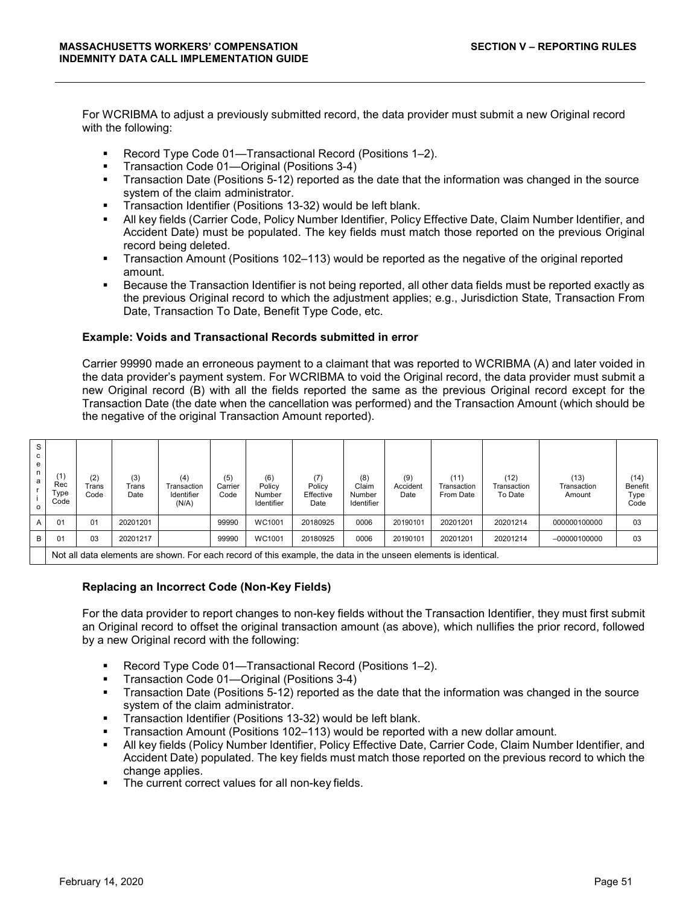For WCRIBMA to adjust a previously submitted record, the data provider must submit a new Original record with the following:

- Record Type Code 01—Transactional Record (Positions 1–2).
- Transaction Code 01—Original (Positions 3-4)
- Transaction Date (Positions 5-12) reported as the date that the information was changed in the source system of the claim administrator.
- Transaction Identifier (Positions 13-32) would be left blank.
- All key fields (Carrier Code, Policy Number Identifier, Policy Effective Date, Claim Number Identifier, and Accident Date) must be populated. The key fields must match those reported on the previous Original record being deleted.
- Transaction Amount (Positions 102–113) would be reported as the negative of the original reported amount.
- Because the Transaction Identifier is not being reported, all other data fields must be reported exactly as the previous Original record to which the adjustment applies; e.g., Jurisdiction State, Transaction From Date, Transaction To Date, Benefit Type Code, etc.

**Example: Voids and Transactional Records submitted in error**

Carrier 99990 made an erroneous payment to a claimant that was reported to WCRIBMA (A) and later voided in the data provider's payment system. For WCRIBMA to void the Original record, the data provider must submit a new Original record (B) with all the fields reported the same as the previous Original record except for the Transaction Date (the date when the cancellation was performed) and the Transaction Amount (which should be the negative of the original Transaction Amount reported).

| Scenario | (1) Rec Type Code | (2) Trans Code | (3) Trans Date | (4) Transaction Identifier (N/A) | (5) Carrier Code | (6) Policy Number Identifier | (7) Policy Effective Date | (8) Claim Number Identifier | (9) Accident Date | (11) Transaction From Date | (12) Transaction To Date | (13) Transaction Amount | (14) Benefit Type Code |
|---|---|---|---|---|---|---|---|---|---|---|---|---|---|
| A | 01 | 01 | 20201201 | | 99990 | WC1001 | 20180925 | 0006 | 20190101 | 20201201 | 20201214 | 000000100000 | 03 |
| B | 01 | 03 | 20201217 | | 99990 | WC1001 | 20180925 | 0006 | 20190101 | 20201201 | 20201214 | –00000100000 | 03 |
| | Not all data elements are shown. For each record of this example, the data in the unseen elements is identical. | | | | | | | | | | | | |

**Replacing an Incorrect Code (Non-Key Fields)**

For the data provider to report changes to non-key fields without the Transaction Identifier, they must first submit an Original record to offset the original transaction amount (as above), which nullifies the prior record, followed by a new Original record with the following:

- Record Type Code 01—Transactional Record (Positions 1–2).
- Transaction Code 01—Original (Positions 3-4)
- Transaction Date (Positions 5-12) reported as the date that the information was changed in the source system of the claim administrator.
- Transaction Identifier (Positions 13-32) would be left blank.
- Transaction Amount (Positions 102–113) would be reported with a new dollar amount.
- All key fields (Policy Number Identifier, Policy Effective Date, Carrier Code, Claim Number Identifier, and Accident Date) populated. The key fields must match those reported on the previous record to which the change applies.
- The current correct values for all non-key fields.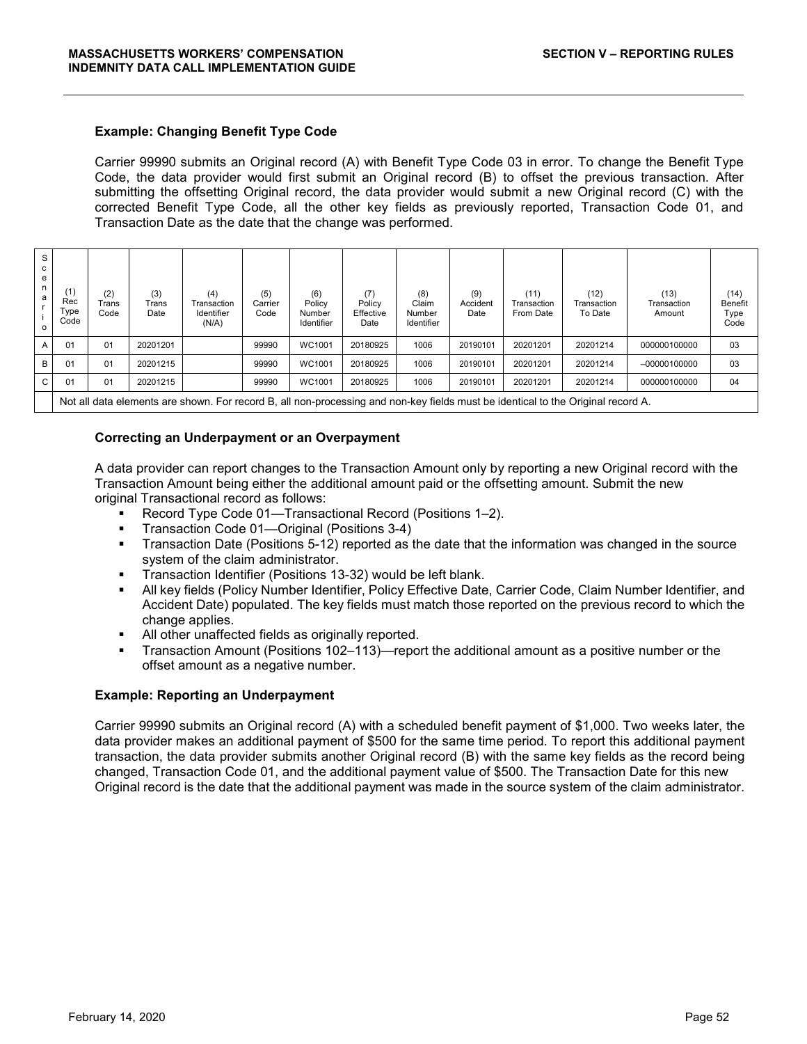**Example: Changing Benefit Type Code**

Carrier 99990 submits an Original record (A) with Benefit Type Code 03 in error. To change the Benefit Type Code, the data provider would first submit an Original record (B) to offset the previous transaction. After submitting the offsetting Original record, the data provider would submit a new Original record (C) with the corrected Benefit Type Code, all the other key fields as previously reported, Transaction Code 01, and Transaction Date as the date that the change was performed.

| Scenario | (1) Rec Type Code | (2) Trans Code | (3) Trans Date | (4) Transaction Identifier (N/A) | (5) Carrier Code | (6) Policy Number Identifier | (7) Policy Effective Date | (8) Claim Number Identifier | (9) Accident Date | (11) Transaction From Date | (12) Transaction To Date | (13) Transaction Amount | (14) Benefit Type Code |
|---|---|---|---|---|---|---|---|---|---|---|---|---|---|
| A | 01 | 01 | 20201201 | | 99990 | WC1001 | 20180925 | 1006 | 20190101 | 20201201 | 20201214 | 000000100000 | 03 |
| B | 01 | 01 | 20201215 | | 99990 | WC1001 | 20180925 | 1006 | 20190101 | 20201201 | 20201214 | –00000100000 | 03 |
| C | 01 | 01 | 20201215 | | 99990 | WC1001 | 20180925 | 1006 | 20190101 | 20201201 | 20201214 | 000000100000 | 04 |
| | Not all data elements are shown. For record B, all non-processing and non-key fields must be identical to the Original record A. | | | | | | | | | | | | |

**Correcting an Underpayment or an Overpayment**

A data provider can report changes to the Transaction Amount only by reporting a new Original record with the Transaction Amount being either the additional amount paid or the offsetting amount. Submit the new original Transactional record as follows:

- Record Type Code 01—Transactional Record (Positions 1–2).
- Transaction Code 01—Original (Positions 3-4)
- Transaction Date (Positions 5-12) reported as the date that the information was changed in the source system of the claim administrator.
- Transaction Identifier (Positions 13-32) would be left blank.
- All key fields (Policy Number Identifier, Policy Effective Date, Carrier Code, Claim Number Identifier, and Accident Date) populated. The key fields must match those reported on the previous record to which the change applies.
- All other unaffected fields as originally reported.
- Transaction Amount (Positions 102–113)—report the additional amount as a positive number or the offset amount as a negative number.

**Example: Reporting an Underpayment**

Carrier 99990 submits an Original record (A) with a scheduled benefit payment of $1,000. Two weeks later, the data provider makes an additional payment of $500 for the same time period. To report this additional payment transaction, the data provider submits another Original record (B) with the same key fields as the record being changed, Transaction Code 01, and the additional payment value of $500. The Transaction Date for this new Original record is the date that the additional payment was made in the source system of the claim administrator.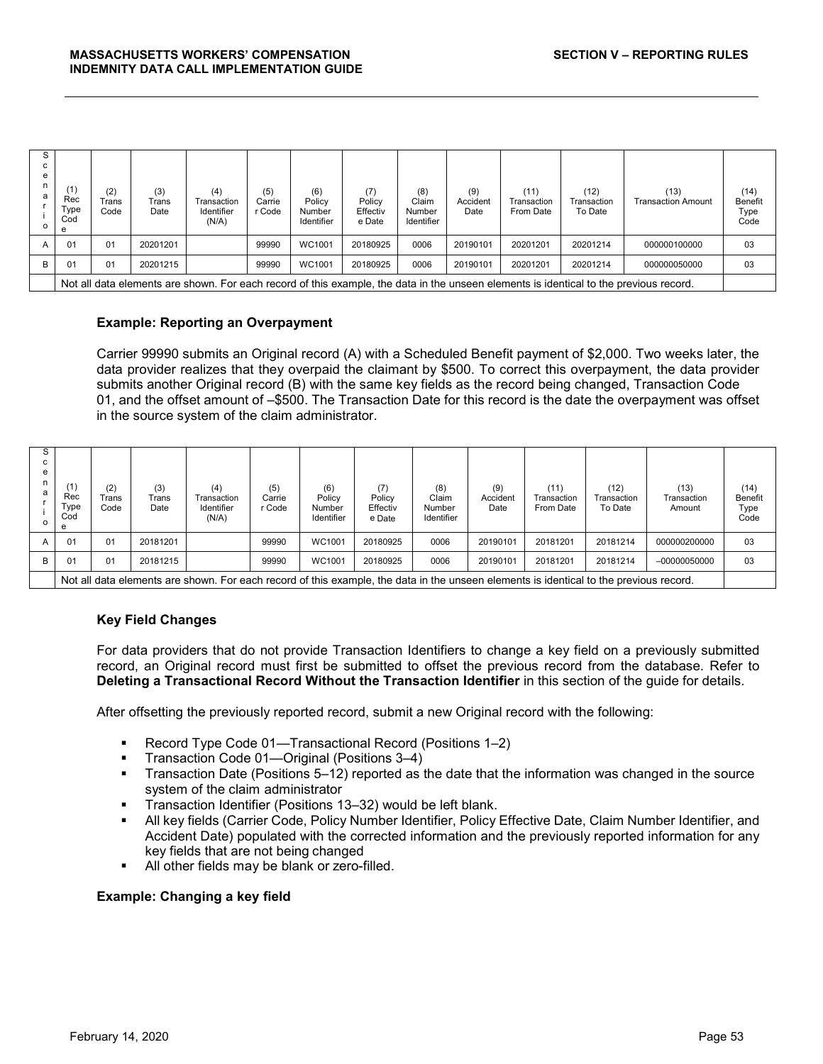| Scenario | (1) Rec Type Code | (2) Trans Code | (3) Trans Date | (4) Transaction Identifier (N/A) | (5) Carrier Code | (6) Policy Number Identifier | (7) Policy Effective Date | (8) Claim Number Identifier | (9) Accident Date | (11) Transaction From Date | (12) Transaction To Date | (13) Transaction Amount | (14) Benefit Type Code |
|---|---|---|---|---|---|---|---|---|---|---|---|---|---|
| A | 01 | 01 | 20201201 | | 99990 | WC1001 | 20180925 | 0006 | 20190101 | 20201201 | 20201214 | 000000100000 | 03 |
| B | 01 | 01 | 20201215 | | 99990 | WC1001 | 20180925 | 0006 | 20190101 | 20201201 | 20201214 | 000000050000 | 03 |
| | Not all data elements are shown. For each record of this example, the data in the unseen elements is identical to the previous record. | | | | | | | | | | | | |

**Example: Reporting an Overpayment**

Carrier 99990 submits an Original record (A) with a Scheduled Benefit payment of $2,000. Two weeks later, the data provider realizes that they overpaid the claimant by $500. To correct this overpayment, the data provider submits another Original record (B) with the same key fields as the record being changed, Transaction Code 01, and the offset amount of –$500. The Transaction Date for this record is the date the overpayment was offset in the source system of the claim administrator.

| Scenario | (1) Rec Type Code | (2) Trans Code | (3) Trans Date | (4) Transaction Identifier (N/A) | (5) Carrier Code | (6) Policy Number Identifier | (7) Policy Effective Date | (8) Claim Number Identifier | (9) Accident Date | (11) Transaction From Date | (12) Transaction To Date | (13) Transaction Amount | (14) Benefit Type Code |
|---|---|---|---|---|---|---|---|---|---|---|---|---|---|
| A | 01 | 01 | 20181201 | | 99990 | WC1001 | 20180925 | 0006 | 20190101 | 20181201 | 20181214 | 000000200000 | 03 |
| B | 01 | 01 | 20181215 | | 99990 | WC1001 | 20180925 | 0006 | 20190101 | 20181201 | 20181214 | –00000050000 | 03 |
| | Not all data elements are shown. For each record of this example, the data in the unseen elements is identical to the previous record. | | | | | | | | | | | | |

**Key Field Changes**

For data providers that do not provide Transaction Identifiers to change a key field on a previously submitted record, an Original record must first be submitted to offset the previous record from the database. Refer to **Deleting a Transactional Record Without the Transaction Identifier** in this section of the guide for details.

After offsetting the previously reported record, submit a new Original record with the following:

- Record Type Code 01—Transactional Record (Positions 1–2)
- Transaction Code 01—Original (Positions 3–4)
- Transaction Date (Positions 5–12) reported as the date that the information was changed in the source system of the claim administrator
- Transaction Identifier (Positions 13–32) would be left blank.
- All key fields (Carrier Code, Policy Number Identifier, Policy Effective Date, Claim Number Identifier, and Accident Date) populated with the corrected information and the previously reported information for any key fields that are not being changed
- All other fields may be blank or zero-filled.

**Example: Changing a key field**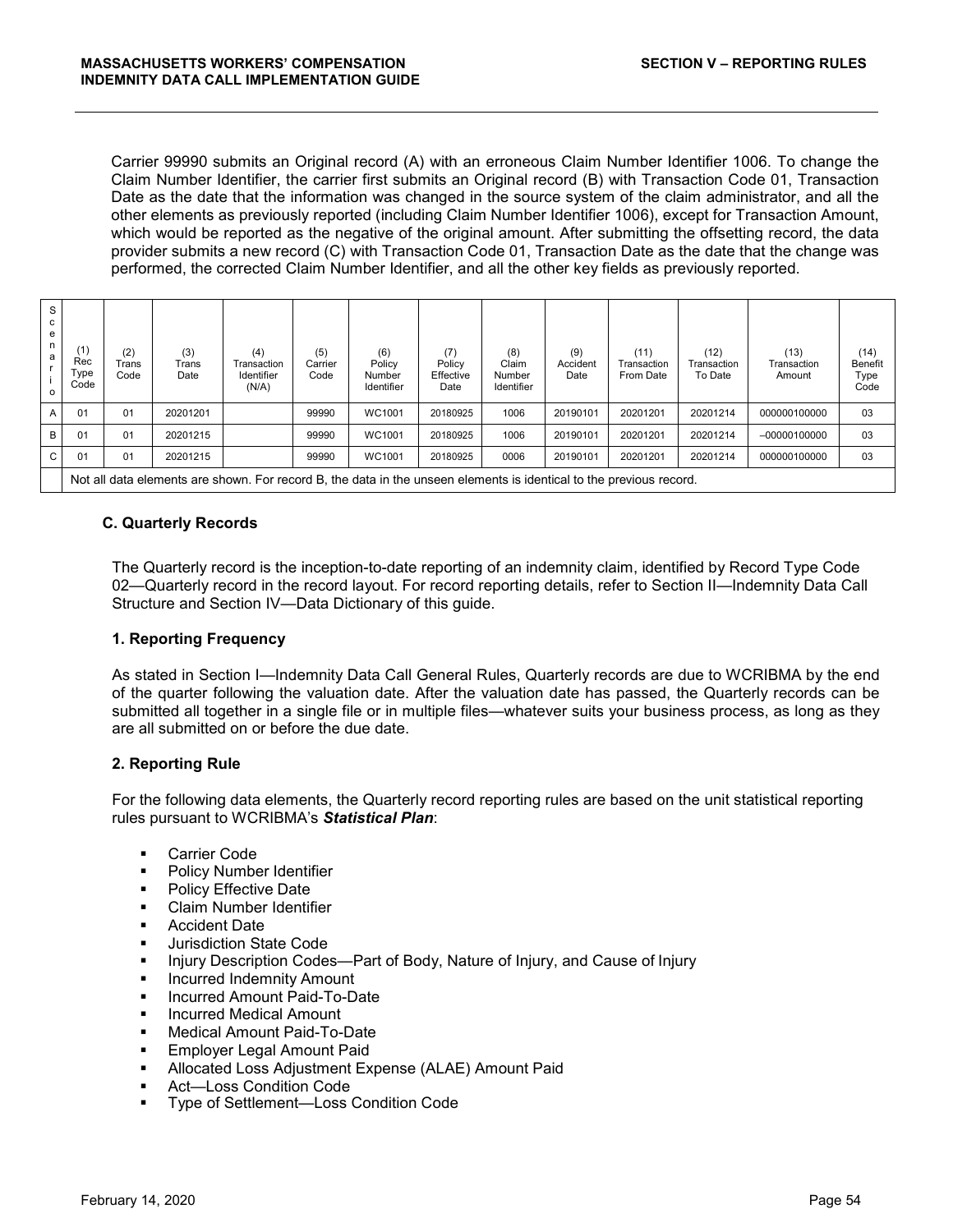Carrier 99990 submits an Original record (A) with an erroneous Claim Number Identifier 1006. To change the Claim Number Identifier, the carrier first submits an Original record (B) with Transaction Code 01, Transaction Date as the date that the information was changed in the source system of the claim administrator, and all the other elements as previously reported (including Claim Number Identifier 1006), except for Transaction Amount, which would be reported as the negative of the original amount. After submitting the offsetting record, the data provider submits a new record (C) with Transaction Code 01, Transaction Date as the date that the change was performed, the corrected Claim Number Identifier, and all the other key fields as previously reported.

| Scenario | (1) Rec Type Code | (2) Trans Code | (3) Trans Date | (4) Transaction Identifier (N/A) | (5) Carrier Code | (6) Policy Number Identifier | (7) Policy Effective Date | (8) Claim Number Identifier | (9) Accident Date | (11) Transaction From Date | (12) Transaction To Date | (13) Transaction Amount | (14) Benefit Type Code |
|---|---|---|---|---|---|---|---|---|---|---|---|---|---|
| A | 01 | 01 | 20201201 | | 99990 | WC1001 | 20180925 | 1006 | 20190101 | 20201201 | 20201214 | 000000100000 | 03 |
| B | 01 | 01 | 20201215 | | 99990 | WC1001 | 20180925 | 1006 | 20190101 | 20201201 | 20201214 | –00000100000 | 03 |
| C | 01 | 01 | 20201215 | | 99990 | WC1001 | 20180925 | 0006 | 20190101 | 20201201 | 20201214 | 000000100000 | 03 |
| | Not all data elements are shown. For record B, the data in the unseen elements is identical to the previous record. | | | | | | | | | | | | |

### C. Quarterly Records

The Quarterly record is the inception-to-date reporting of an indemnity claim, identified by Record Type Code 02—Quarterly record in the record layout. For record reporting details, refer to Section II—Indemnity Data Call Structure and Section IV—Data Dictionary of this guide.

#### 1. Reporting Frequency

As stated in Section I—Indemnity Data Call General Rules, Quarterly records are due to WCRIBMA by the end of the quarter following the valuation date. After the valuation date has passed, the Quarterly records can be submitted all together in a single file or in multiple files—whatever suits your business process, as long as they are all submitted on or before the due date.

#### 2. Reporting Rule

For the following data elements, the Quarterly record reporting rules are based on the unit statistical reporting rules pursuant to WCRIBMA's ***Statistical Plan***:

- Carrier Code
- Policy Number Identifier
- Policy Effective Date
- Claim Number Identifier
- Accident Date
- Jurisdiction State Code
- Injury Description Codes—Part of Body, Nature of Injury, and Cause of Injury
- Incurred Indemnity Amount
- Incurred Amount Paid-To-Date
- Incurred Medical Amount
- Medical Amount Paid-To-Date
- Employer Legal Amount Paid
- Allocated Loss Adjustment Expense (ALAE) Amount Paid
- Act—Loss Condition Code
- Type of Settlement—Loss Condition Code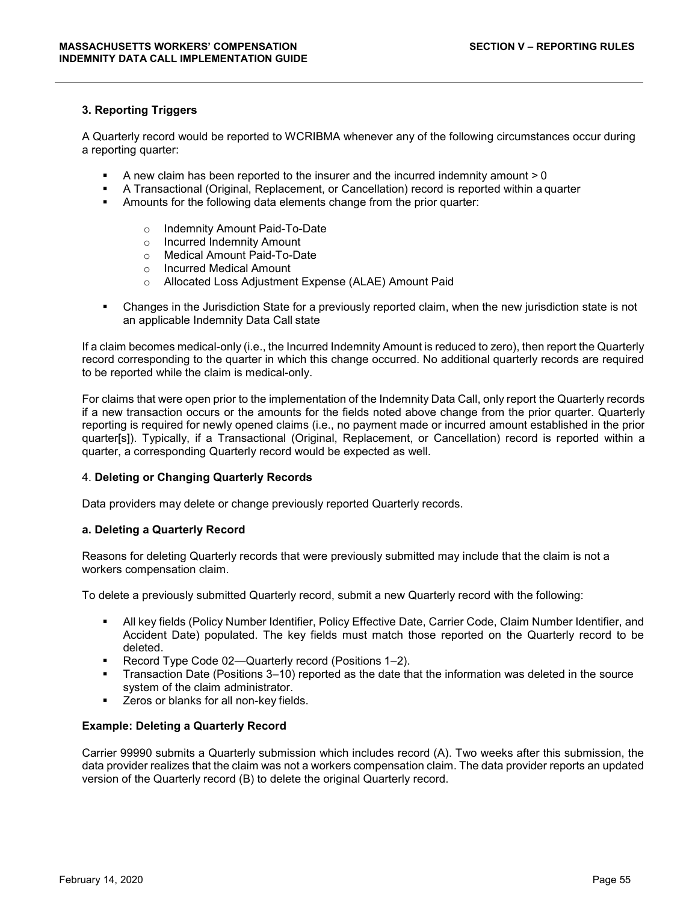### 3. Reporting Triggers

A Quarterly record would be reported to WCRIBMA whenever any of the following circumstances occur during a reporting quarter:

- A new claim has been reported to the insurer and the incurred indemnity amount > 0
- A Transactional (Original, Replacement, or Cancellation) record is reported within a quarter
- Amounts for the following data elements change from the prior quarter:
  - Indemnity Amount Paid-To-Date
  - Incurred Indemnity Amount
  - Medical Amount Paid-To-Date
  - Incurred Medical Amount
  - Allocated Loss Adjustment Expense (ALAE) Amount Paid
- Changes in the Jurisdiction State for a previously reported claim, when the new jurisdiction state is not an applicable Indemnity Data Call state

If a claim becomes medical-only (i.e., the Incurred Indemnity Amount is reduced to zero), then report the Quarterly record corresponding to the quarter in which this change occurred. No additional quarterly records are required to be reported while the claim is medical-only.

For claims that were open prior to the implementation of the Indemnity Data Call, only report the Quarterly records if a new transaction occurs or the amounts for the fields noted above change from the prior quarter. Quarterly reporting is required for newly opened claims (i.e., no payment made or incurred amount established in the prior quarter[s]). Typically, if a Transactional (Original, Replacement, or Cancellation) record is reported within a quarter, a corresponding Quarterly record would be expected as well.

### 4. Deleting or Changing Quarterly Records

Data providers may delete or change previously reported Quarterly records.

#### a. Deleting a Quarterly Record

Reasons for deleting Quarterly records that were previously submitted may include that the claim is not a workers compensation claim.

To delete a previously submitted Quarterly record, submit a new Quarterly record with the following:

- All key fields (Policy Number Identifier, Policy Effective Date, Carrier Code, Claim Number Identifier, and Accident Date) populated. The key fields must match those reported on the Quarterly record to be deleted.
- Record Type Code 02—Quarterly record (Positions 1–2).
- Transaction Date (Positions 3–10) reported as the date that the information was deleted in the source system of the claim administrator.
- Zeros or blanks for all non-key fields.

**Example: Deleting a Quarterly Record**

Carrier 99990 submits a Quarterly submission which includes record (A). Two weeks after this submission, the data provider realizes that the claim was not a workers compensation claim. The data provider reports an updated version of the Quarterly record (B) to delete the original Quarterly record.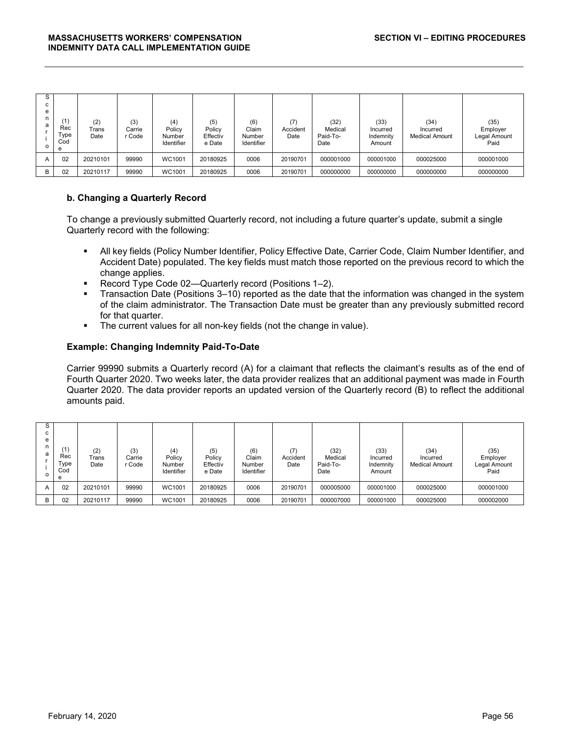| Scenario | (1) Rec Type Code | (2) Trans Date | (3) Carrier Code | (4) Policy Number Identifier | (5) Policy Effective Date | (6) Claim Number Identifier | (7) Accident Date | (32) Medical Paid-To-Date | (33) Incurred Indemnity Amount | (34) Incurred Medical Amount | (35) Employer Legal Amount Paid |
|---|---|---|---|---|---|---|---|---|---|---|---|
| A | 02 | 20210101 | 99990 | WC1001 | 20180925 | 0006 | 20190701 | 000001000 | 000001000 | 000025000 | 000001000 |
| B | 02 | 20210117 | 99990 | WC1001 | 20180925 | 0006 | 20190701 | 000000000 | 000000000 | 000000000 | 000000000 |

### b. Changing a Quarterly Record

To change a previously submitted Quarterly record, not including a future quarter's update, submit a single Quarterly record with the following:

- All key fields (Policy Number Identifier, Policy Effective Date, Carrier Code, Claim Number Identifier, and Accident Date) populated. The key fields must match those reported on the previous record to which the change applies.
- Record Type Code 02—Quarterly record (Positions 1–2).
- Transaction Date (Positions 3–10) reported as the date that the information was changed in the system of the claim administrator. The Transaction Date must be greater than any previously submitted record for that quarter.
- The current values for all non-key fields (not the change in value).

### Example: Changing Indemnity Paid-To-Date

Carrier 99990 submits a Quarterly record (A) for a claimant that reflects the claimant's results as of the end of Fourth Quarter 2020. Two weeks later, the data provider realizes that an additional payment was made in Fourth Quarter 2020. The data provider reports an updated version of the Quarterly record (B) to reflect the additional amounts paid.

| Scenario | (1) Rec Type Code | (2) Trans Date | (3) Carrier Code | (4) Policy Number Identifier | (5) Policy Effective Date | (6) Claim Number Identifier | (7) Accident Date | (32) Medical Paid-To-Date | (33) Incurred Indemnity Amount | (34) Incurred Medical Amount | (35) Employer Legal Amount Paid |
|---|---|---|---|---|---|---|---|---|---|---|---|
| A | 02 | 20210101 | 99990 | WC1001 | 20180925 | 0006 | 20190701 | 000005000 | 000001000 | 000025000 | 000001000 |
| B | 02 | 20210117 | 99990 | WC1001 | 20180925 | 0006 | 20190701 | 000007000 | 000001000 | 000025000 | 000002000 |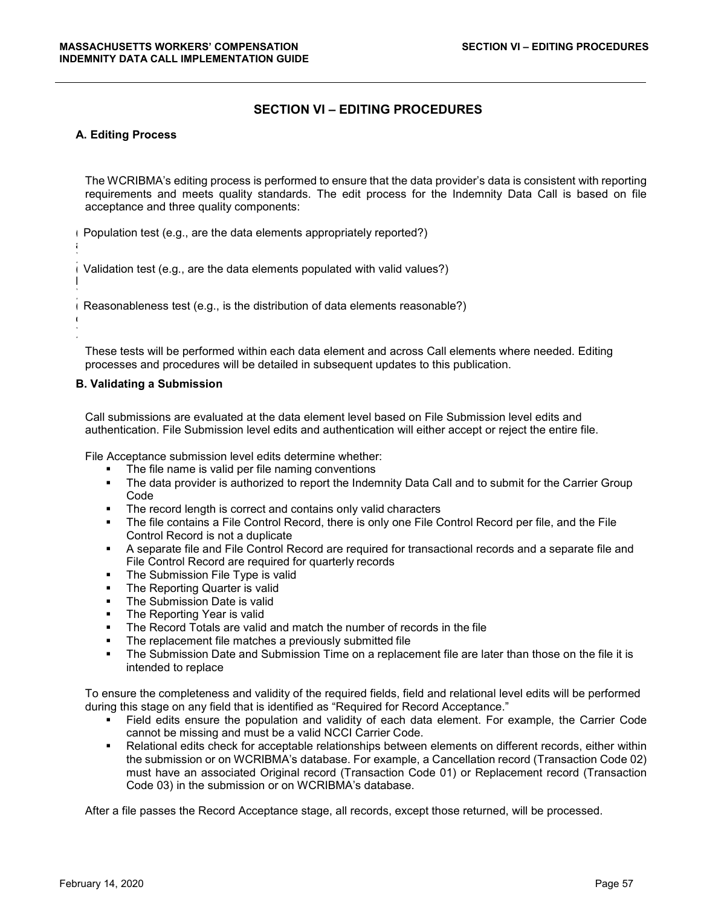# SECTION VI – EDITING PROCEDURES

## A. Editing Process

The WCRIBMA's editing process is performed to ensure that the data provider's data is consistent with reporting requirements and meets quality standards. The edit process for the Indemnity Data Call is based on file acceptance and three quality components:

- Population test (e.g., are the data elements appropriately reported?)
- Validation test (e.g., are the data elements populated with valid values?)
- Reasonableness test (e.g., is the distribution of data elements reasonable?)

These tests will be performed within each data element and across Call elements where needed. Editing processes and procedures will be detailed in subsequent updates to this publication.

## B. Validating a Submission

Call submissions are evaluated at the data element level based on File Submission level edits and authentication. File Submission level edits and authentication will either accept or reject the entire file.

File Acceptance submission level edits determine whether:

- The file name is valid per file naming conventions
- The data provider is authorized to report the Indemnity Data Call and to submit for the Carrier Group Code
- The record length is correct and contains only valid characters
- The file contains a File Control Record, there is only one File Control Record per file, and the File Control Record is not a duplicate
- A separate file and File Control Record are required for transactional records and a separate file and File Control Record are required for quarterly records
- The Submission File Type is valid
- The Reporting Quarter is valid
- The Submission Date is valid
- The Reporting Year is valid
- The Record Totals are valid and match the number of records in the file
- The replacement file matches a previously submitted file
- The Submission Date and Submission Time on a replacement file are later than those on the file it is intended to replace

To ensure the completeness and validity of the required fields, field and relational level edits will be performed during this stage on any field that is identified as "Required for Record Acceptance."

- Field edits ensure the population and validity of each data element. For example, the Carrier Code cannot be missing and must be a valid NCCI Carrier Code.
- Relational edits check for acceptable relationships between elements on different records, either within the submission or on WCRIBMA's database. For example, a Cancellation record (Transaction Code 02) must have an associated Original record (Transaction Code 01) or Replacement record (Transaction Code 03) in the submission or on WCRIBMA's database.

After a file passes the Record Acceptance stage, all records, except those returned, will be processed.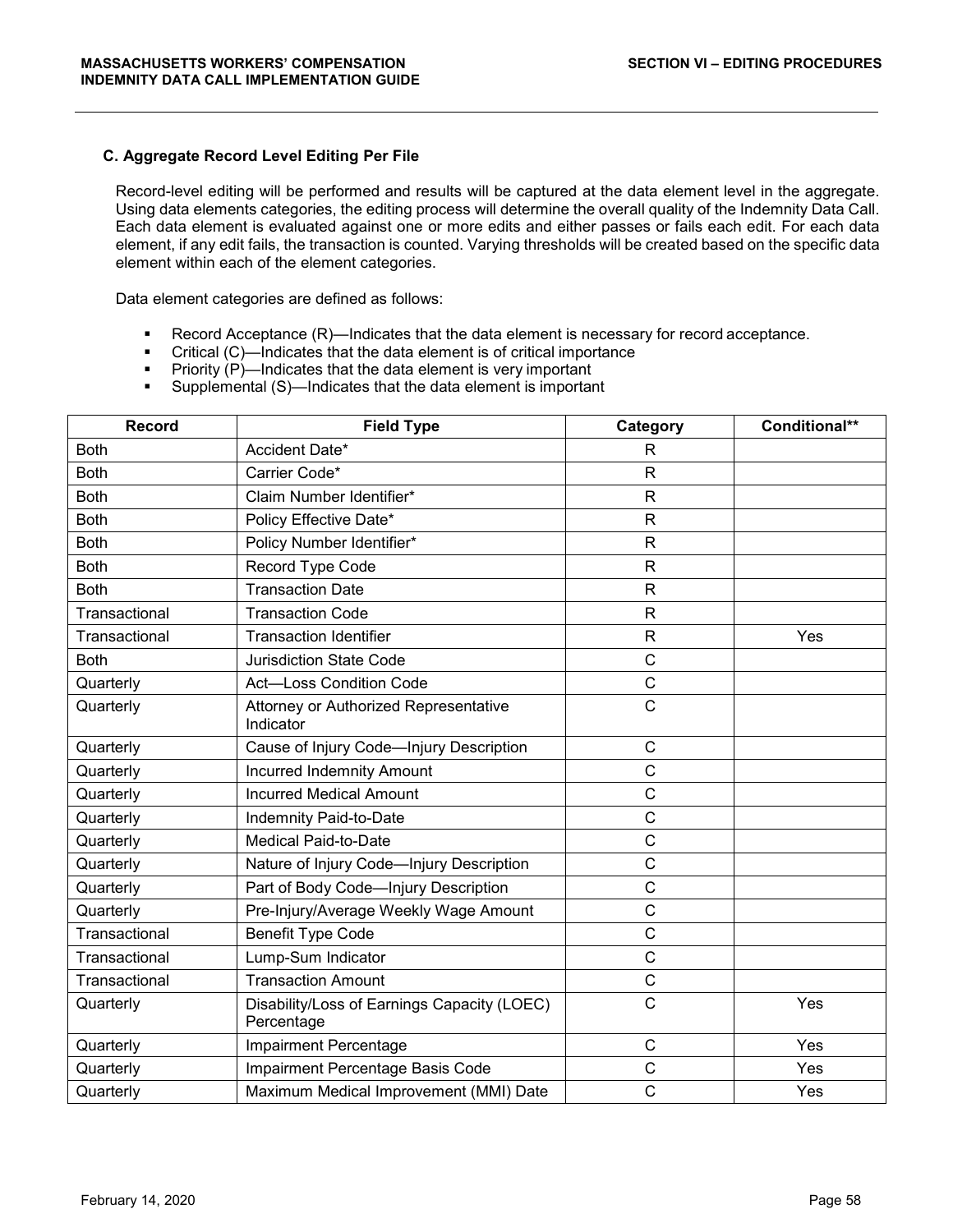### C. Aggregate Record Level Editing Per File

Record-level editing will be performed and results will be captured at the data element level in the aggregate. Using data elements categories, the editing process will determine the overall quality of the Indemnity Data Call. Each data element is evaluated against one or more edits and either passes or fails each edit. For each data element, if any edit fails, the transaction is counted. Varying thresholds will be created based on the specific data element within each of the element categories.

Data element categories are defined as follows:

- Record Acceptance (R)—Indicates that the data element is necessary for record acceptance.
- Critical (C)—Indicates that the data element is of critical importance
- Priority (P)—Indicates that the data element is very important
- Supplemental (S)—Indicates that the data element is important

| Record | Field Type | Category | Conditional** |
|---|---|---|---|
| Both | Accident Date* | R | |
| Both | Carrier Code* | R | |
| Both | Claim Number Identifier* | R | |
| Both | Policy Effective Date* | R | |
| Both | Policy Number Identifier* | R | |
| Both | Record Type Code | R | |
| Both | Transaction Date | R | |
| Transactional | Transaction Code | R | |
| Transactional | Transaction Identifier | R | Yes |
| Both | Jurisdiction State Code | C | |
| Quarterly | Act—Loss Condition Code | C | |
| Quarterly | Attorney or Authorized Representative Indicator | C | |
| Quarterly | Cause of Injury Code—Injury Description | C | |
| Quarterly | Incurred Indemnity Amount | C | |
| Quarterly | Incurred Medical Amount | C | |
| Quarterly | Indemnity Paid-to-Date | C | |
| Quarterly | Medical Paid-to-Date | C | |
| Quarterly | Nature of Injury Code—Injury Description | C | |
| Quarterly | Part of Body Code—Injury Description | C | |
| Quarterly | Pre-Injury/Average Weekly Wage Amount | C | |
| Transactional | Benefit Type Code | C | |
| Transactional | Lump-Sum Indicator | C | |
| Transactional | Transaction Amount | C | |
| Quarterly | Disability/Loss of Earnings Capacity (LOEC) Percentage | C | Yes |
| Quarterly | Impairment Percentage | C | Yes |
| Quarterly | Impairment Percentage Basis Code | C | Yes |
| Quarterly | Maximum Medical Improvement (MMI) Date | C | Yes |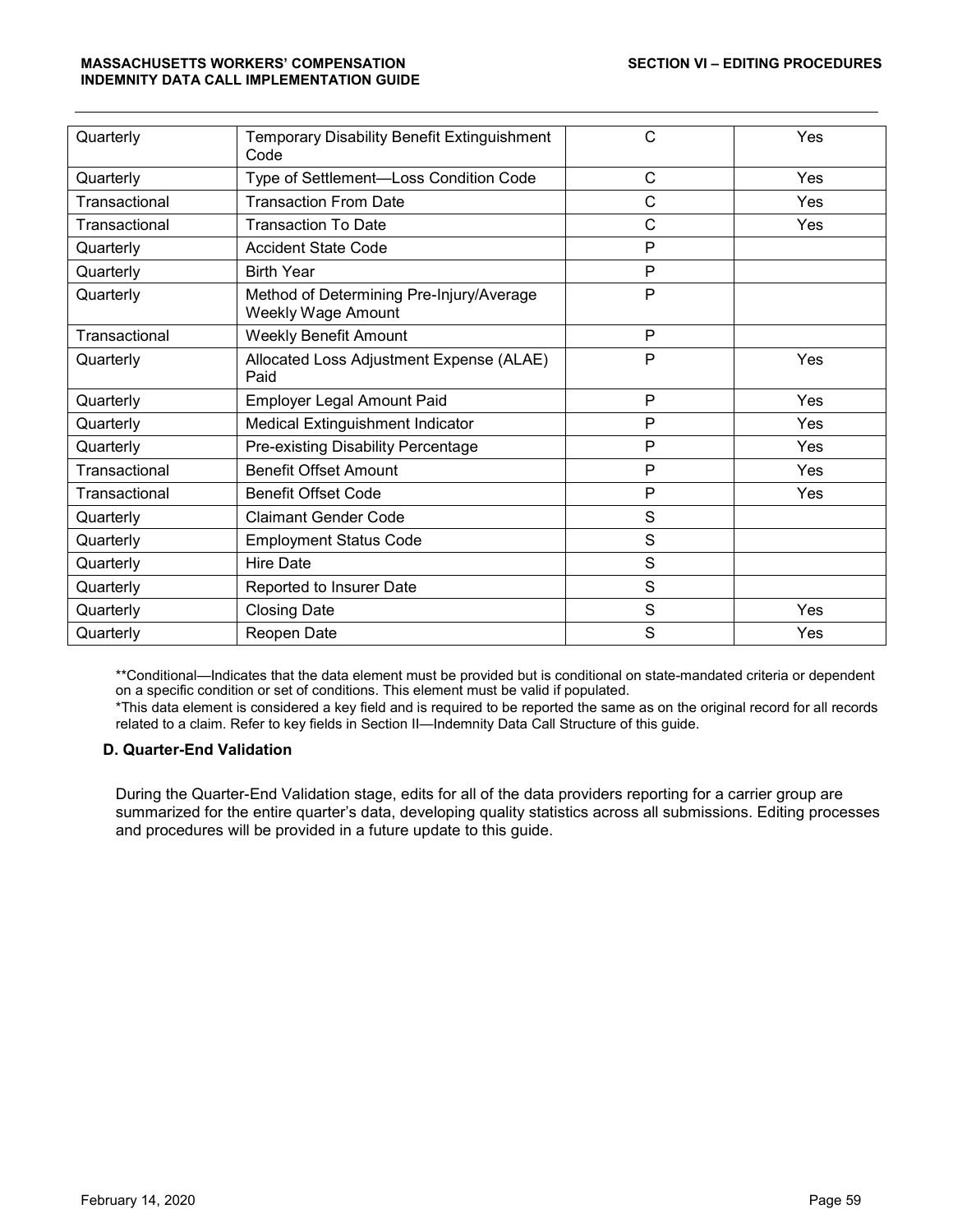| | | | |
|---|---|---|---|
| Quarterly | Temporary Disability Benefit Extinguishment Code | C | Yes |
| Quarterly | Type of Settlement—Loss Condition Code | C | Yes |
| Transactional | Transaction From Date | C | Yes |
| Transactional | Transaction To Date | C | Yes |
| Quarterly | Accident State Code | P | |
| Quarterly | Birth Year | P | |
| Quarterly | Method of Determining Pre-Injury/Average Weekly Wage Amount | P | |
| Transactional | Weekly Benefit Amount | P | |
| Quarterly | Allocated Loss Adjustment Expense (ALAE) Paid | P | Yes |
| Quarterly | Employer Legal Amount Paid | P | Yes |
| Quarterly | Medical Extinguishment Indicator | P | Yes |
| Quarterly | Pre-existing Disability Percentage | P | Yes |
| Transactional | Benefit Offset Amount | P | Yes |
| Transactional | Benefit Offset Code | P | Yes |
| Quarterly | Claimant Gender Code | S | |
| Quarterly | Employment Status Code | S | |
| Quarterly | Hire Date | S | |
| Quarterly | Reported to Insurer Date | S | |
| Quarterly | Closing Date | S | Yes |
| Quarterly | Reopen Date | S | Yes |

**Conditional—Indicates that the data element must be provided but is conditional on state-mandated criteria or dependent on a specific condition or set of conditions. This element must be valid if populated.

*This data element is considered a key field and is required to be reported the same as on the original record for all records related to a claim. Refer to key fields in Section II—Indemnity Data Call Structure of this guide.

### D. Quarter-End Validation

During the Quarter-End Validation stage, edits for all of the data providers reporting for a carrier group are summarized for the entire quarter's data, developing quality statistics across all submissions. Editing processes and procedures will be provided in a future update to this guide.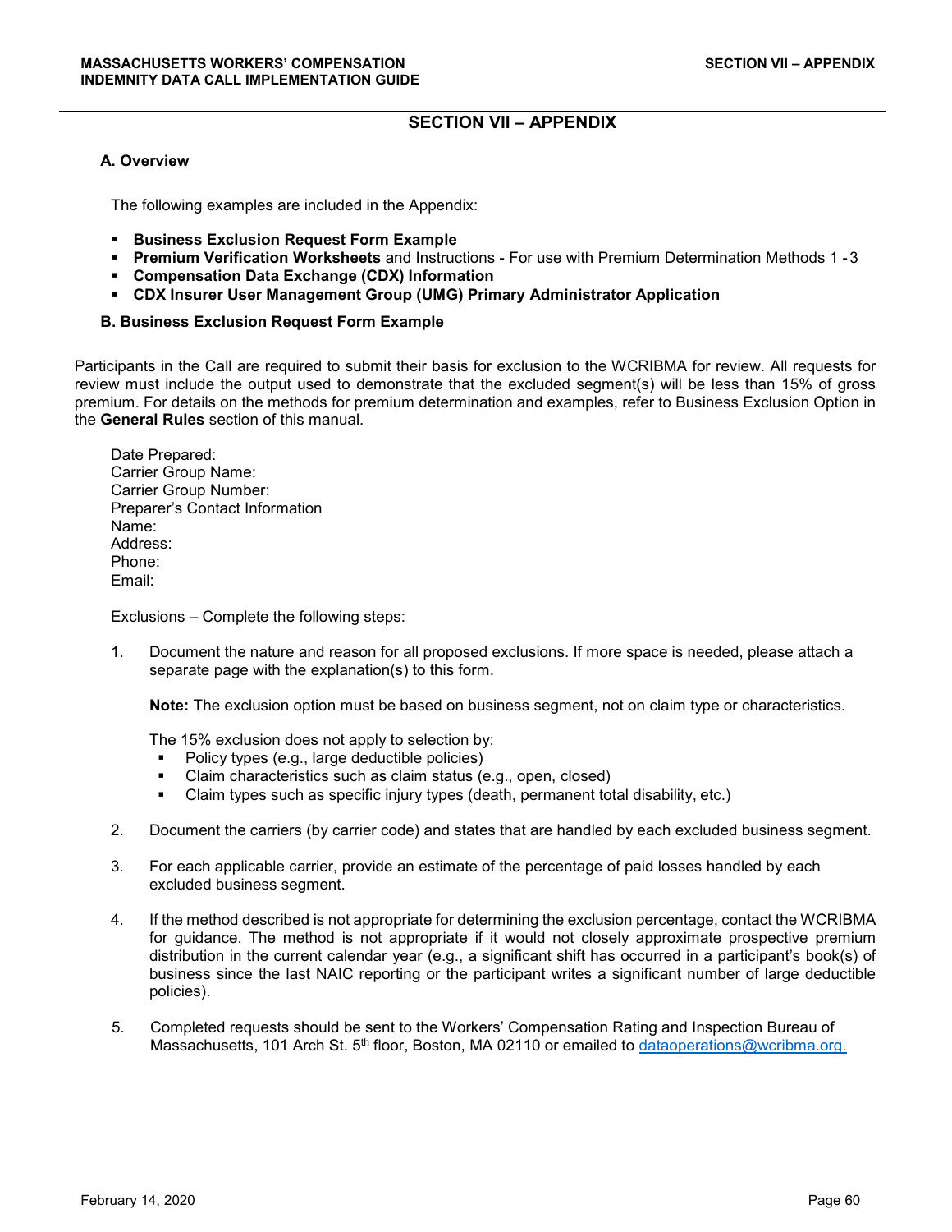# SECTION VII – APPENDIX

## A. Overview

The following examples are included in the Appendix:

- **Business Exclusion Request Form Example**
- **Premium Verification Worksheets** and Instructions - For use with Premium Determination Methods 1 - 3
- **Compensation Data Exchange (CDX) Information**
- **CDX Insurer User Management Group (UMG) Primary Administrator Application**

## B. Business Exclusion Request Form Example

Participants in the Call are required to submit their basis for exclusion to the WCRIBMA for review. All requests for review must include the output used to demonstrate that the excluded segment(s) will be less than 15% of gross premium. For details on the methods for premium determination and examples, refer to Business Exclusion Option in the **General Rules** section of this manual.

Date Prepared:
Carrier Group Name:
Carrier Group Number:
Preparer's Contact Information
Name:
Address:
Phone:
Email:

Exclusions – Complete the following steps:

1. Document the nature and reason for all proposed exclusions. If more space is needed, please attach a separate page with the explanation(s) to this form.

   **Note:** The exclusion option must be based on business segment, not on claim type or characteristics.

   The 15% exclusion does not apply to selection by:
   - Policy types (e.g., large deductible policies)
   - Claim characteristics such as claim status (e.g., open, closed)
   - Claim types such as specific injury types (death, permanent total disability, etc.)

2. Document the carriers (by carrier code) and states that are handled by each excluded business segment.

3. For each applicable carrier, provide an estimate of the percentage of paid losses handled by each excluded business segment.

4. If the method described is not appropriate for determining the exclusion percentage, contact the WCRIBMA for guidance. The method is not appropriate if it would not closely approximate prospective premium distribution in the current calendar year (e.g., a significant shift has occurred in a participant's book(s) of business since the last NAIC reporting or the participant writes a significant number of large deductible policies).

5. Completed requests should be sent to the Workers' Compensation Rating and Inspection Bureau of Massachusetts, 101 Arch St. 5th floor, Boston, MA 02110 or emailed to dataoperations@wcribma.org.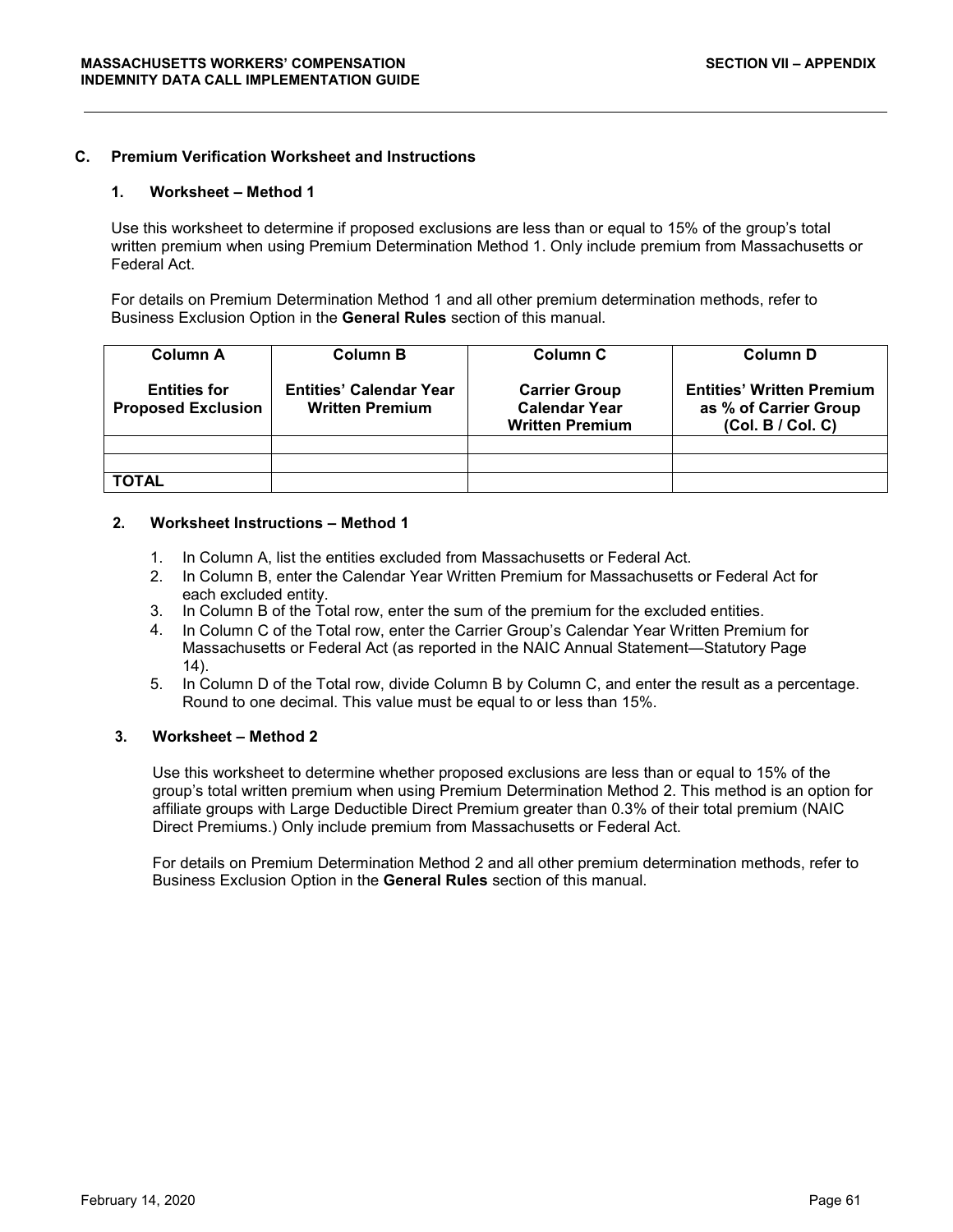## C. Premium Verification Worksheet and Instructions

### 1. Worksheet – Method 1

Use this worksheet to determine if proposed exclusions are less than or equal to 15% of the group's total written premium when using Premium Determination Method 1. Only include premium from Massachusetts or Federal Act.

For details on Premium Determination Method 1 and all other premium determination methods, refer to Business Exclusion Option in the **General Rules** section of this manual.

| Column A<br><br>Entities for Proposed Exclusion | Column B<br><br>Entities' Calendar Year Written Premium | Column C<br><br>Carrier Group Calendar Year Written Premium | Column D<br><br>Entities' Written Premium as % of Carrier Group (Col. B / Col. C) |
|---|---|---|---|
| | | | |
| | | | |
| **TOTAL** | | | |

### 2. Worksheet Instructions – Method 1

1. In Column A, list the entities excluded from Massachusetts or Federal Act.
2. In Column B, enter the Calendar Year Written Premium for Massachusetts or Federal Act for each excluded entity.
3. In Column B of the Total row, enter the sum of the premium for the excluded entities.
4. In Column C of the Total row, enter the Carrier Group's Calendar Year Written Premium for Massachusetts or Federal Act (as reported in the NAIC Annual Statement—Statutory Page 14).
5. In Column D of the Total row, divide Column B by Column C, and enter the result as a percentage. Round to one decimal. This value must be equal to or less than 15%.

### 3. Worksheet – Method 2

Use this worksheet to determine whether proposed exclusions are less than or equal to 15% of the group's total written premium when using Premium Determination Method 2. This method is an option for affiliate groups with Large Deductible Direct Premium greater than 0.3% of their total premium (NAIC Direct Premiums.) Only include premium from Massachusetts or Federal Act.

For details on Premium Determination Method 2 and all other premium determination methods, refer to Business Exclusion Option in the **General Rules** section of this manual.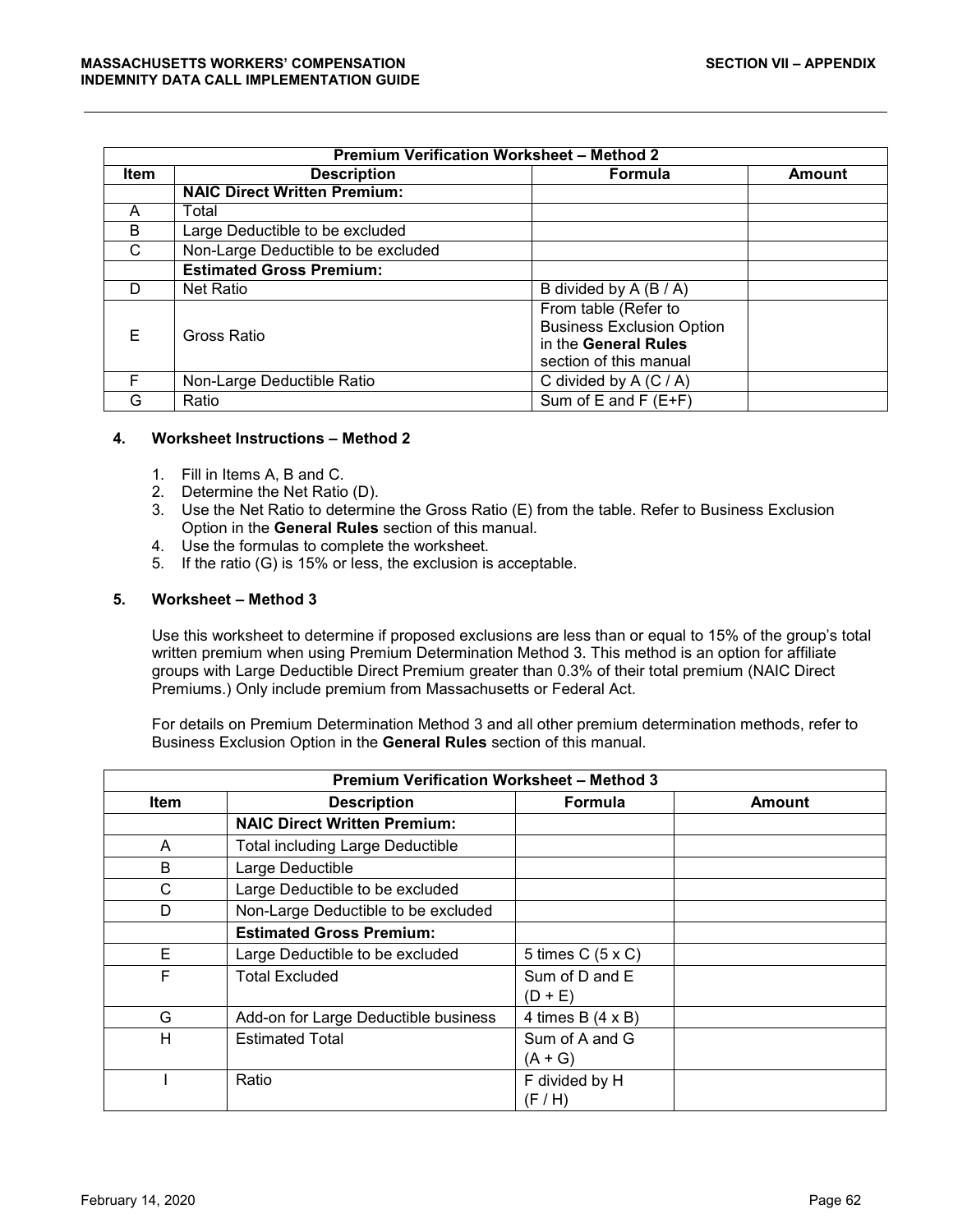| Premium Verification Worksheet – Method 2 | | | |
|---|---|---|---|
| **Item** | **Description** | **Formula** | **Amount** |
| | **NAIC Direct Written Premium:** | | |
| A | Total | | |
| B | Large Deductible to be excluded | | |
| C | Non-Large Deductible to be excluded | | |
| | **Estimated Gross Premium:** | | |
| D | Net Ratio | B divided by A (B / A) | |
| E | Gross Ratio | From table (Refer to Business Exclusion Option in the **General Rules** section of this manual | |
| F | Non-Large Deductible Ratio | C divided by A (C / A) | |
| G | Ratio | Sum of E and F (E+F) | |

### 4. Worksheet Instructions – Method 2

1. Fill in Items A, B and C.
2. Determine the Net Ratio (D).
3. Use the Net Ratio to determine the Gross Ratio (E) from the table. Refer to Business Exclusion Option in the **General Rules** section of this manual.
4. Use the formulas to complete the worksheet.
5. If the ratio (G) is 15% or less, the exclusion is acceptable.

### 5. Worksheet – Method 3

Use this worksheet to determine if proposed exclusions are less than or equal to 15% of the group's total written premium when using Premium Determination Method 3. This method is an option for affiliate groups with Large Deductible Direct Premium greater than 0.3% of their total premium (NAIC Direct Premiums.) Only include premium from Massachusetts or Federal Act.

For details on Premium Determination Method 3 and all other premium determination methods, refer to Business Exclusion Option in the **General Rules** section of this manual.

| Premium Verification Worksheet – Method 3 | | | |
|---|---|---|---|
| **Item** | **Description** | **Formula** | **Amount** |
| | **NAIC Direct Written Premium:** | | |
| A | Total including Large Deductible | | |
| B | Large Deductible | | |
| C | Large Deductible to be excluded | | |
| D | Non-Large Deductible to be excluded | | |
| | **Estimated Gross Premium:** | | |
| E | Large Deductible to be excluded | 5 times C (5 x C) | |
| F | Total Excluded | Sum of D and E (D + E) | |
| G | Add-on for Large Deductible business | 4 times B (4 x B) | |
| H | Estimated Total | Sum of A and G (A + G) | |
| I | Ratio | F divided by H (F / H) | |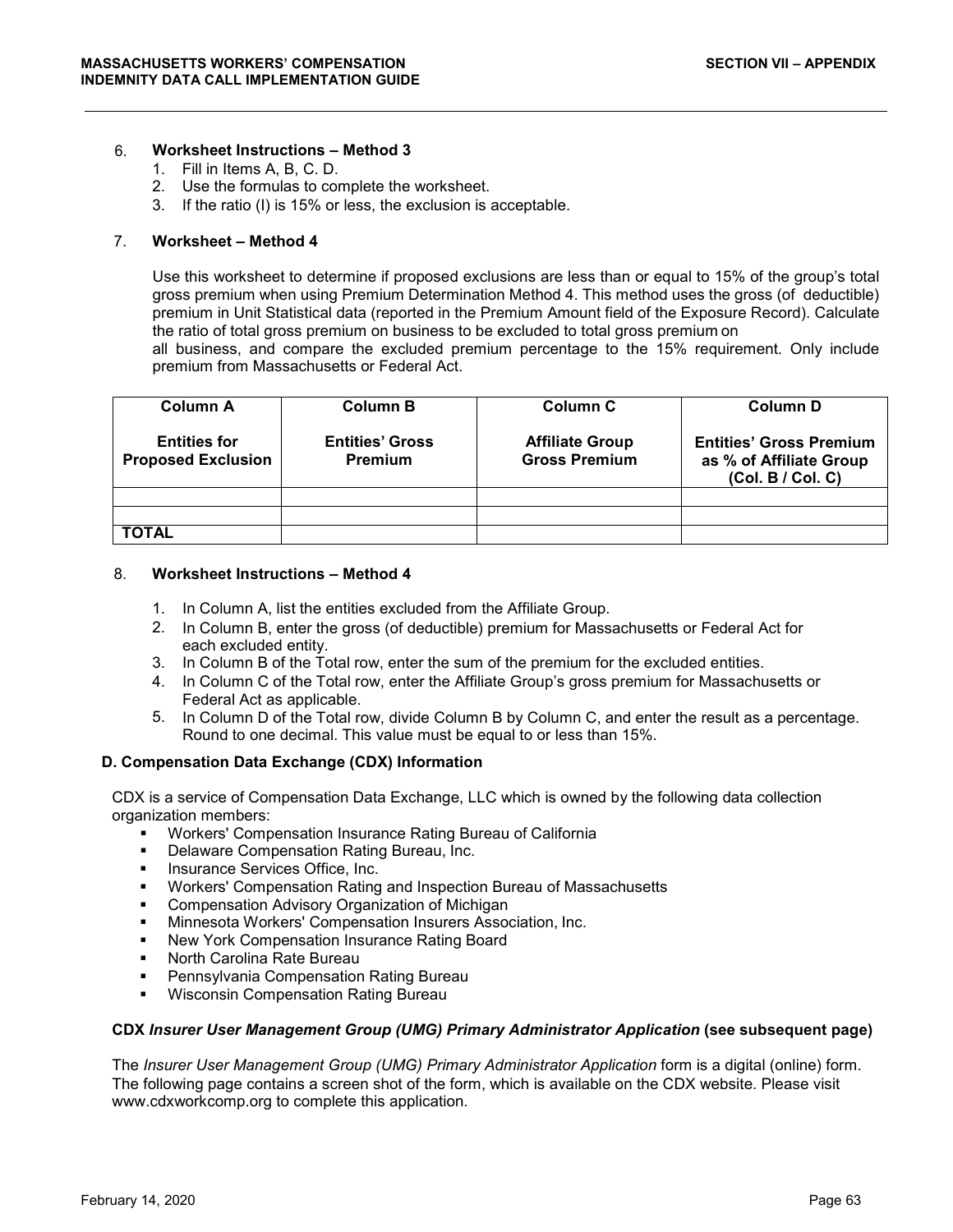6. **Worksheet Instructions – Method 3**
   1. Fill in Items A, B, C. D.
   2. Use the formulas to complete the worksheet.
   3. If the ratio (I) is 15% or less, the exclusion is acceptable.

7. **Worksheet – Method 4**

   Use this worksheet to determine if proposed exclusions are less than or equal to 15% of the group's total gross premium when using Premium Determination Method 4. This method uses the gross (of deductible) premium in Unit Statistical data (reported in the Premium Amount field of the Exposure Record). Calculate the ratio of total gross premium on business to be excluded to total gross premium on all business, and compare the excluded premium percentage to the 15% requirement. Only include premium from Massachusetts or Federal Act.

| Column A<br><br>Entities for Proposed Exclusion | Column B<br><br>Entities' Gross Premium | Column C<br><br>Affiliate Group Gross Premium | Column D<br><br>Entities' Gross Premium as % of Affiliate Group (Col. B / Col. C) |
|---|---|---|---|
| | | | |
| | | | |
| **TOTAL** | | | |

8. **Worksheet Instructions – Method 4**

   1. In Column A, list the entities excluded from the Affiliate Group.
   2. In Column B, enter the gross (of deductible) premium for Massachusetts or Federal Act for each excluded entity.
   3. In Column B of the Total row, enter the sum of the premium for the excluded entities.
   4. In Column C of the Total row, enter the Affiliate Group's gross premium for Massachusetts or Federal Act as applicable.
   5. In Column D of the Total row, divide Column B by Column C, and enter the result as a percentage. Round to one decimal. This value must be equal to or less than 15%.

**D. Compensation Data Exchange (CDX) Information**

CDX is a service of Compensation Data Exchange, LLC which is owned by the following data collection organization members:

- Workers' Compensation Insurance Rating Bureau of California
- Delaware Compensation Rating Bureau, Inc.
- Insurance Services Office, Inc.
- Workers' Compensation Rating and Inspection Bureau of Massachusetts
- Compensation Advisory Organization of Michigan
- Minnesota Workers' Compensation Insurers Association, Inc.
- New York Compensation Insurance Rating Board
- North Carolina Rate Bureau
- Pennsylvania Compensation Rating Bureau
- Wisconsin Compensation Rating Bureau

**CDX *Insurer User Management Group (UMG) Primary Administrator Application* (see subsequent page)**

The *Insurer User Management Group (UMG) Primary Administrator Application* form is a digital (online) form. The following page contains a screen shot of the form, which is available on the CDX website. Please visit www.cdxworkcomp.org to complete this application.